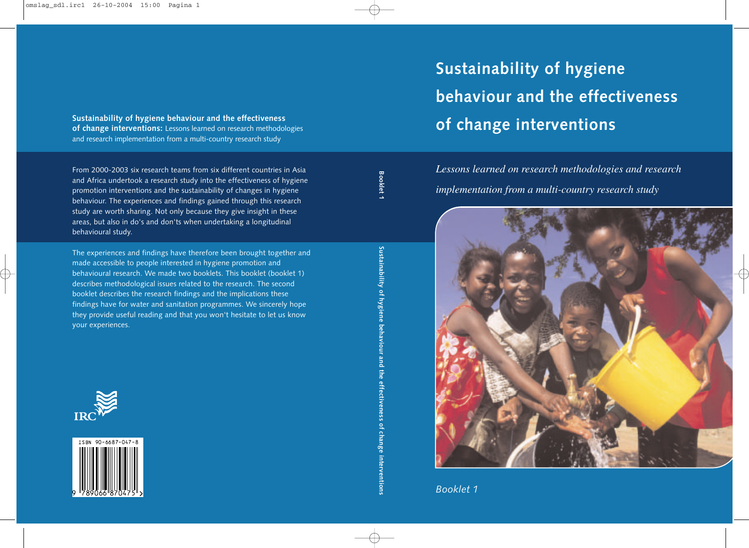# Sustainability of hygiene behaviour and the effectiveness of change interventions

*Lessons learned on research methodologies and research implementation from a multi-country research study*

*Booklet 1*

**Booklet 1**

**Sustainability of hygiene behaviour and the effectiveness of change interventions**

**Sustainability of hygiene behaviour and the effectiveness of change interventions:** Lessons learned on research methodologies and research implementation from a multi-country research study

From 2000-2003 six research teams from six different countries in Asia and Africa undertook a research study into the effectiveness of hygiene promotion interventions and the sustainability of changes in hygiene behaviour. The experiences and findings gained through this research study are worth sharing. Not only because they give insight in these areas, but also in do's and don'ts when undertaking a longitudinal behavioural study.

The experiences and findings have therefore been brought together and made accessible to people interested in hygiene promotion and behavioural research. We made two booklets. This booklet (booklet 1) describes methodological issues related to the research. The second booklet describes the research findings and the implications these findings have for water and sanitation programmes. We sincerely hope they provide useful reading and that you won't hesitate to let us know your experiences.

IRC

ISBN 90-6687-047-8

9 789066 870475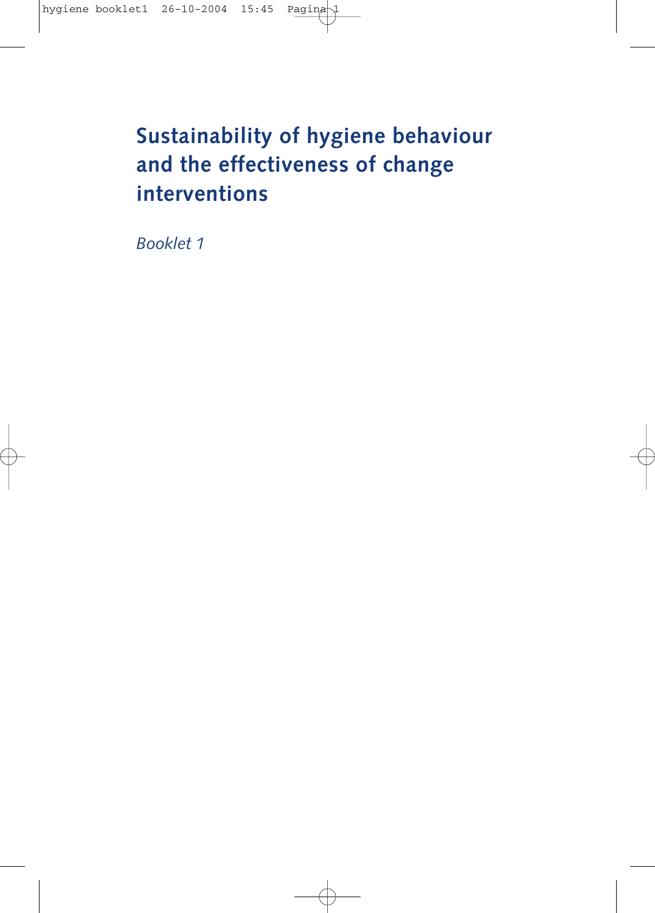# Sustainability of hygiene behaviour and the effectiveness of change interventions

*Booklet 1*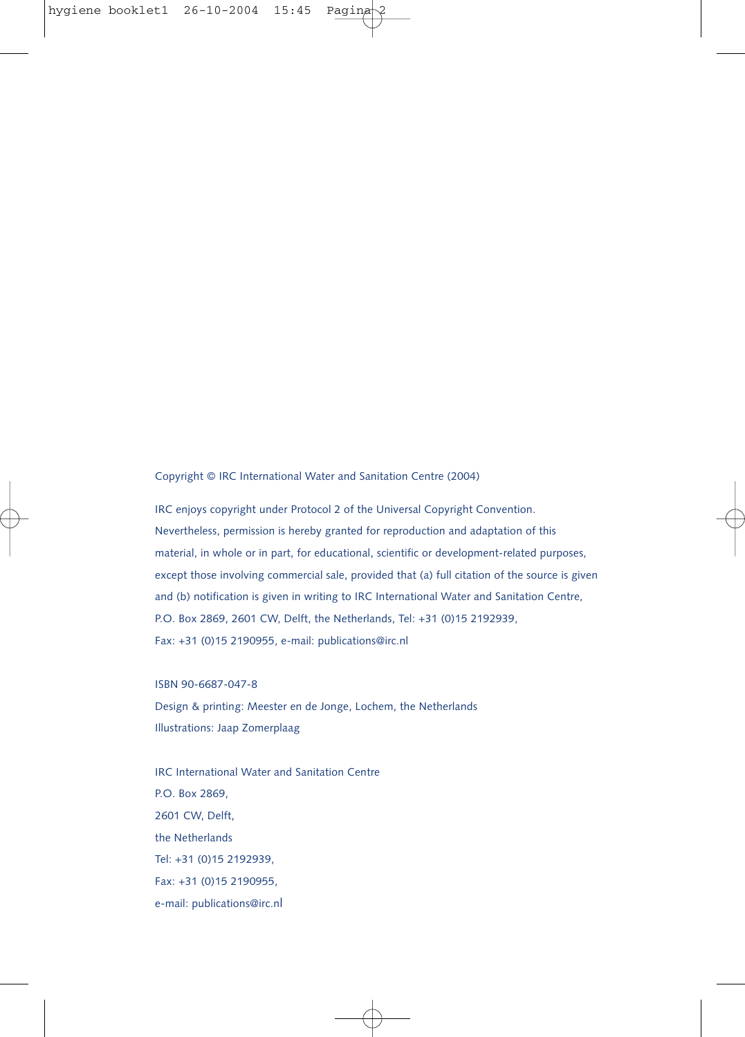Copyright © IRC International Water and Sanitation Centre (2004)

IRC enjoys copyright under Protocol 2 of the Universal Copyright Convention. Nevertheless, permission is hereby granted for reproduction and adaptation of this material, in whole or in part, for educational, scientific or development-related purposes, except those involving commercial sale, provided that (a) full citation of the source is given and (b) notification is given in writing to IRC International Water and Sanitation Centre, P.O. Box 2869, 2601 CW, Delft, the Netherlands, Tel: +31 (0)15 2192939, Fax: +31 (0)15 2190955, e-mail: publications@irc.nl

ISBN 90-6687-047-8
Design & printing: Meester en de Jonge, Lochem, the Netherlands
Illustrations: Jaap Zomerplaag

IRC International Water and Sanitation Centre
P.O. Box 2869,
2601 CW, Delft,
the Netherlands
Tel: +31 (0)15 2192939,
Fax: +31 (0)15 2190955,
e-mail: publications@irc.nl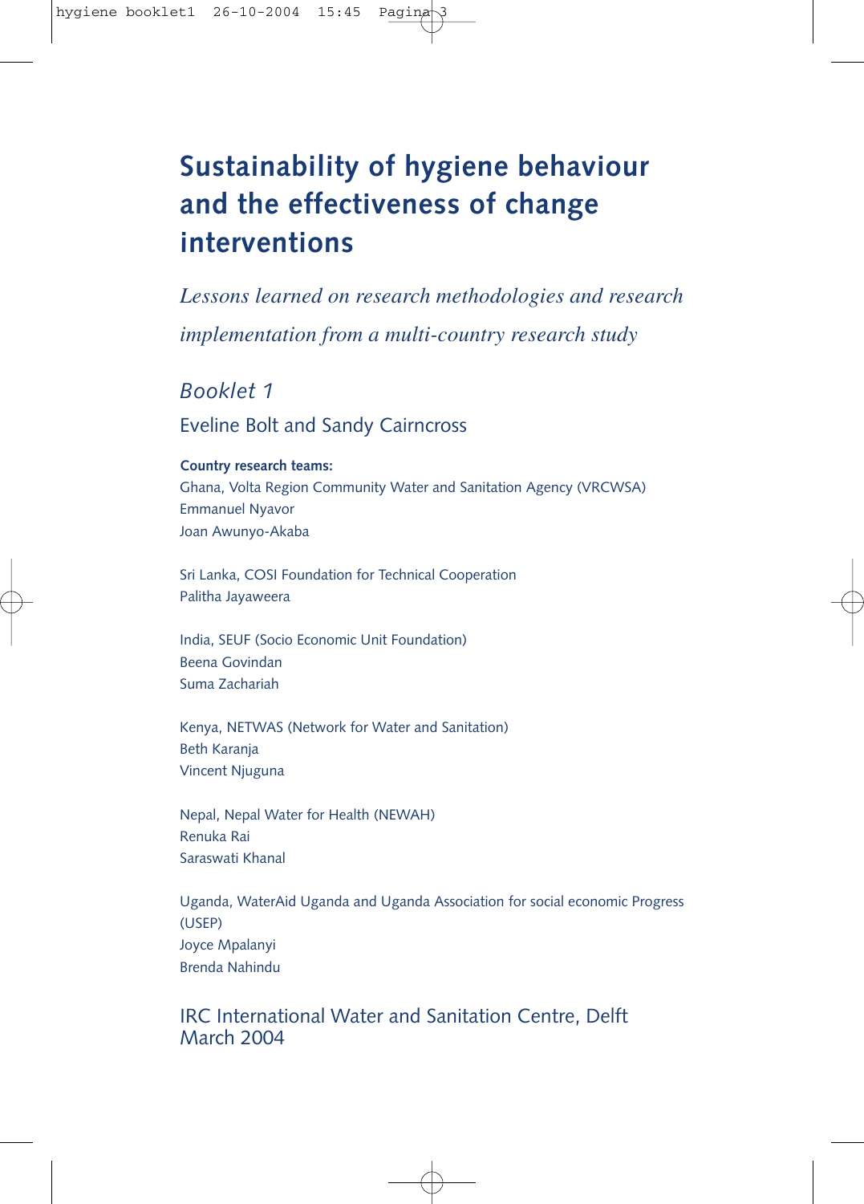# Sustainability of hygiene behaviour and the effectiveness of change interventions

*Lessons learned on research methodologies and research implementation from a multi-country research study*

*Booklet 1*

Eveline Bolt and Sandy Cairncross

**Country research teams:**

Ghana, Volta Region Community Water and Sanitation Agency (VRCWSA)
Emmanuel Nyavor
Joan Awunyo-Akaba

Sri Lanka, COSI Foundation for Technical Cooperation
Palitha Jayaweera

India, SEUF (Socio Economic Unit Foundation)
Beena Govindan
Suma Zachariah

Kenya, NETWAS (Network for Water and Sanitation)
Beth Karanja
Vincent Njuguna

Nepal, Nepal Water for Health (NEWAH)
Renuka Rai
Saraswati Khanal

Uganda, WaterAid Uganda and Uganda Association for social economic Progress (USEP)
Joyce Mpalanyi
Brenda Nahindu

IRC International Water and Sanitation Centre, Delft
March 2004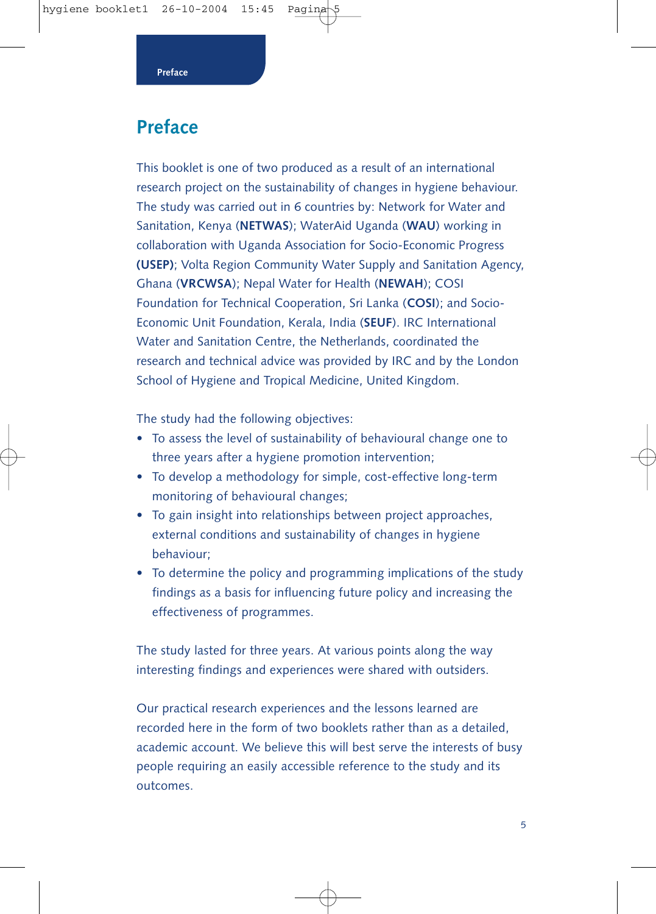# Preface

This booklet is one of two produced as a result of an international research project on the sustainability of changes in hygiene behaviour. The study was carried out in 6 countries by: Network for Water and Sanitation, Kenya (**NETWAS**); WaterAid Uganda (**WAU**) working in collaboration with Uganda Association for Socio-Economic Progress **(USEP)**; Volta Region Community Water Supply and Sanitation Agency, Ghana (**VRCWSA**); Nepal Water for Health (**NEWAH**); COSI Foundation for Technical Cooperation, Sri Lanka (**COSI**); and Socio-Economic Unit Foundation, Kerala, India (**SEUF**). IRC International Water and Sanitation Centre, the Netherlands, coordinated the research and technical advice was provided by IRC and by the London School of Hygiene and Tropical Medicine, United Kingdom.

The study had the following objectives:

- To assess the level of sustainability of behavioural change one to three years after a hygiene promotion intervention;
- To develop a methodology for simple, cost-effective long-term monitoring of behavioural changes;
- To gain insight into relationships between project approaches, external conditions and sustainability of changes in hygiene behaviour;
- To determine the policy and programming implications of the study findings as a basis for influencing future policy and increasing the effectiveness of programmes.

The study lasted for three years. At various points along the way interesting findings and experiences were shared with outsiders.

Our practical research experiences and the lessons learned are recorded here in the form of two booklets rather than as a detailed, academic account. We believe this will best serve the interests of busy people requiring an easily accessible reference to the study and its outcomes.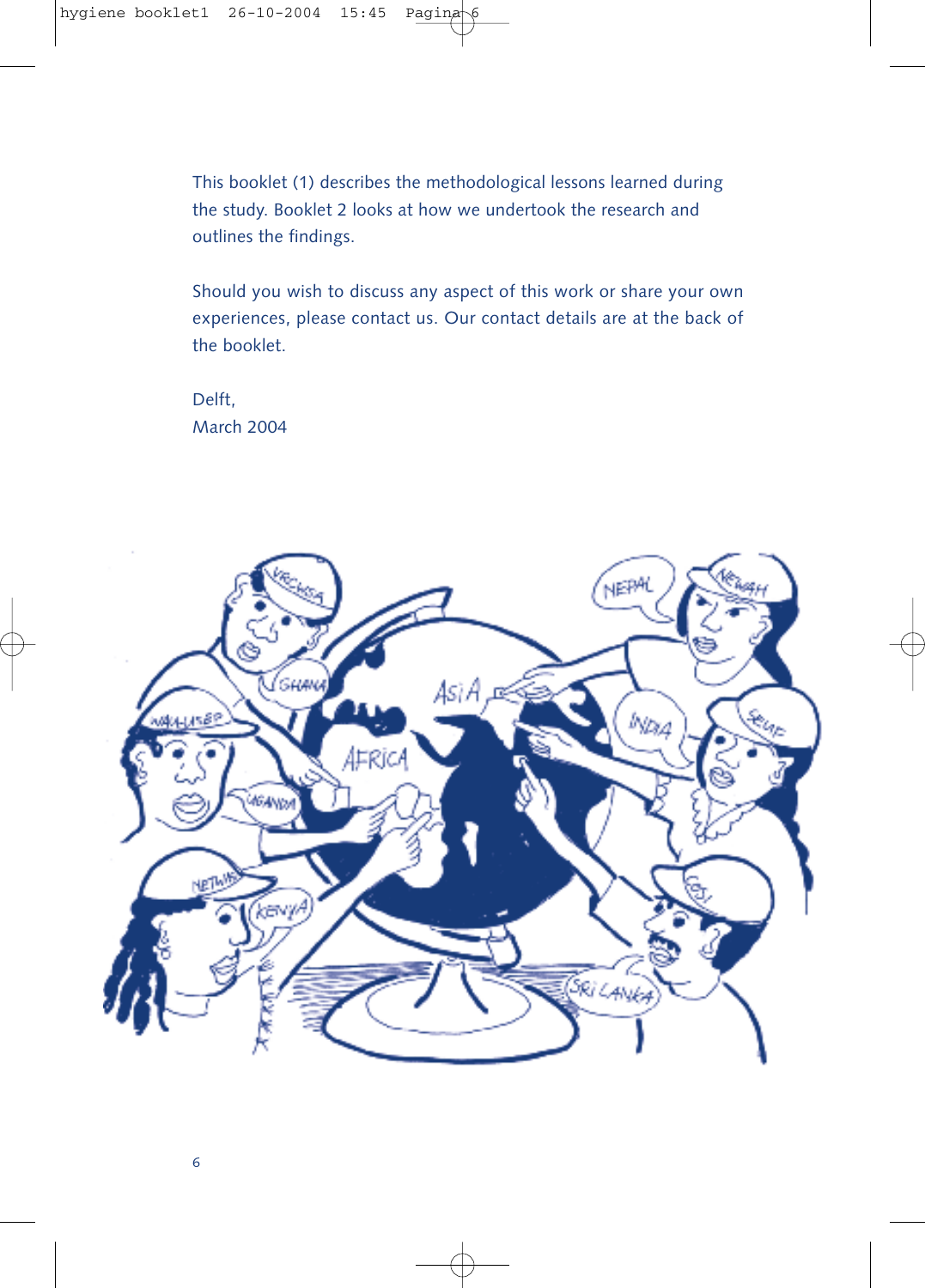This booklet (1) describes the methodological lessons learned during the study. Booklet 2 looks at how we undertook the research and outlines the findings.

Should you wish to discuss any aspect of this work or share your own experiences, please contact us. Our contact details are at the back of the booklet.

Delft,
March 2004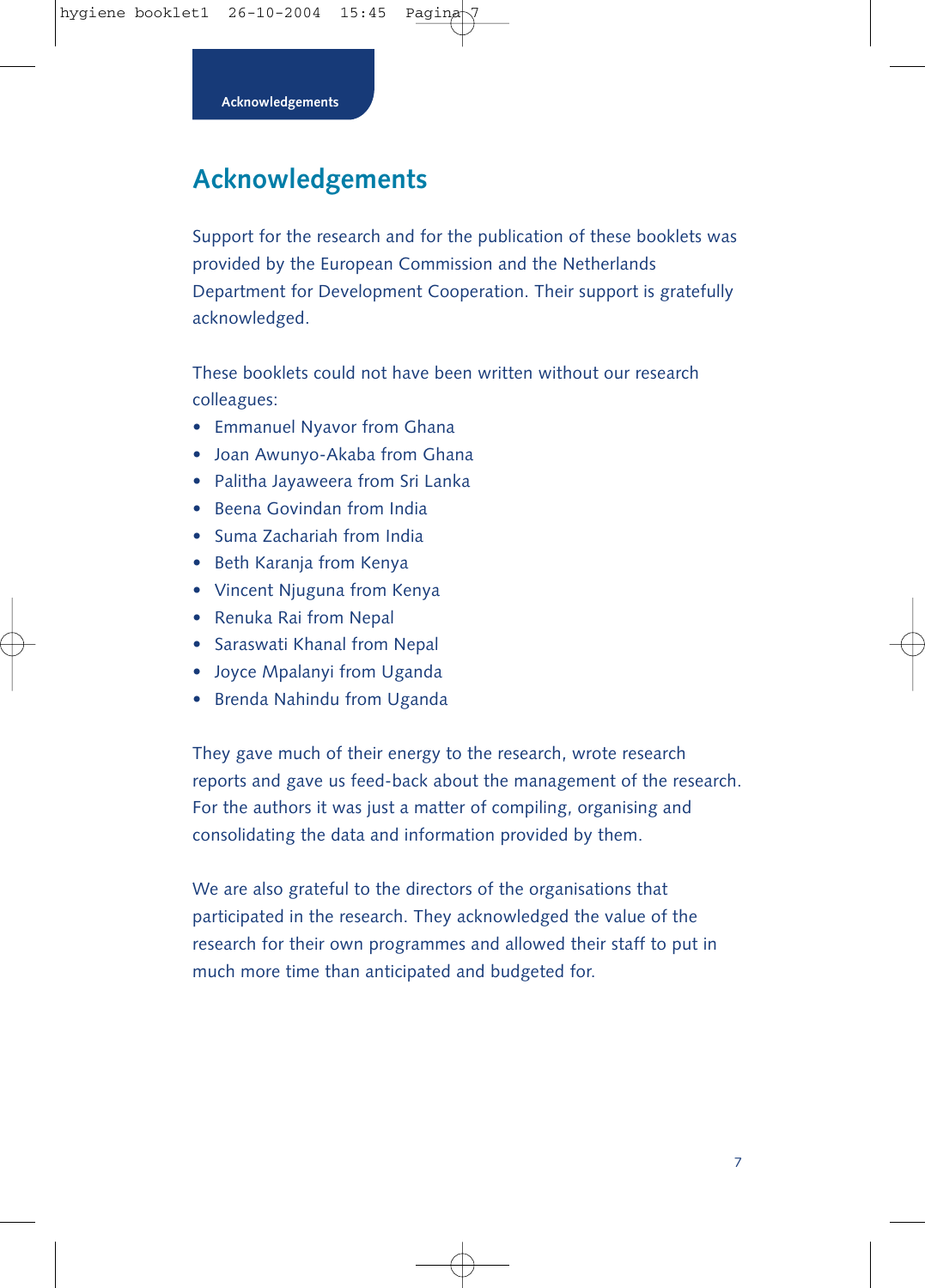# Acknowledgements

Support for the research and for the publication of these booklets was provided by the European Commission and the Netherlands Department for Development Cooperation. Their support is gratefully acknowledged.

These booklets could not have been written without our research colleagues:

- Emmanuel Nyavor from Ghana
- Joan Awunyo-Akaba from Ghana
- Palitha Jayaweera from Sri Lanka
- Beena Govindan from India
- Suma Zachariah from India
- Beth Karanja from Kenya
- Vincent Njuguna from Kenya
- Renuka Rai from Nepal
- Saraswati Khanal from Nepal
- Joyce Mpalanyi from Uganda
- Brenda Nahindu from Uganda

They gave much of their energy to the research, wrote research reports and gave us feed-back about the management of the research. For the authors it was just a matter of compiling, organising and consolidating the data and information provided by them.

We are also grateful to the directors of the organisations that participated in the research. They acknowledged the value of the research for their own programmes and allowed their staff to put in much more time than anticipated and budgeted for.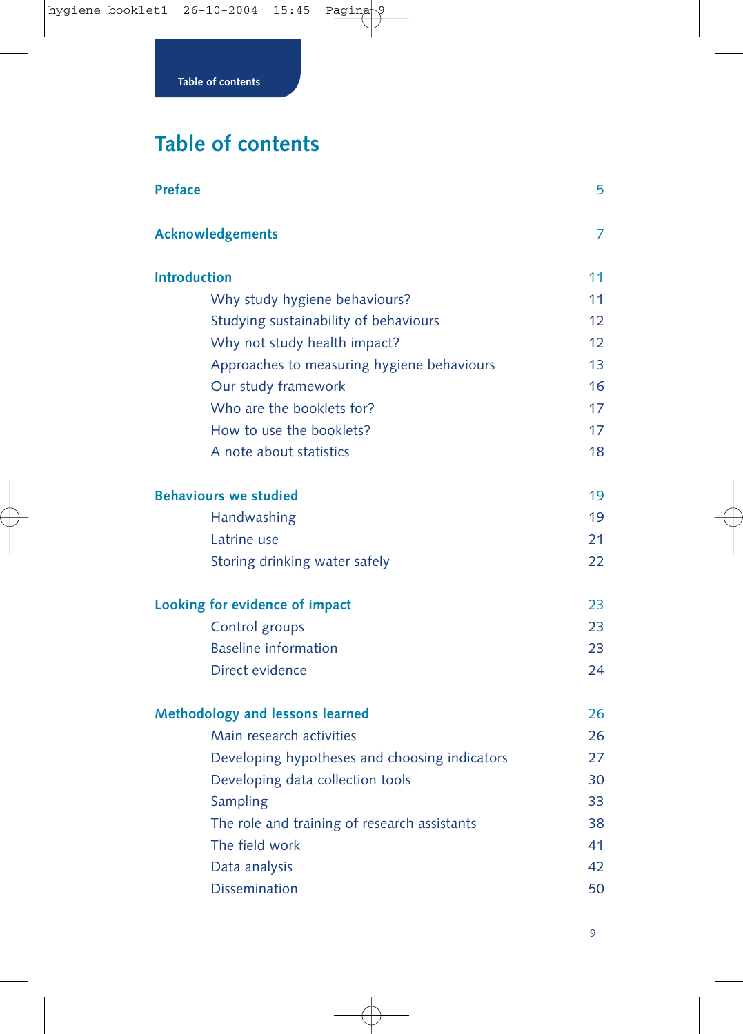# Table of contents

| | |
|---|---|
| **Preface** | 5 |
| **Acknowledgements** | 7 |
| **Introduction** | 11 |
| Why study hygiene behaviours? | 11 |
| Studying sustainability of behaviours | 12 |
| Why not study health impact? | 12 |
| Approaches to measuring hygiene behaviours | 13 |
| Our study framework | 16 |
| Who are the booklets for? | 17 |
| How to use the booklets? | 17 |
| A note about statistics | 18 |
| **Behaviours we studied** | 19 |
| Handwashing | 19 |
| Latrine use | 21 |
| Storing drinking water safely | 22 |
| **Looking for evidence of impact** | 23 |
| Control groups | 23 |
| Baseline information | 23 |
| Direct evidence | 24 |
| **Methodology and lessons learned** | 26 |
| Main research activities | 26 |
| Developing hypotheses and choosing indicators | 27 |
| Developing data collection tools | 30 |
| Sampling | 33 |
| The role and training of research assistants | 38 |
| The field work | 41 |
| Data analysis | 42 |
| Dissemination | 50 |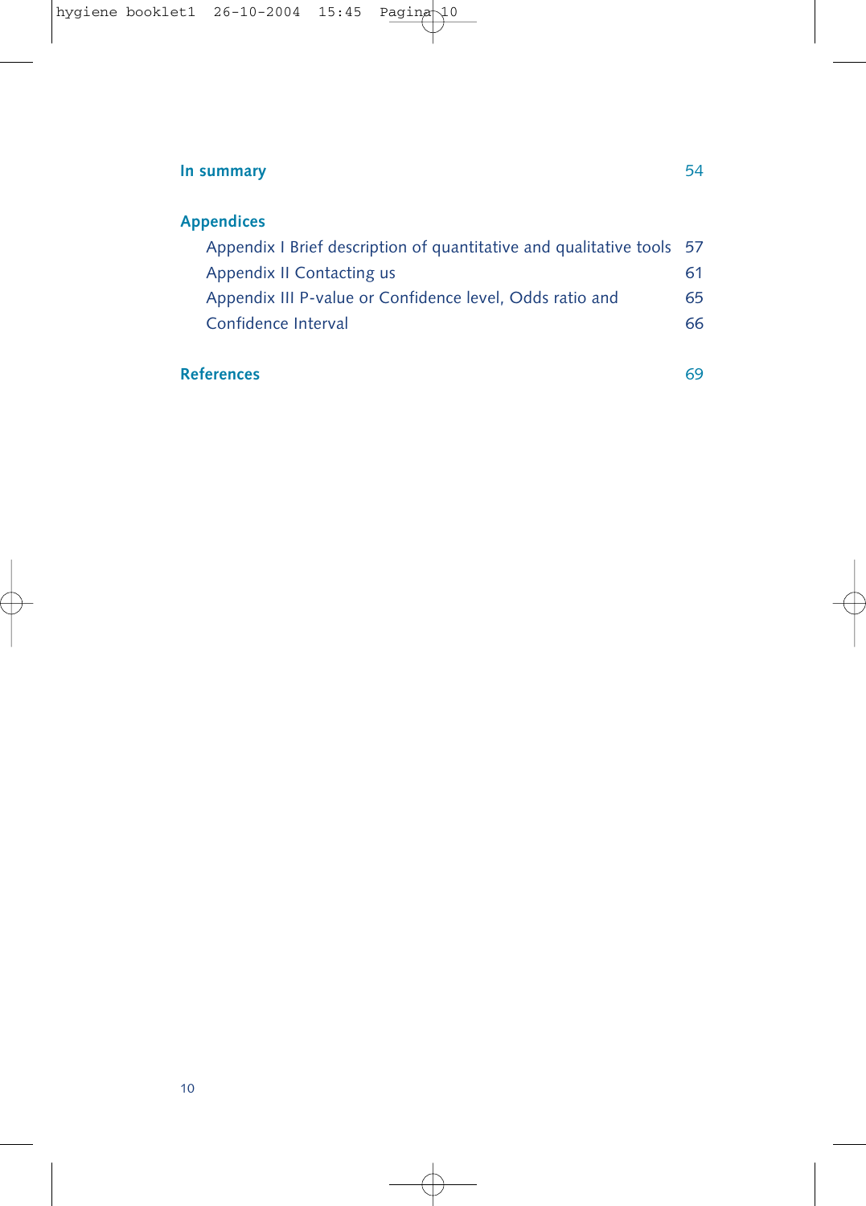**In summary** 54

**Appendices**

Appendix I Brief description of quantitative and qualitative tools 57

Appendix II Contacting us 61

Appendix III P-value or Confidence level, Odds ratio and 65

Confidence Interval 66

**References** 69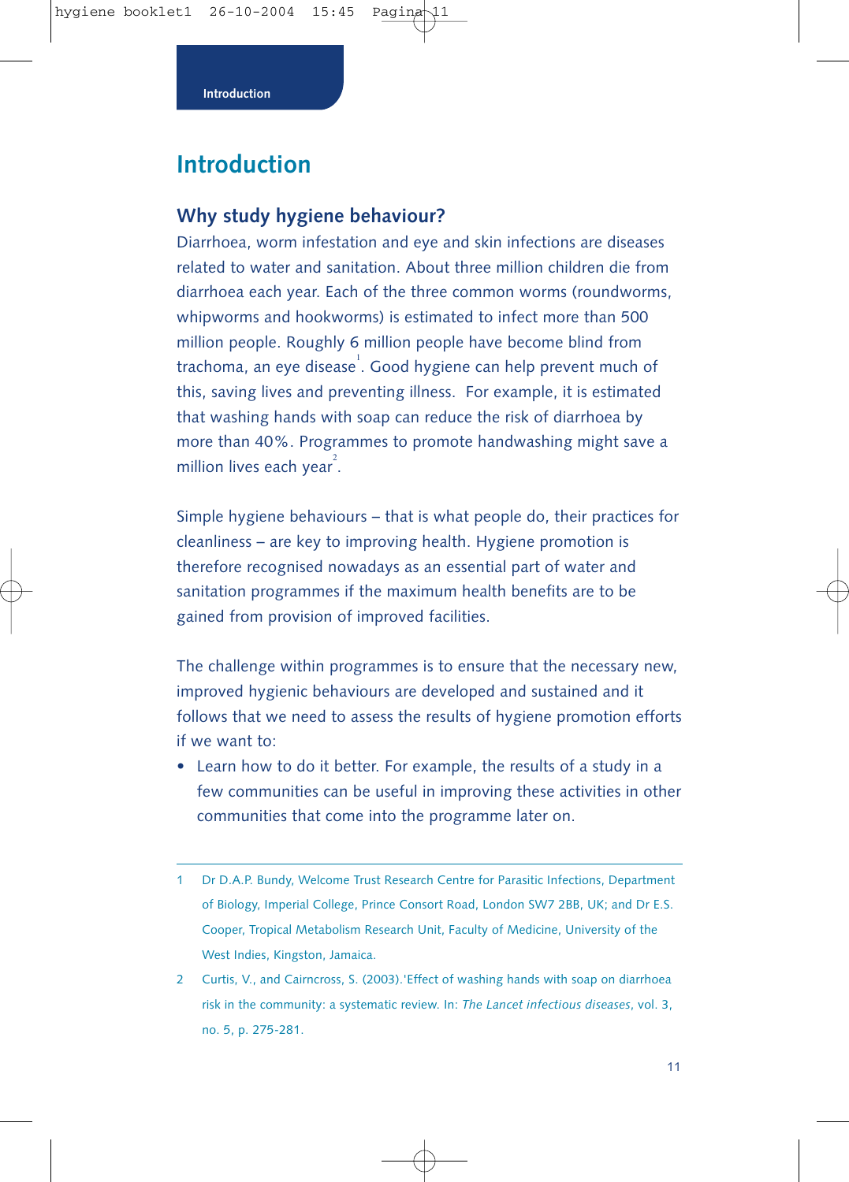# Introduction

## Why study hygiene behaviour?

Diarrhoea, worm infestation and eye and skin infections are diseases related to water and sanitation. About three million children die from diarrhoea each year. Each of the three common worms (roundworms, whipworms and hookworms) is estimated to infect more than 500 million people. Roughly 6 million people have become blind from trachoma, an eye disease[1]. Good hygiene can help prevent much of this, saving lives and preventing illness. For example, it is estimated that washing hands with soap can reduce the risk of diarrhoea by more than 40%. Programmes to promote handwashing might save a million lives each year[2].

Simple hygiene behaviours – that is what people do, their practices for cleanliness – are key to improving health. Hygiene promotion is therefore recognised nowadays as an essential part of water and sanitation programmes if the maximum health benefits are to be gained from provision of improved facilities.

The challenge within programmes is to ensure that the necessary new, improved hygienic behaviours are developed and sustained and it follows that we need to assess the results of hygiene promotion efforts if we want to:

- Learn how to do it better. For example, the results of a study in a few communities can be useful in improving these activities in other communities that come into the programme later on.

---

1 Dr D.A.P. Bundy, Welcome Trust Research Centre for Parasitic Infections, Department of Biology, Imperial College, Prince Consort Road, London SW7 2BB, UK; and Dr E.S. Cooper, Tropical Metabolism Research Unit, Faculty of Medicine, University of the West Indies, Kingston, Jamaica.

2 Curtis, V., and Cairncross, S. (2003).'Effect of washing hands with soap on diarrhoea risk in the community: a systematic review. In: *The Lancet infectious diseases*, vol. 3, no. 5, p. 275-281.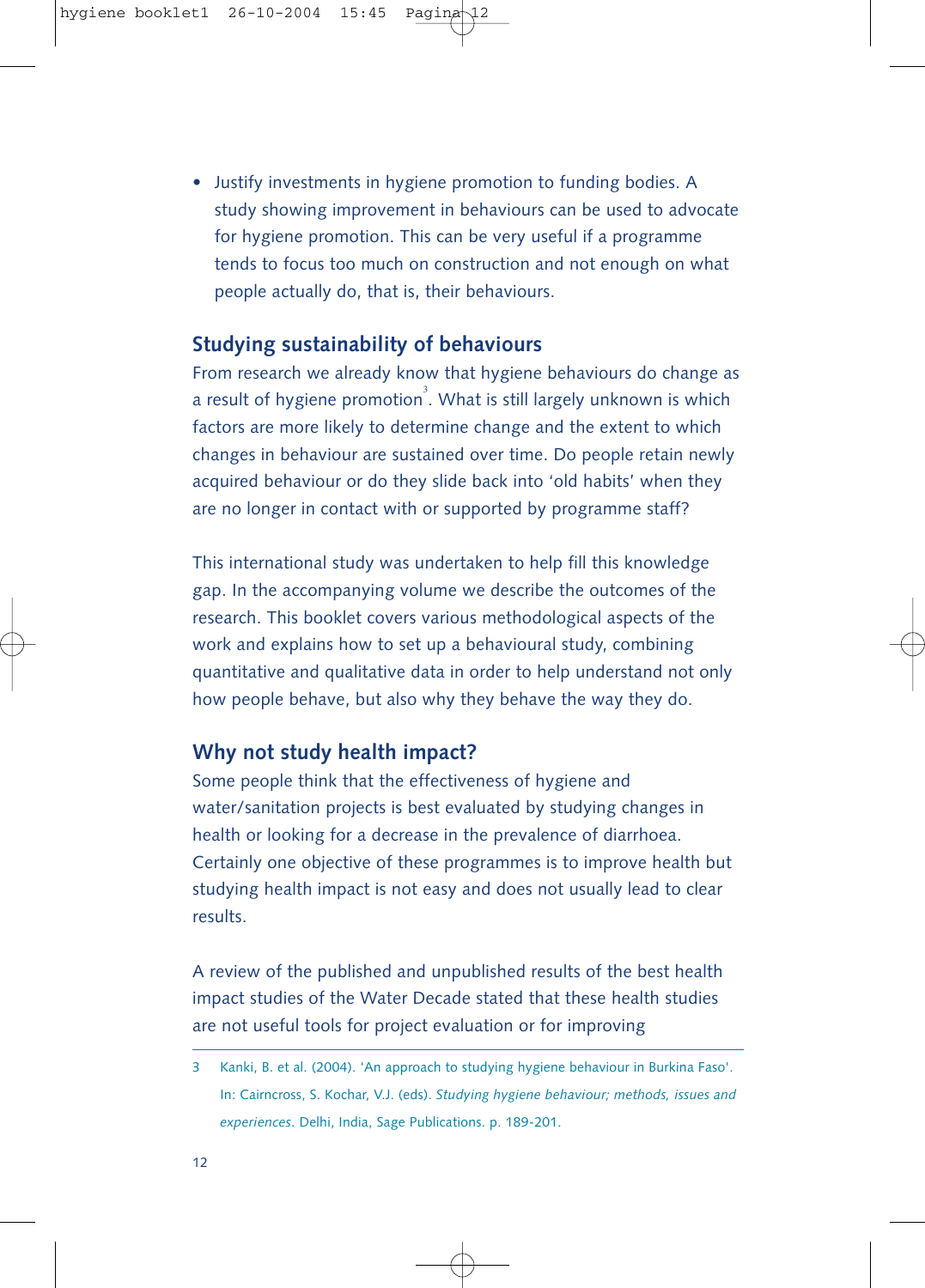- Justify investments in hygiene promotion to funding bodies. A study showing improvement in behaviours can be used to advocate for hygiene promotion. This can be very useful if a programme tends to focus too much on construction and not enough on what people actually do, that is, their behaviours.

## Studying sustainability of behaviours

From research we already know that hygiene behaviours do change as a result of hygiene promotion[3]. What is still largely unknown is which factors are more likely to determine change and the extent to which changes in behaviour are sustained over time. Do people retain newly acquired behaviour or do they slide back into 'old habits' when they are no longer in contact with or supported by programme staff?

This international study was undertaken to help fill this knowledge gap. In the accompanying volume we describe the outcomes of the research. This booklet covers various methodological aspects of the work and explains how to set up a behavioural study, combining quantitative and qualitative data in order to help understand not only how people behave, but also why they behave the way they do.

## Why not study health impact?

Some people think that the effectiveness of hygiene and water/sanitation projects is best evaluated by studying changes in health or looking for a decrease in the prevalence of diarrhoea. Certainly one objective of these programmes is to improve health but studying health impact is not easy and does not usually lead to clear results.

A review of the published and unpublished results of the best health impact studies of the Water Decade stated that these health studies are not useful tools for project evaluation or for improving

---

3 Kanki, B. et al. (2004). 'An approach to studying hygiene behaviour in Burkina Faso'. In: Cairncross, S. Kochar, V.J. (eds). *Studying hygiene behaviour; methods, issues and experiences*. Delhi, India, Sage Publications. p. 189-201.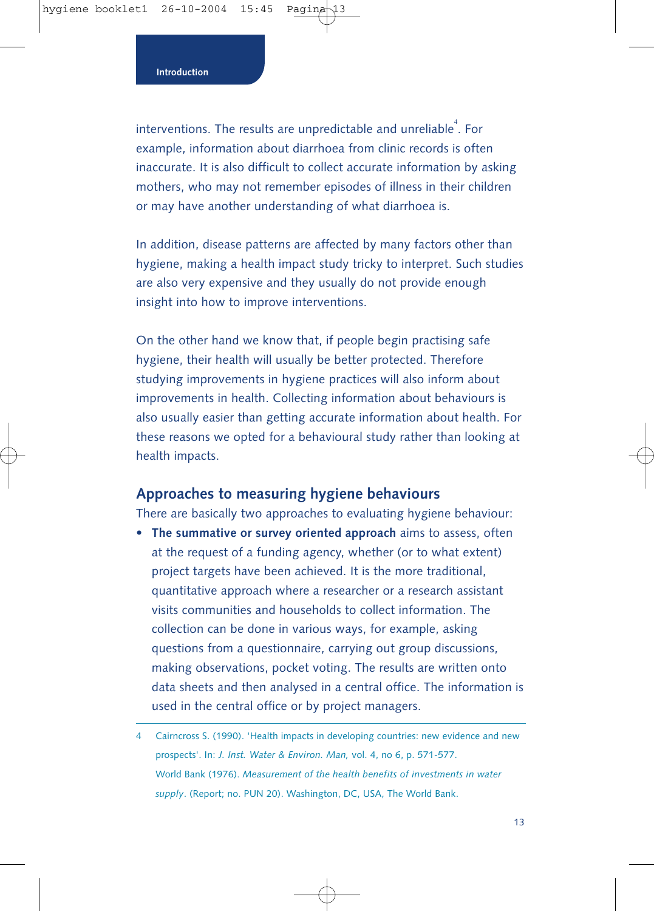interventions. The results are unpredictable and unreliable[4]. For example, information about diarrhoea from clinic records is often inaccurate. It is also difficult to collect accurate information by asking mothers, who may not remember episodes of illness in their children or may have another understanding of what diarrhoea is.

In addition, disease patterns are affected by many factors other than hygiene, making a health impact study tricky to interpret. Such studies are also very expensive and they usually do not provide enough insight into how to improve interventions.

On the other hand we know that, if people begin practising safe hygiene, their health will usually be better protected. Therefore studying improvements in hygiene practices will also inform about improvements in health. Collecting information about behaviours is also usually easier than getting accurate information about health. For these reasons we opted for a behavioural study rather than looking at health impacts.

## Approaches to measuring hygiene behaviours

There are basically two approaches to evaluating hygiene behaviour:

- **The summative or survey oriented approach** aims to assess, often at the request of a funding agency, whether (or to what extent) project targets have been achieved. It is the more traditional, quantitative approach where a researcher or a research assistant visits communities and households to collect information. The collection can be done in various ways, for example, asking questions from a questionnaire, carrying out group discussions, making observations, pocket voting. The results are written onto data sheets and then analysed in a central office. The information is used in the central office or by project managers.

---

4 Cairncross S. (1990). 'Health impacts in developing countries: new evidence and new prospects'. In: *J. Inst. Water & Environ. Man,* vol. 4, no 6, p. 571-577.
World Bank (1976). *Measurement of the health benefits of investments in water supply*. (Report; no. PUN 20). Washington, DC, USA, The World Bank.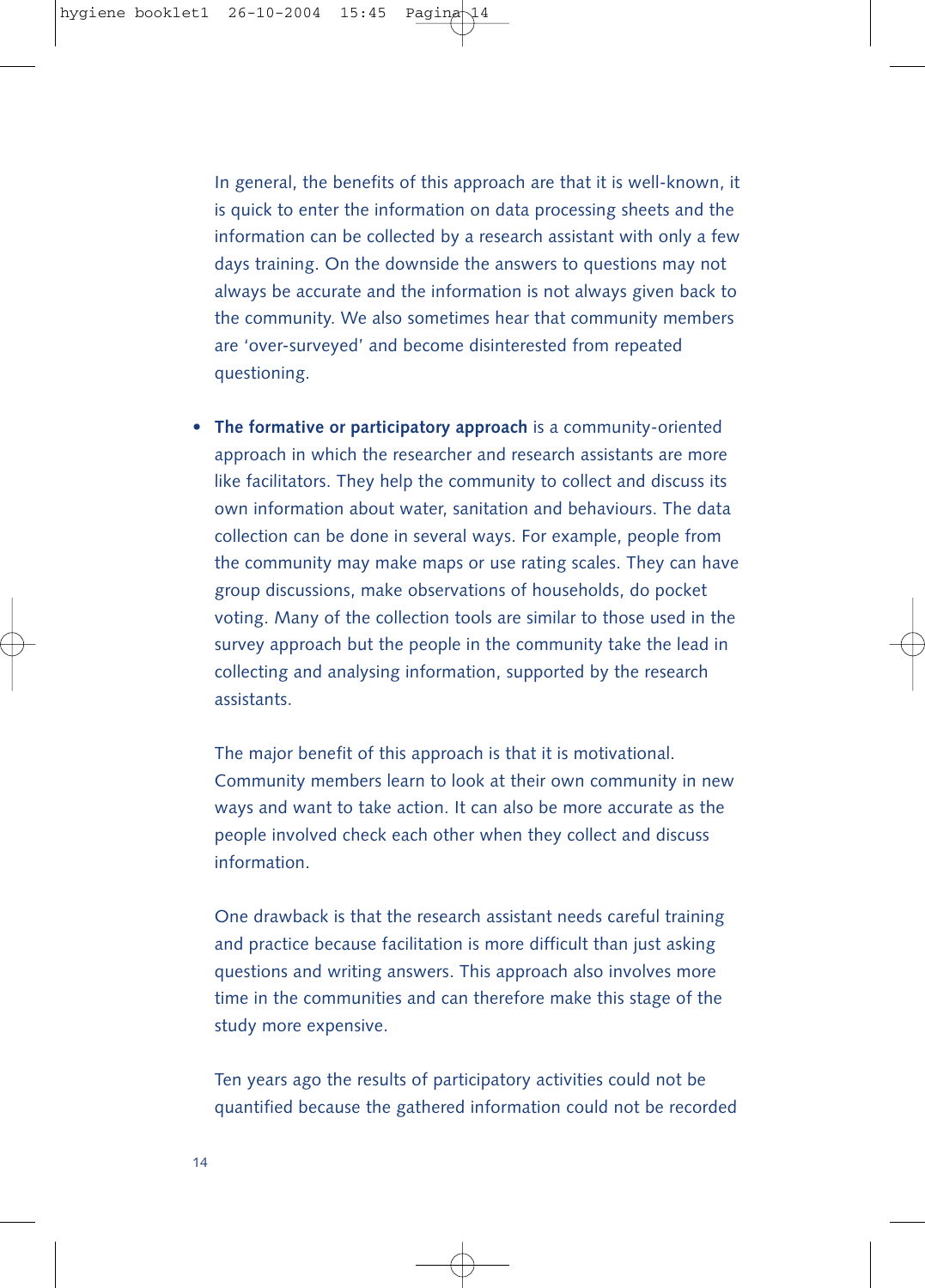In general, the benefits of this approach are that it is well-known, it is quick to enter the information on data processing sheets and the information can be collected by a research assistant with only a few days training. On the downside the answers to questions may not always be accurate and the information is not always given back to the community. We also sometimes hear that community members are 'over-surveyed' and become disinterested from repeated questioning.

- **The formative or participatory approach** is a community-oriented approach in which the researcher and research assistants are more like facilitators. They help the community to collect and discuss its own information about water, sanitation and behaviours. The data collection can be done in several ways. For example, people from the community may make maps or use rating scales. They can have group discussions, make observations of households, do pocket voting. Many of the collection tools are similar to those used in the survey approach but the people in the community take the lead in collecting and analysing information, supported by the research assistants.

  The major benefit of this approach is that it is motivational. Community members learn to look at their own community in new ways and want to take action. It can also be more accurate as the people involved check each other when they collect and discuss information.

  One drawback is that the research assistant needs careful training and practice because facilitation is more difficult than just asking questions and writing answers. This approach also involves more time in the communities and can therefore make this stage of the study more expensive.

  Ten years ago the results of participatory activities could not be quantified because the gathered information could not be recorded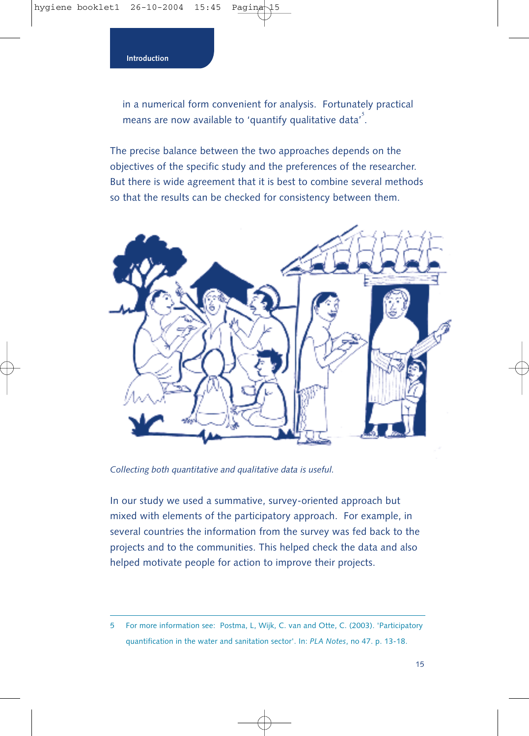in a numerical form convenient for analysis. Fortunately practical means are now available to 'quantify qualitative data'[5].

The precise balance between the two approaches depends on the objectives of the specific study and the preferences of the researcher. But there is wide agreement that it is best to combine several methods so that the results can be checked for consistency between them.

*Collecting both quantitative and qualitative data is useful.*

In our study we used a summative, survey-oriented approach but mixed with elements of the participatory approach. For example, in several countries the information from the survey was fed back to the projects and to the communities. This helped check the data and also helped motivate people for action to improve their projects.

---

5 For more information see: Postma, L, Wijk, C. van and Otte, C. (2003). 'Participatory quantification in the water and sanitation sector'. In: *PLA Notes*, no 47. p. 13-18.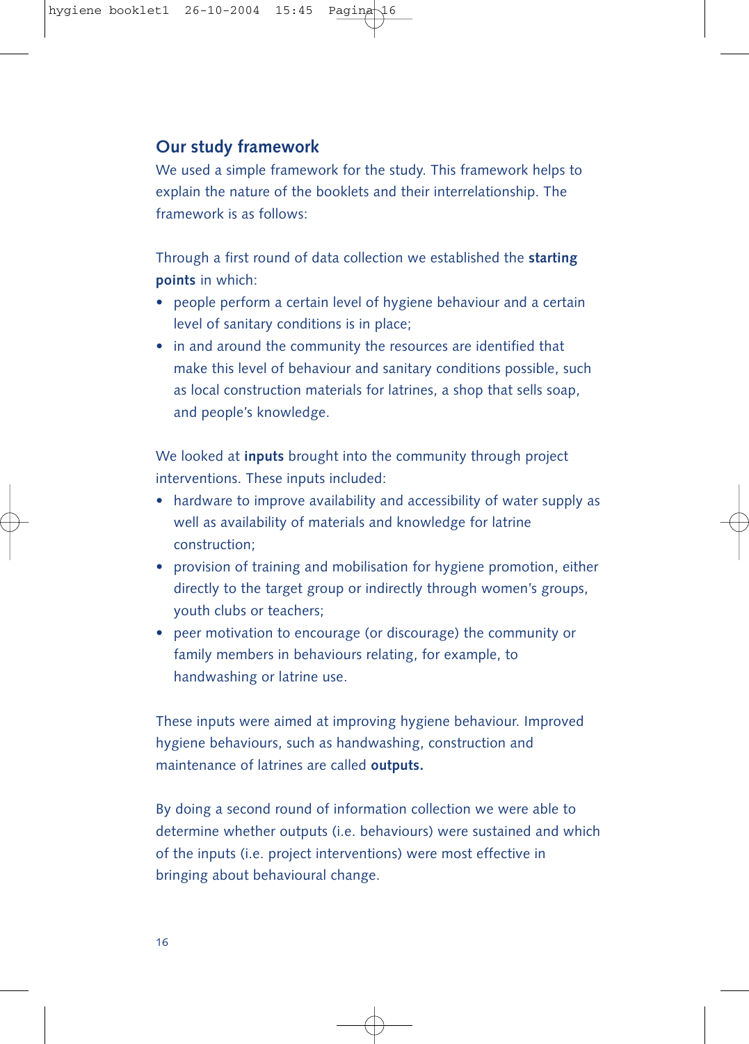## Our study framework

We used a simple framework for the study. This framework helps to explain the nature of the booklets and their interrelationship. The framework is as follows:

Through a first round of data collection we established the **starting points** in which:

- people perform a certain level of hygiene behaviour and a certain level of sanitary conditions is in place;
- in and around the community the resources are identified that make this level of behaviour and sanitary conditions possible, such as local construction materials for latrines, a shop that sells soap, and people's knowledge.

We looked at **inputs** brought into the community through project interventions. These inputs included:

- hardware to improve availability and accessibility of water supply as well as availability of materials and knowledge for latrine construction;
- provision of training and mobilisation for hygiene promotion, either directly to the target group or indirectly through women's groups, youth clubs or teachers;
- peer motivation to encourage (or discourage) the community or family members in behaviours relating, for example, to handwashing or latrine use.

These inputs were aimed at improving hygiene behaviour. Improved hygiene behaviours, such as handwashing, construction and maintenance of latrines are called **outputs.**

By doing a second round of information collection we were able to determine whether outputs (i.e. behaviours) were sustained and which of the inputs (i.e. project interventions) were most effective in bringing about behavioural change.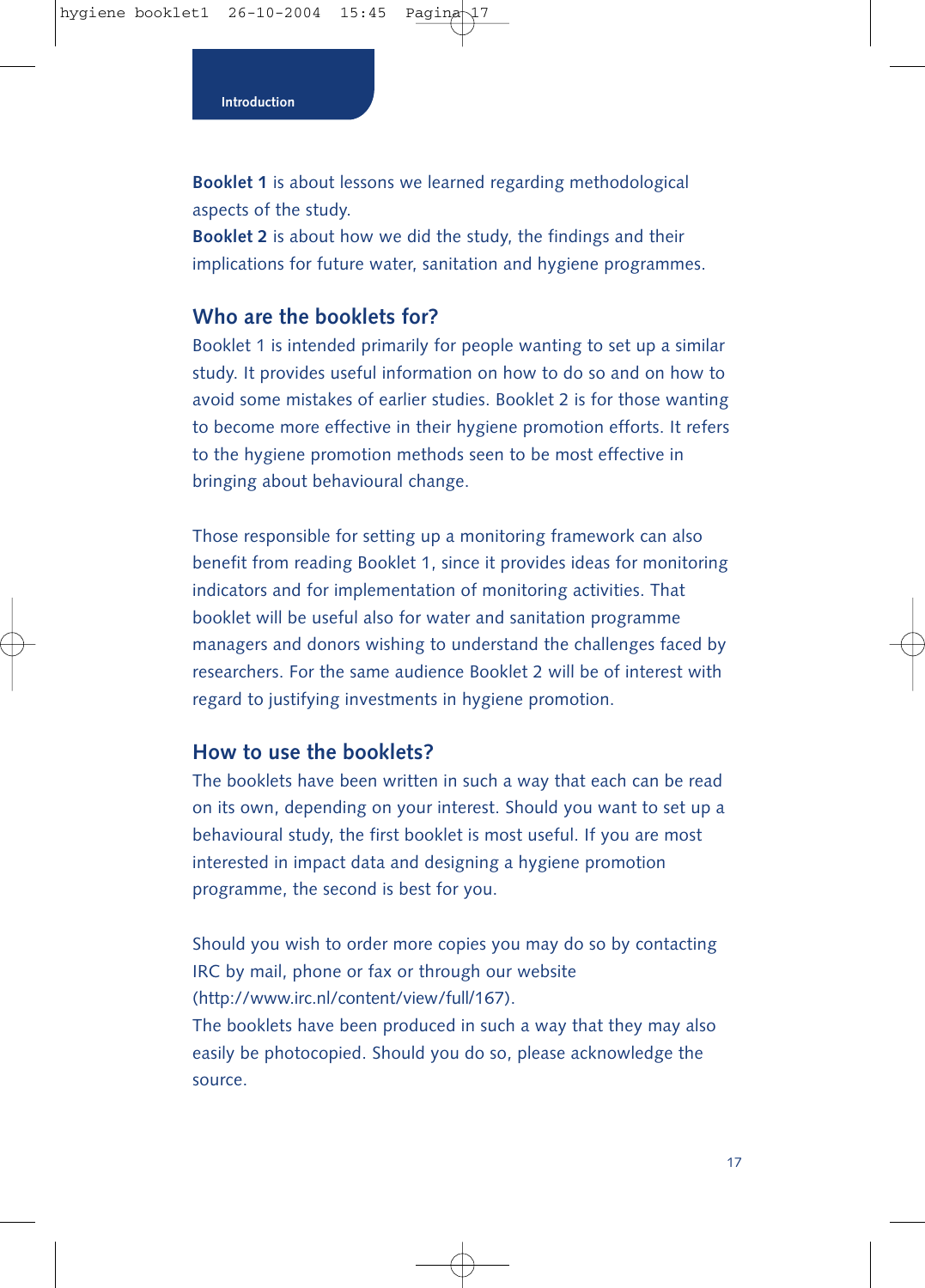Introduction

**Booklet 1** is about lessons we learned regarding methodological aspects of the study.
**Booklet 2** is about how we did the study, the findings and their implications for future water, sanitation and hygiene programmes.

## Who are the booklets for?

Booklet 1 is intended primarily for people wanting to set up a similar study. It provides useful information on how to do so and on how to avoid some mistakes of earlier studies. Booklet 2 is for those wanting to become more effective in their hygiene promotion efforts. It refers to the hygiene promotion methods seen to be most effective in bringing about behavioural change.

Those responsible for setting up a monitoring framework can also benefit from reading Booklet 1, since it provides ideas for monitoring indicators and for implementation of monitoring activities. That booklet will be useful also for water and sanitation programme managers and donors wishing to understand the challenges faced by researchers. For the same audience Booklet 2 will be of interest with regard to justifying investments in hygiene promotion.

## How to use the booklets?

The booklets have been written in such a way that each can be read on its own, depending on your interest. Should you want to set up a behavioural study, the first booklet is most useful. If you are most interested in impact data and designing a hygiene promotion programme, the second is best for you.

Should you wish to order more copies you may do so by contacting IRC by mail, phone or fax or through our website (http://www.irc.nl/content/view/full/167).
The booklets have been produced in such a way that they may also easily be photocopied. Should you do so, please acknowledge the source.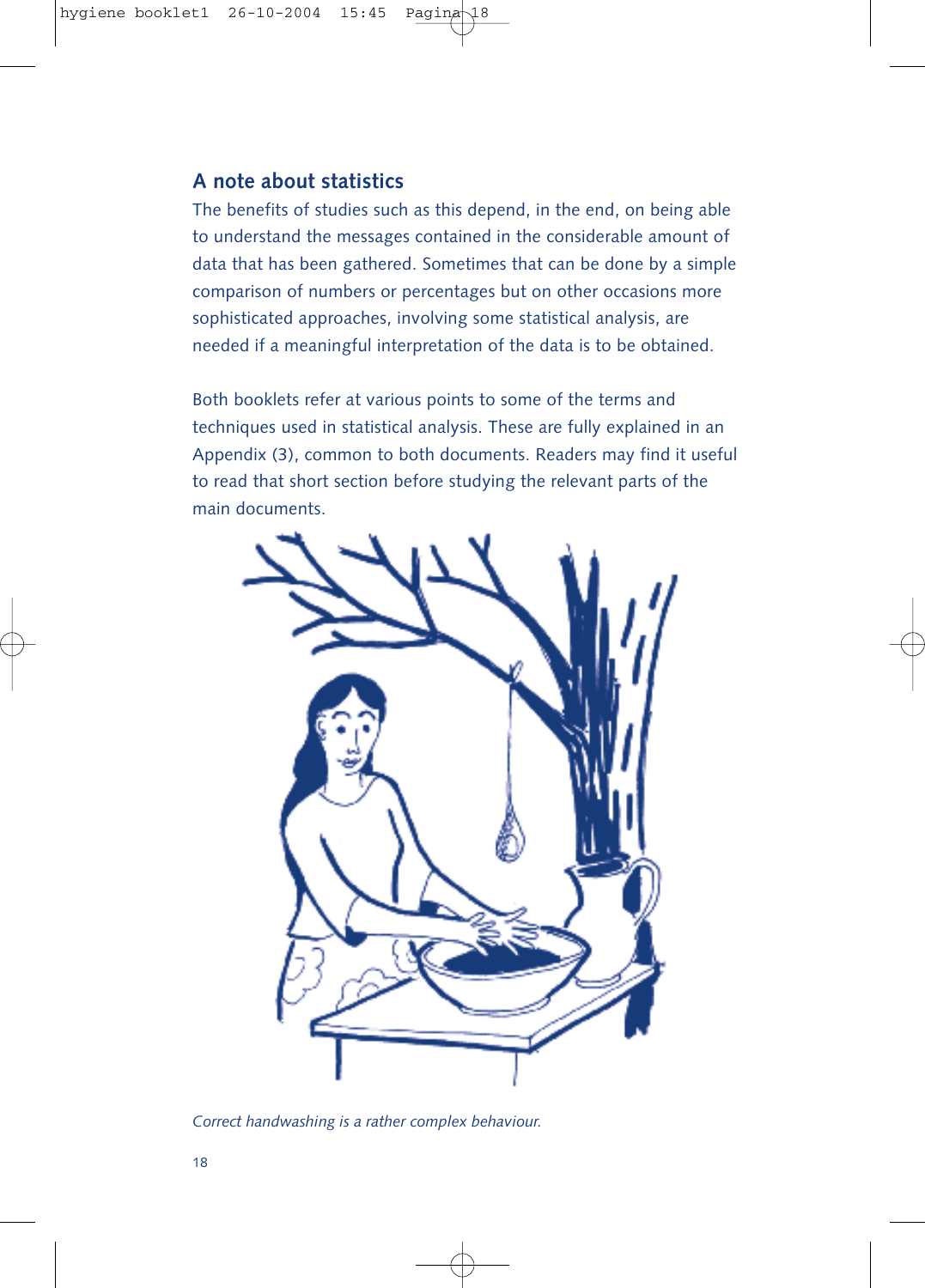## A note about statistics

The benefits of studies such as this depend, in the end, on being able to understand the messages contained in the considerable amount of data that has been gathered. Sometimes that can be done by a simple comparison of numbers or percentages but on other occasions more sophisticated approaches, involving some statistical analysis, are needed if a meaningful interpretation of the data is to be obtained.

Both booklets refer at various points to some of the terms and techniques used in statistical analysis. These are fully explained in an Appendix (3), common to both documents. Readers may find it useful to read that short section before studying the relevant parts of the main documents.

*Correct handwashing is a rather complex behaviour.*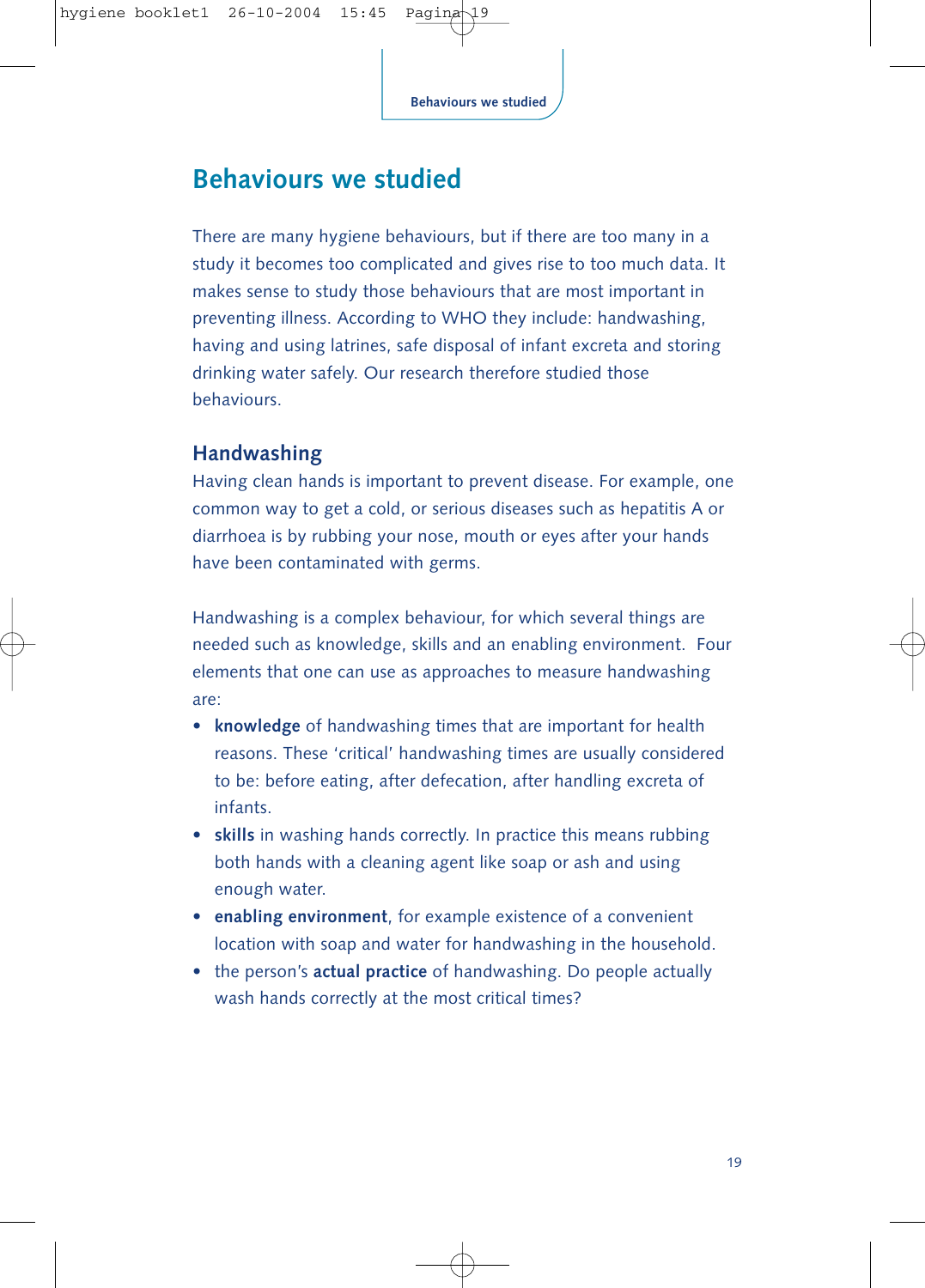# Behaviours we studied

There are many hygiene behaviours, but if there are too many in a study it becomes too complicated and gives rise to too much data. It makes sense to study those behaviours that are most important in preventing illness. According to WHO they include: handwashing, having and using latrines, safe disposal of infant excreta and storing drinking water safely. Our research therefore studied those behaviours.

## Handwashing

Having clean hands is important to prevent disease. For example, one common way to get a cold, or serious diseases such as hepatitis A or diarrhoea is by rubbing your nose, mouth or eyes after your hands have been contaminated with germs.

Handwashing is a complex behaviour, for which several things are needed such as knowledge, skills and an enabling environment. Four elements that one can use as approaches to measure handwashing are:

- **knowledge** of handwashing times that are important for health reasons. These 'critical' handwashing times are usually considered to be: before eating, after defecation, after handling excreta of infants.
- **skills** in washing hands correctly. In practice this means rubbing both hands with a cleaning agent like soap or ash and using enough water.
- **enabling environment**, for example existence of a convenient location with soap and water for handwashing in the household.
- the person's **actual practice** of handwashing. Do people actually wash hands correctly at the most critical times?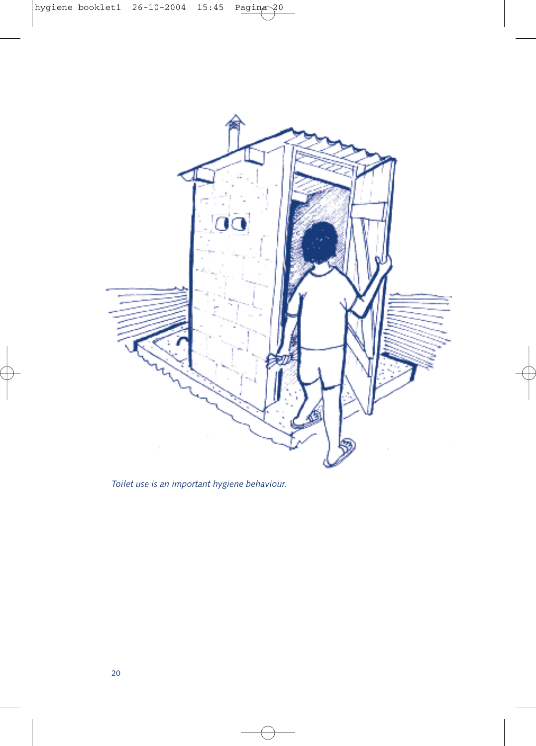*Toilet use is an important hygiene behaviour.*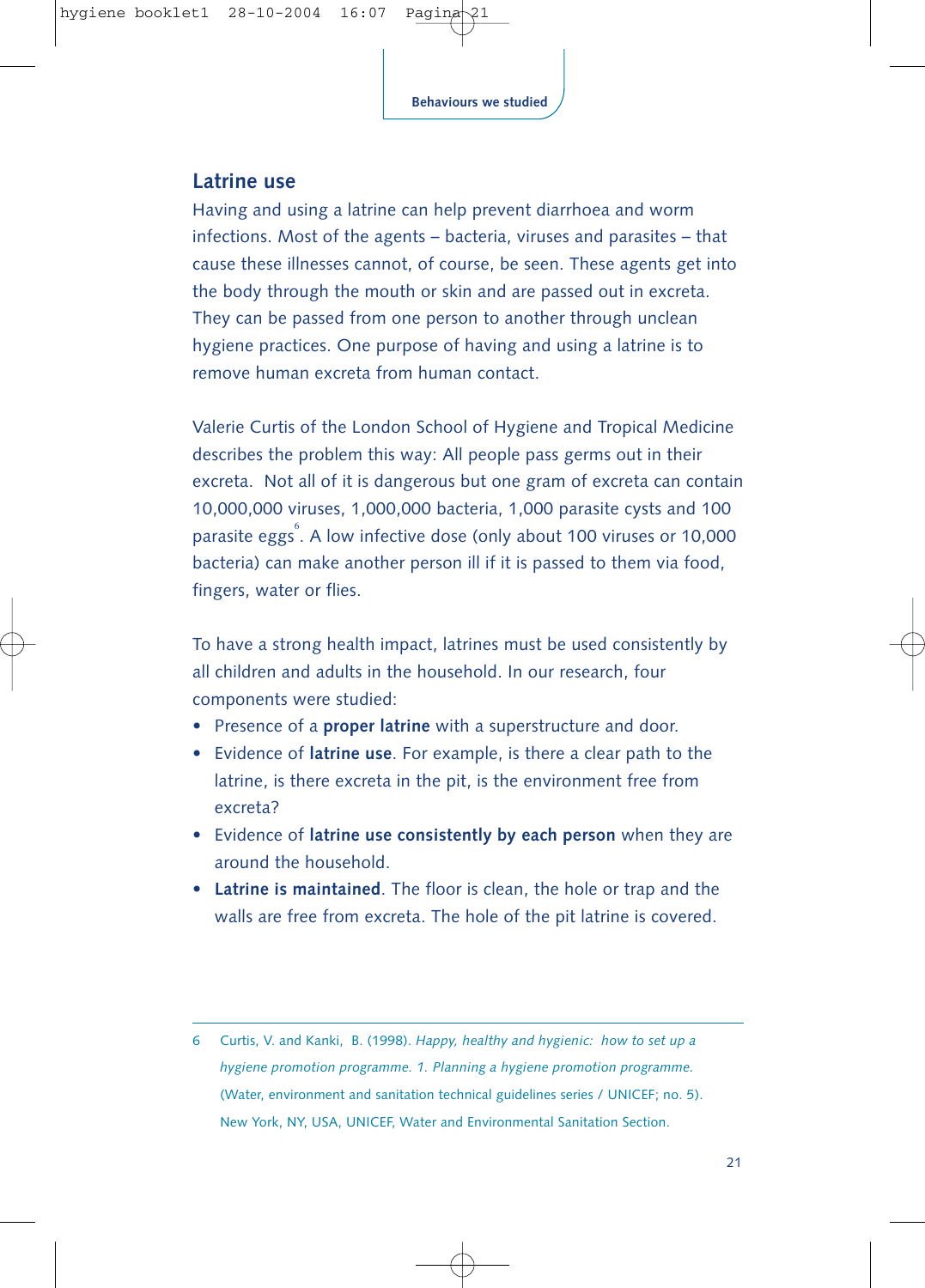## Latrine use

Having and using a latrine can help prevent diarrhoea and worm infections. Most of the agents – bacteria, viruses and parasites – that cause these illnesses cannot, of course, be seen. These agents get into the body through the mouth or skin and are passed out in excreta. They can be passed from one person to another through unclean hygiene practices. One purpose of having and using a latrine is to remove human excreta from human contact.

Valerie Curtis of the London School of Hygiene and Tropical Medicine describes the problem this way: All people pass germs out in their excreta. Not all of it is dangerous but one gram of excreta can contain 10,000,000 viruses, 1,000,000 bacteria, 1,000 parasite cysts and 100 parasite eggs[6]. A low infective dose (only about 100 viruses or 10,000 bacteria) can make another person ill if it is passed to them via food, fingers, water or flies.

To have a strong health impact, latrines must be used consistently by all children and adults in the household. In our research, four components were studied:

- Presence of a **proper latrine** with a superstructure and door.
- Evidence of **latrine use**. For example, is there a clear path to the latrine, is there excreta in the pit, is the environment free from excreta?
- Evidence of **latrine use consistently by each person** when they are around the household.
- **Latrine is maintained**. The floor is clean, the hole or trap and the walls are free from excreta. The hole of the pit latrine is covered.

---

6 Curtis, V. and Kanki, B. (1998). *Happy, healthy and hygienic: how to set up a hygiene promotion programme. 1. Planning a hygiene promotion programme.* (Water, environment and sanitation technical guidelines series / UNICEF; no. 5). New York, NY, USA, UNICEF, Water and Environmental Sanitation Section.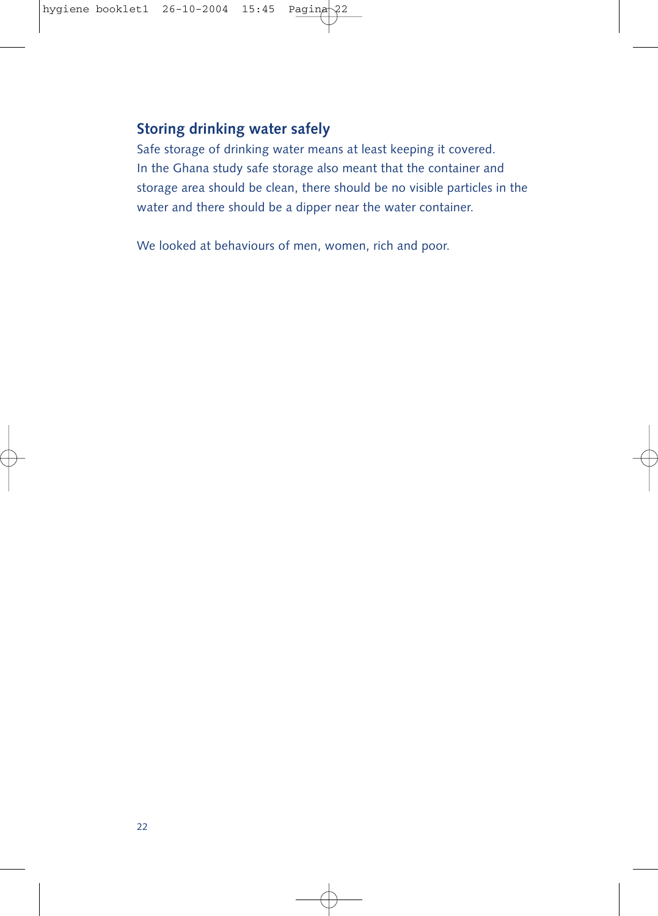## Storing drinking water safely

Safe storage of drinking water means at least keeping it covered. In the Ghana study safe storage also meant that the container and storage area should be clean, there should be no visible particles in the water and there should be a dipper near the water container.

We looked at behaviours of men, women, rich and poor.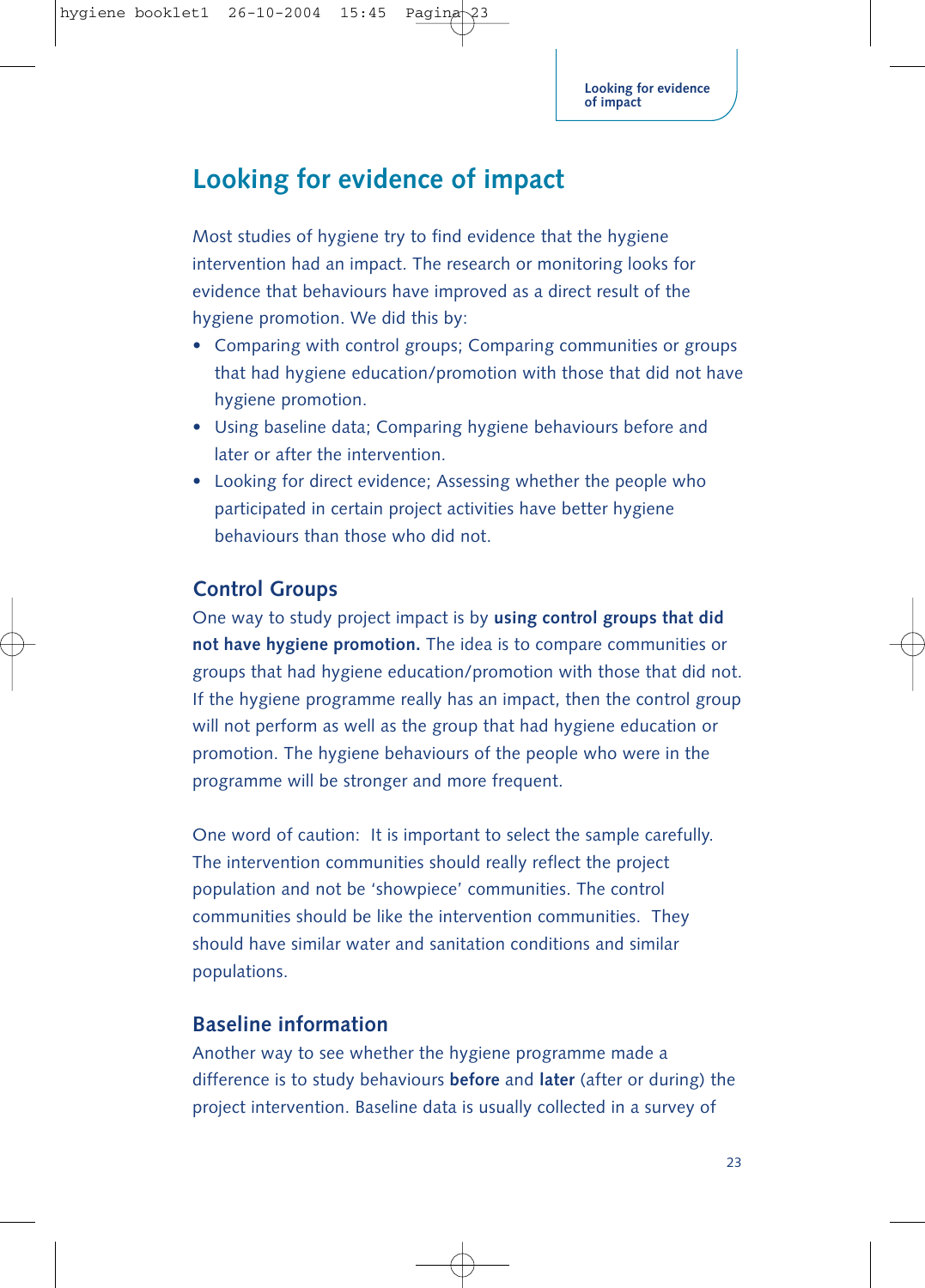# Looking for evidence of impact

Most studies of hygiene try to find evidence that the hygiene intervention had an impact. The research or monitoring looks for evidence that behaviours have improved as a direct result of the hygiene promotion. We did this by:

- Comparing with control groups; Comparing communities or groups that had hygiene education/promotion with those that did not have hygiene promotion.
- Using baseline data; Comparing hygiene behaviours before and later or after the intervention.
- Looking for direct evidence; Assessing whether the people who participated in certain project activities have better hygiene behaviours than those who did not.

## Control Groups

One way to study project impact is by **using control groups that did not have hygiene promotion.** The idea is to compare communities or groups that had hygiene education/promotion with those that did not. If the hygiene programme really has an impact, then the control group will not perform as well as the group that had hygiene education or promotion. The hygiene behaviours of the people who were in the programme will be stronger and more frequent.

One word of caution: It is important to select the sample carefully. The intervention communities should really reflect the project population and not be 'showpiece' communities. The control communities should be like the intervention communities. They should have similar water and sanitation conditions and similar populations.

## Baseline information

Another way to see whether the hygiene programme made a difference is to study behaviours **before** and **later** (after or during) the project intervention. Baseline data is usually collected in a survey of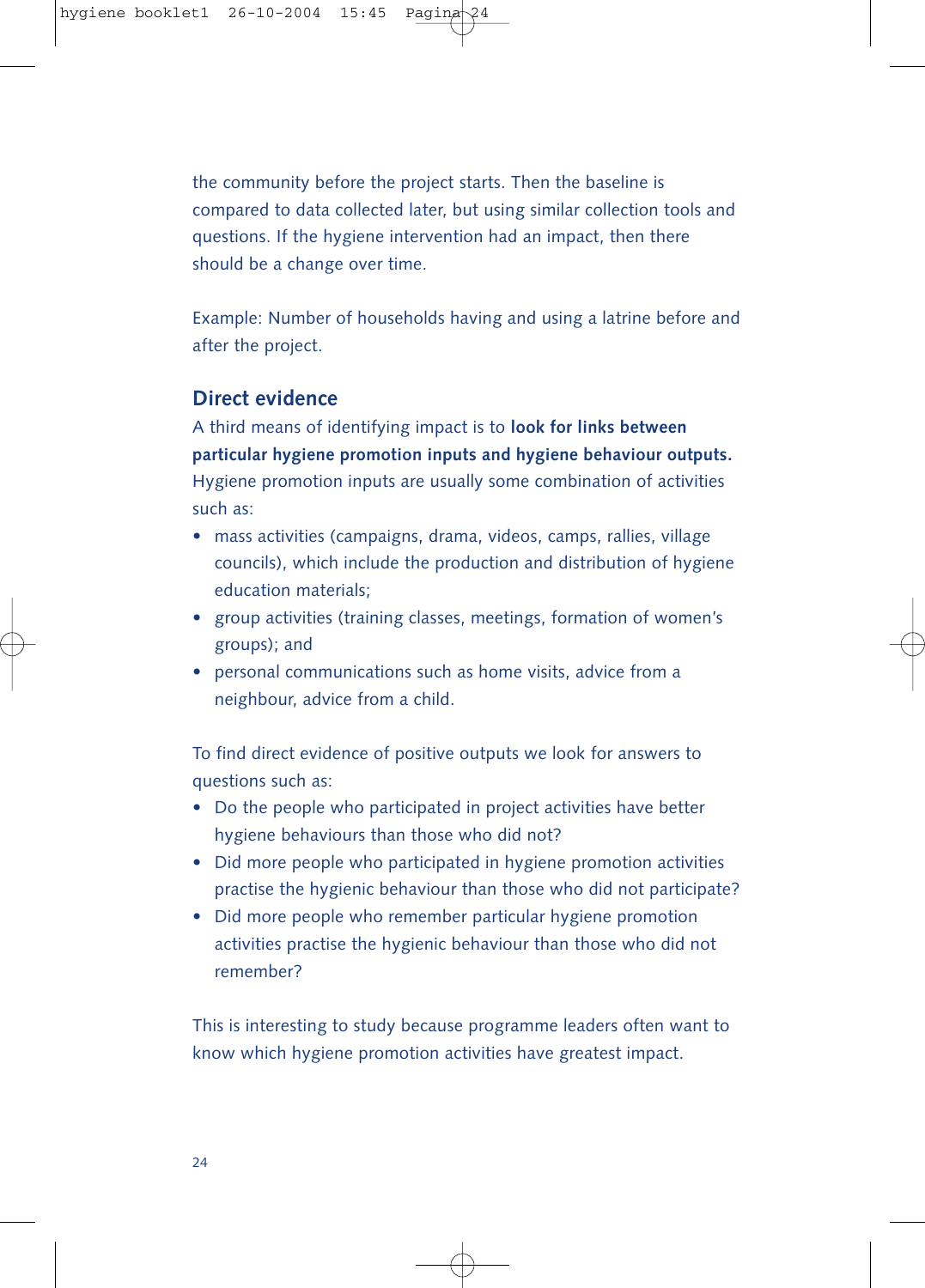the community before the project starts. Then the baseline is compared to data collected later, but using similar collection tools and questions. If the hygiene intervention had an impact, then there should be a change over time.

Example: Number of households having and using a latrine before and after the project.

## Direct evidence

A third means of identifying impact is to **look for links between particular hygiene promotion inputs and hygiene behaviour outputs.** Hygiene promotion inputs are usually some combination of activities such as:

- mass activities (campaigns, drama, videos, camps, rallies, village councils), which include the production and distribution of hygiene education materials;
- group activities (training classes, meetings, formation of women's groups); and
- personal communications such as home visits, advice from a neighbour, advice from a child.

To find direct evidence of positive outputs we look for answers to questions such as:

- Do the people who participated in project activities have better hygiene behaviours than those who did not?
- Did more people who participated in hygiene promotion activities practise the hygienic behaviour than those who did not participate?
- Did more people who remember particular hygiene promotion activities practise the hygienic behaviour than those who did not remember?

This is interesting to study because programme leaders often want to know which hygiene promotion activities have greatest impact.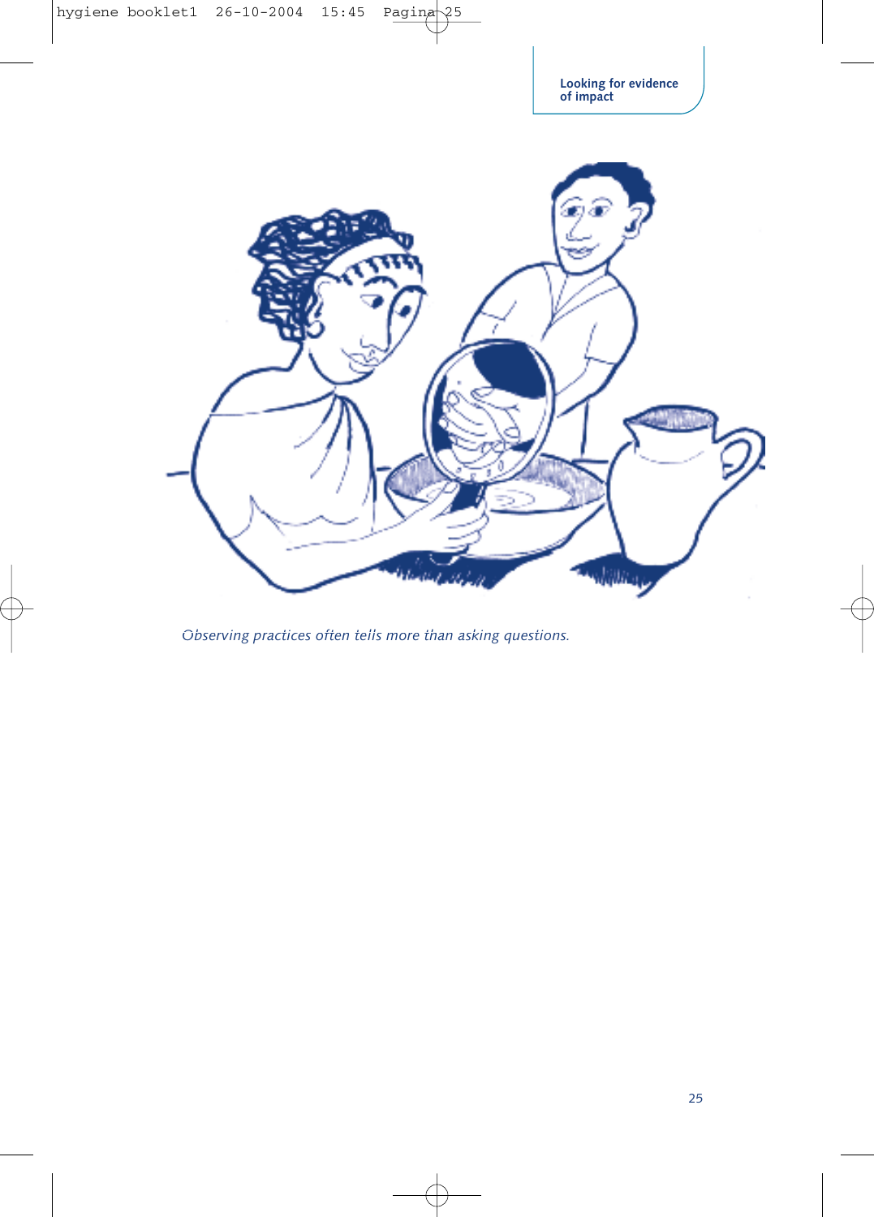*Observing practices often tells more than asking questions.*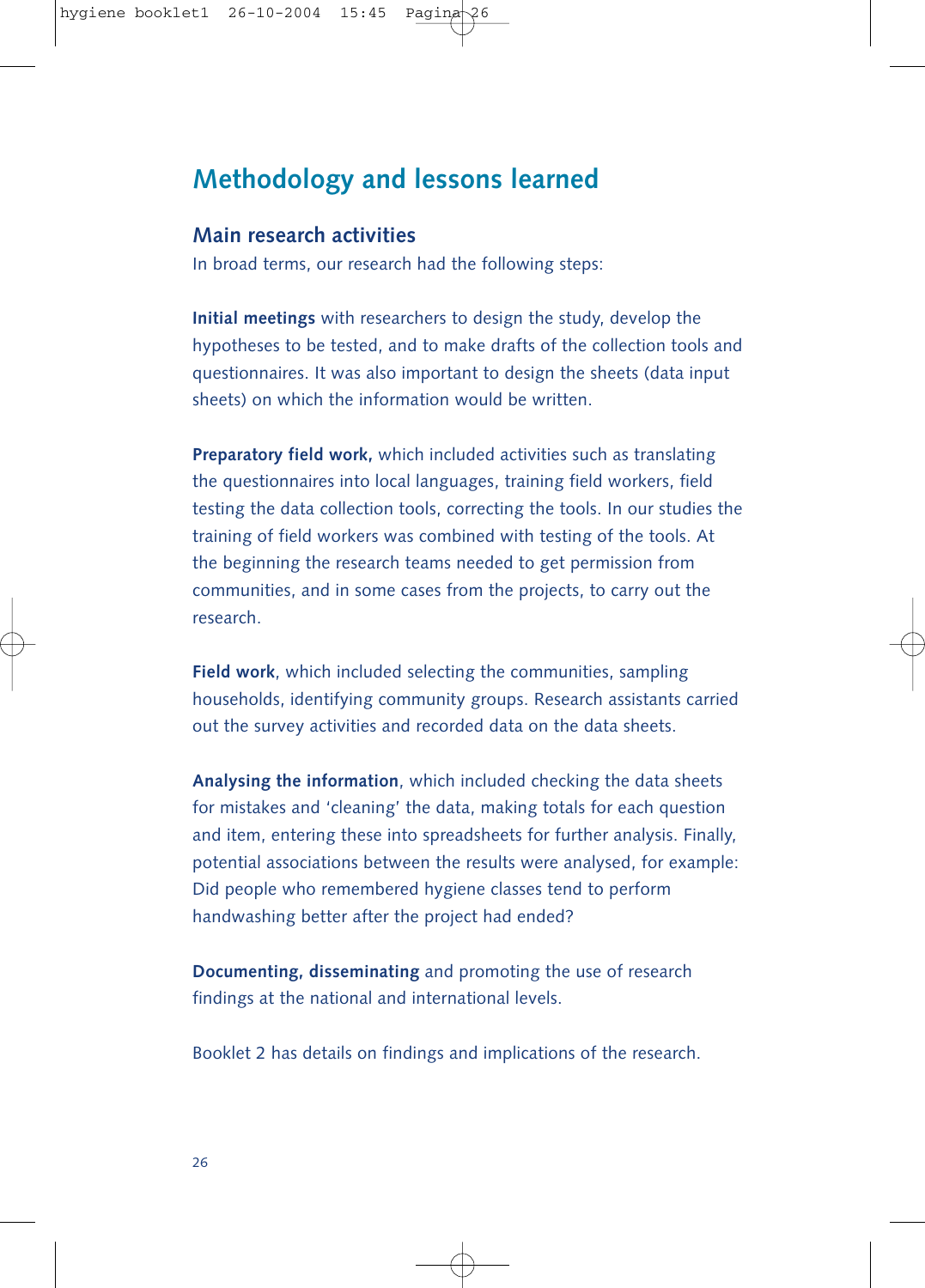# Methodology and lessons learned

## Main research activities

In broad terms, our research had the following steps:

**Initial meetings** with researchers to design the study, develop the hypotheses to be tested, and to make drafts of the collection tools and questionnaires. It was also important to design the sheets (data input sheets) on which the information would be written.

**Preparatory field work,** which included activities such as translating the questionnaires into local languages, training field workers, field testing the data collection tools, correcting the tools. In our studies the training of field workers was combined with testing of the tools. At the beginning the research teams needed to get permission from communities, and in some cases from the projects, to carry out the research.

**Field work**, which included selecting the communities, sampling households, identifying community groups. Research assistants carried out the survey activities and recorded data on the data sheets.

**Analysing the information**, which included checking the data sheets for mistakes and 'cleaning' the data, making totals for each question and item, entering these into spreadsheets for further analysis. Finally, potential associations between the results were analysed, for example: Did people who remembered hygiene classes tend to perform handwashing better after the project had ended?

**Documenting, disseminating** and promoting the use of research findings at the national and international levels.

Booklet 2 has details on findings and implications of the research.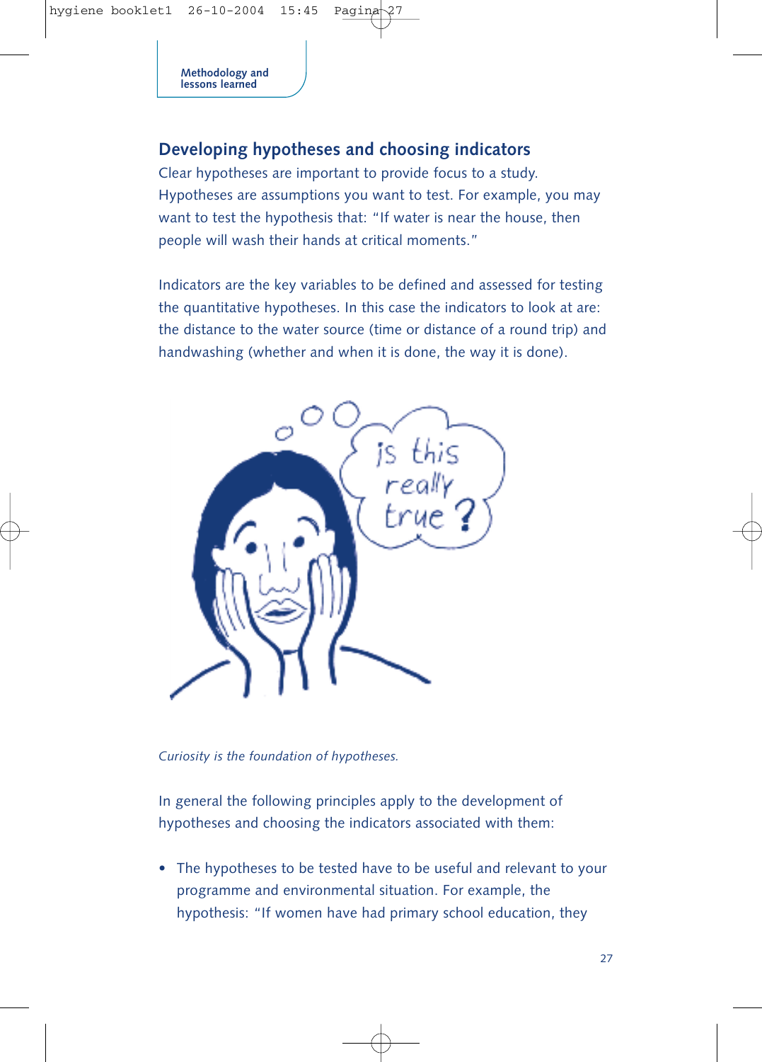## Developing hypotheses and choosing indicators

Clear hypotheses are important to provide focus to a study. Hypotheses are assumptions you want to test. For example, you may want to test the hypothesis that: "If water is near the house, then people will wash their hands at critical moments."

Indicators are the key variables to be defined and assessed for testing the quantitative hypotheses. In this case the indicators to look at are: the distance to the water source (time or distance of a round trip) and handwashing (whether and when it is done, the way it is done).

*Curiosity is the foundation of hypotheses.*

In general the following principles apply to the development of hypotheses and choosing the indicators associated with them:

- The hypotheses to be tested have to be useful and relevant to your programme and environmental situation. For example, the hypothesis: "If women have had primary school education, they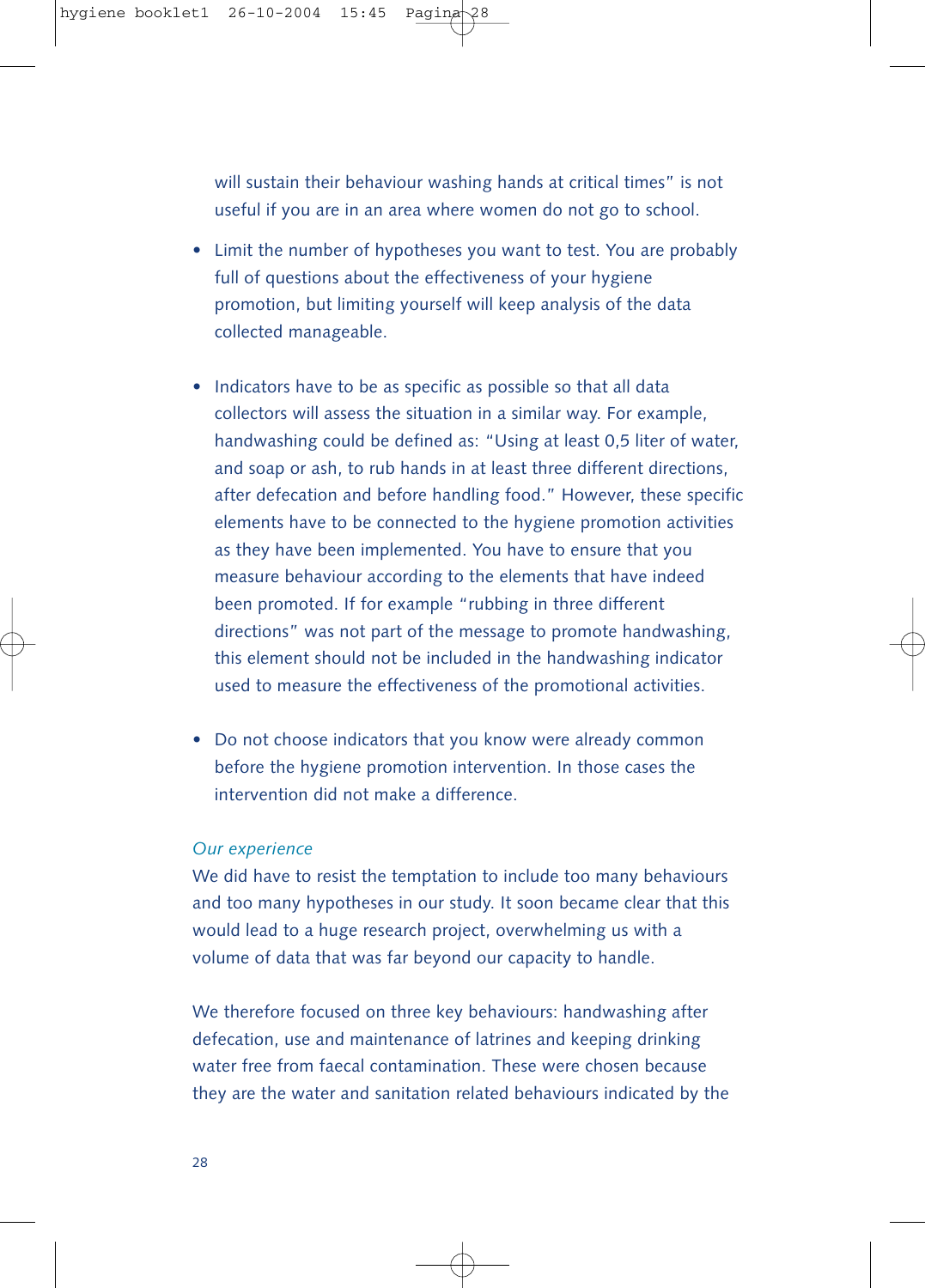will sustain their behaviour washing hands at critical times" is not useful if you are in an area where women do not go to school.

- Limit the number of hypotheses you want to test. You are probably full of questions about the effectiveness of your hygiene promotion, but limiting yourself will keep analysis of the data collected manageable.

- Indicators have to be as specific as possible so that all data collectors will assess the situation in a similar way. For example, handwashing could be defined as: "Using at least 0,5 liter of water, and soap or ash, to rub hands in at least three different directions, after defecation and before handling food." However, these specific elements have to be connected to the hygiene promotion activities as they have been implemented. You have to ensure that you measure behaviour according to the elements that have indeed been promoted. If for example "rubbing in three different directions" was not part of the message to promote handwashing, this element should not be included in the handwashing indicator used to measure the effectiveness of the promotional activities.

- Do not choose indicators that you know were already common before the hygiene promotion intervention. In those cases the intervention did not make a difference.

*Our experience*

We did have to resist the temptation to include too many behaviours and too many hypotheses in our study. It soon became clear that this would lead to a huge research project, overwhelming us with a volume of data that was far beyond our capacity to handle.

We therefore focused on three key behaviours: handwashing after defecation, use and maintenance of latrines and keeping drinking water free from faecal contamination. These were chosen because they are the water and sanitation related behaviours indicated by the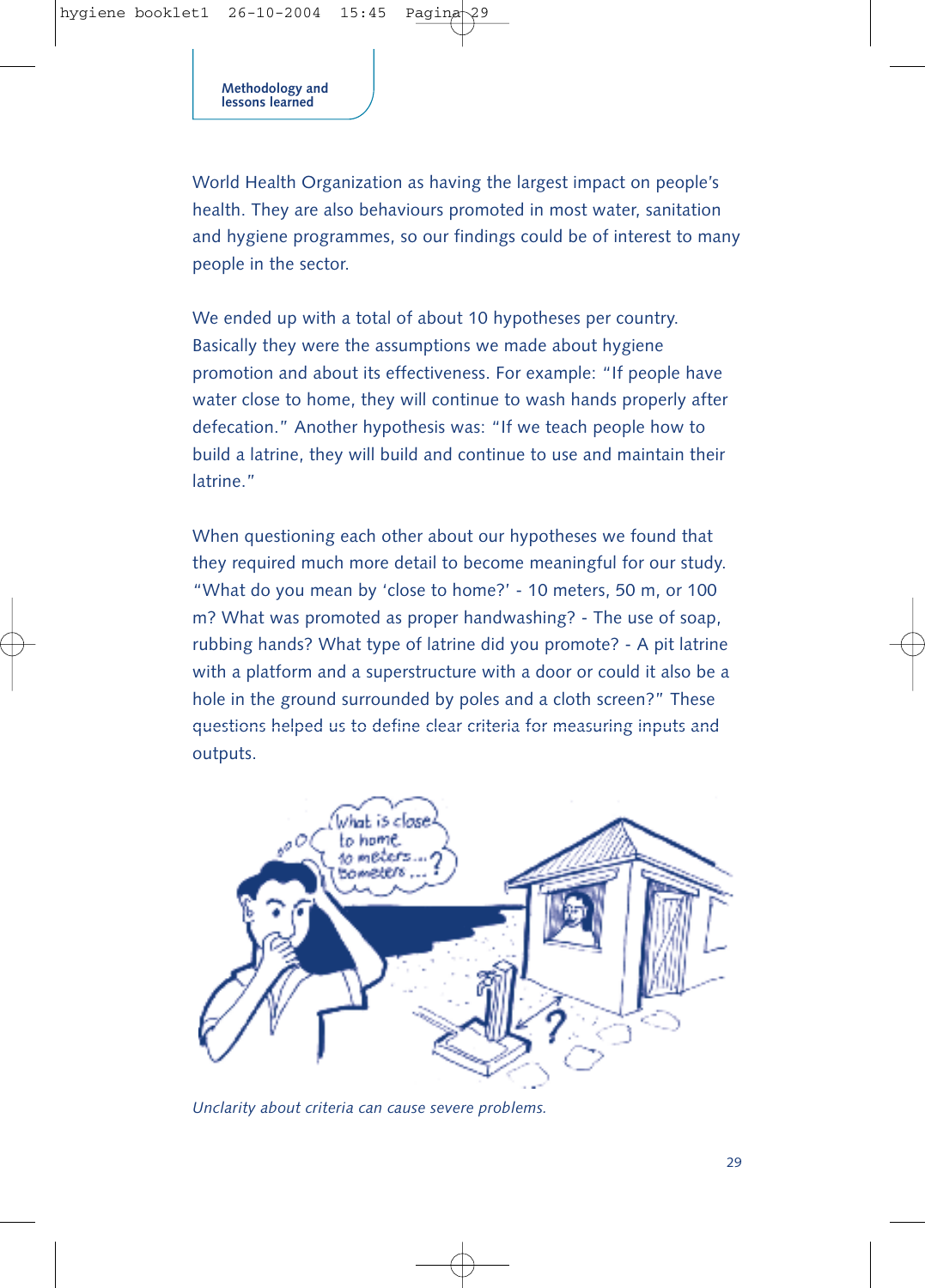World Health Organization as having the largest impact on people's health. They are also behaviours promoted in most water, sanitation and hygiene programmes, so our findings could be of interest to many people in the sector.

We ended up with a total of about 10 hypotheses per country. Basically they were the assumptions we made about hygiene promotion and about its effectiveness. For example: "If people have water close to home, they will continue to wash hands properly after defecation." Another hypothesis was: "If we teach people how to build a latrine, they will build and continue to use and maintain their latrine."

When questioning each other about our hypotheses we found that they required much more detail to become meaningful for our study. "What do you mean by 'close to home?' - 10 meters, 50 m, or 100 m? What was promoted as proper handwashing? - The use of soap, rubbing hands? What type of latrine did you promote? - A pit latrine with a platform and a superstructure with a door or could it also be a hole in the ground surrounded by poles and a cloth screen?" These questions helped us to define clear criteria for measuring inputs and outputs.

*Unclarity about criteria can cause severe problems.*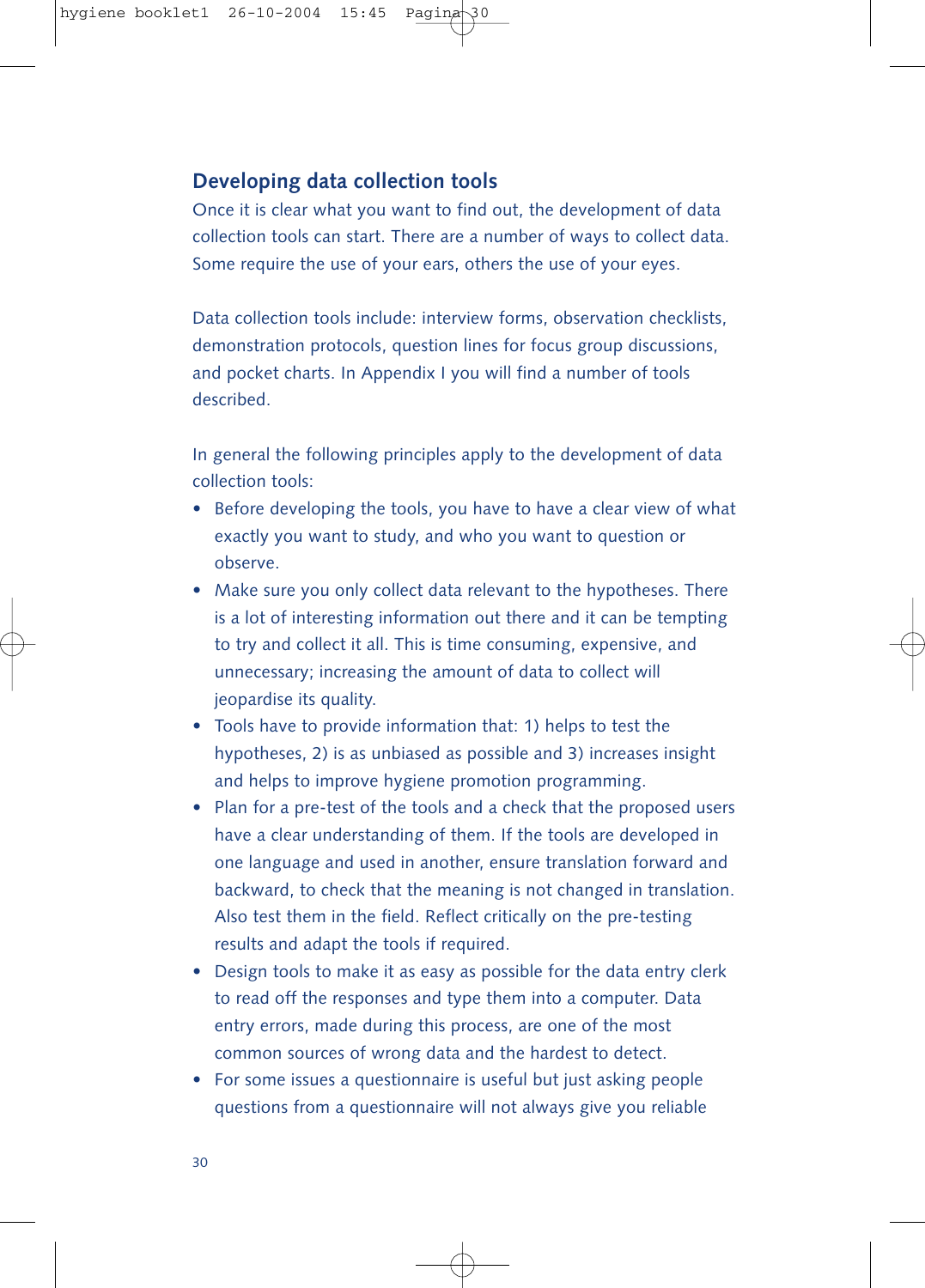## Developing data collection tools

Once it is clear what you want to find out, the development of data collection tools can start. There are a number of ways to collect data. Some require the use of your ears, others the use of your eyes.

Data collection tools include: interview forms, observation checklists, demonstration protocols, question lines for focus group discussions, and pocket charts. In Appendix I you will find a number of tools described.

In general the following principles apply to the development of data collection tools:

- Before developing the tools, you have to have a clear view of what exactly you want to study, and who you want to question or observe.
- Make sure you only collect data relevant to the hypotheses. There is a lot of interesting information out there and it can be tempting to try and collect it all. This is time consuming, expensive, and unnecessary; increasing the amount of data to collect will jeopardise its quality.
- Tools have to provide information that: 1) helps to test the hypotheses, 2) is as unbiased as possible and 3) increases insight and helps to improve hygiene promotion programming.
- Plan for a pre-test of the tools and a check that the proposed users have a clear understanding of them. If the tools are developed in one language and used in another, ensure translation forward and backward, to check that the meaning is not changed in translation. Also test them in the field. Reflect critically on the pre-testing results and adapt the tools if required.
- Design tools to make it as easy as possible for the data entry clerk to read off the responses and type them into a computer. Data entry errors, made during this process, are one of the most common sources of wrong data and the hardest to detect.
- For some issues a questionnaire is useful but just asking people questions from a questionnaire will not always give you reliable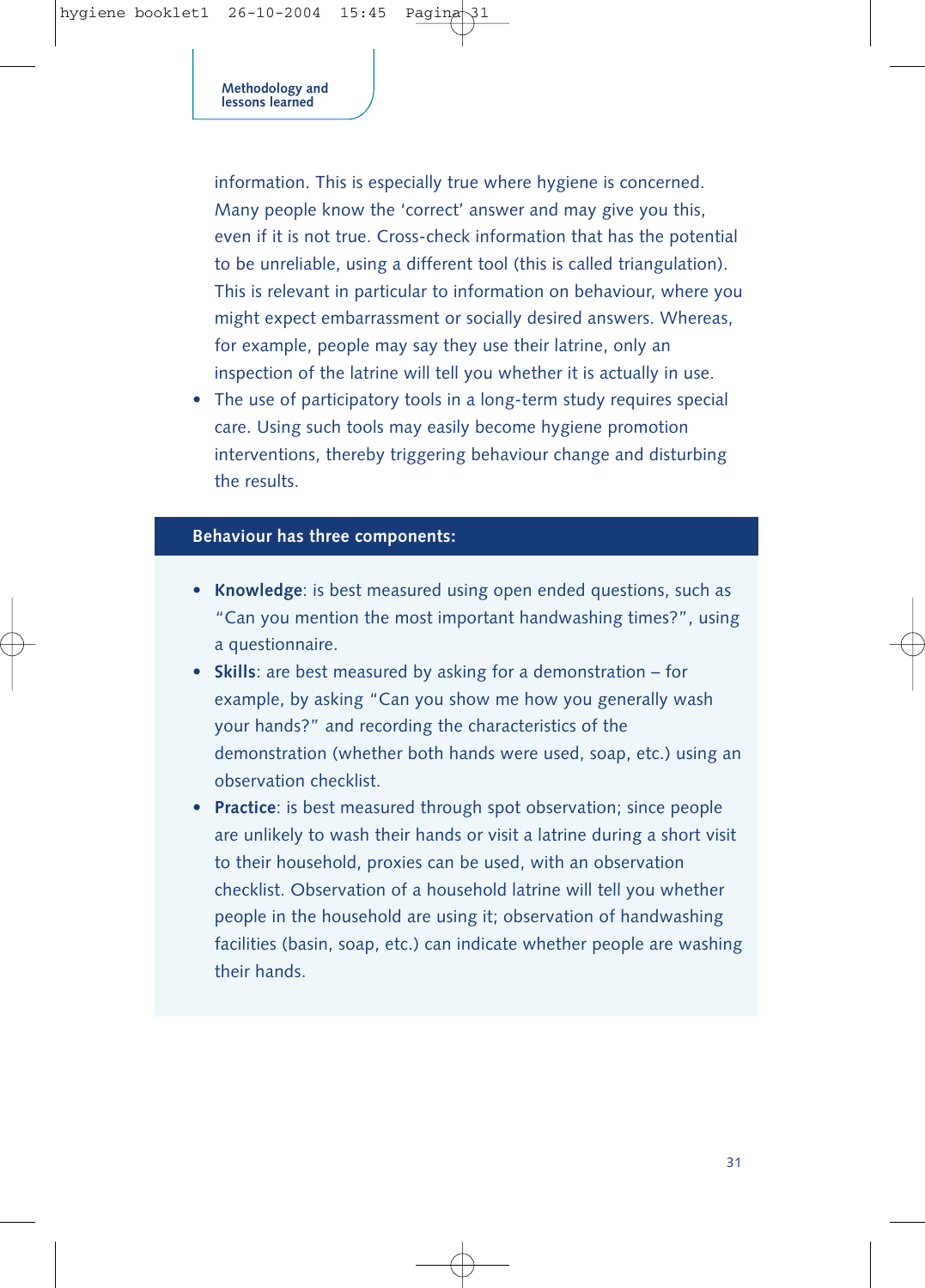information. This is especially true where hygiene is concerned. Many people know the 'correct' answer and may give you this, even if it is not true. Cross-check information that has the potential to be unreliable, using a different tool (this is called triangulation). This is relevant in particular to information on behaviour, where you might expect embarrassment or socially desired answers. Whereas, for example, people may say they use their latrine, only an inspection of the latrine will tell you whether it is actually in use.

- The use of participatory tools in a long-term study requires special care. Using such tools may easily become hygiene promotion interventions, thereby triggering behaviour change and disturbing the results.

**Behaviour has three components:**

- **Knowledge**: is best measured using open ended questions, such as "Can you mention the most important handwashing times?", using a questionnaire.
- **Skills**: are best measured by asking for a demonstration – for example, by asking "Can you show me how you generally wash your hands?" and recording the characteristics of the demonstration (whether both hands were used, soap, etc.) using an observation checklist.
- **Practice**: is best measured through spot observation; since people are unlikely to wash their hands or visit a latrine during a short visit to their household, proxies can be used, with an observation checklist. Observation of a household latrine will tell you whether people in the household are using it; observation of handwashing facilities (basin, soap, etc.) can indicate whether people are washing their hands.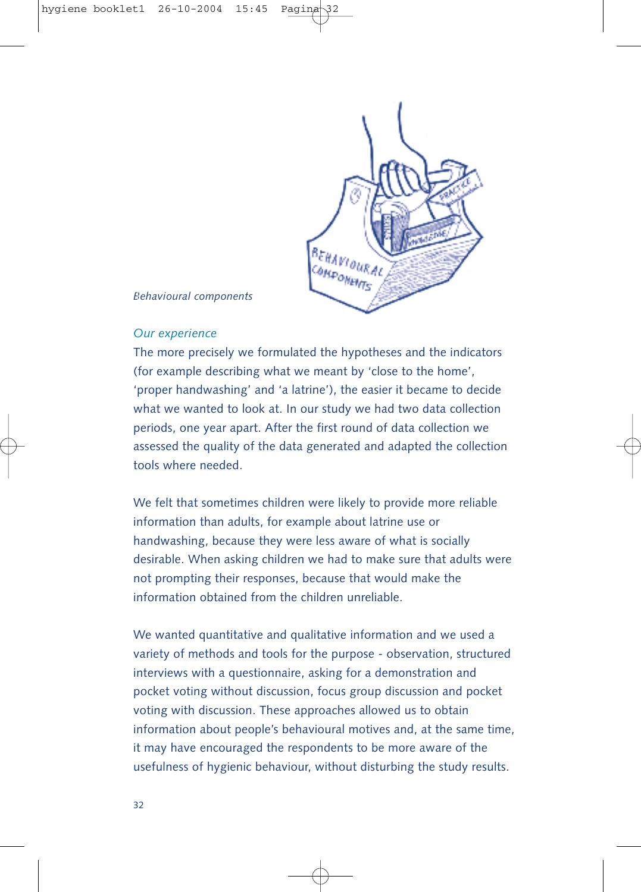*Behavioural components*

*Our experience*

The more precisely we formulated the hypotheses and the indicators (for example describing what we meant by 'close to the home', 'proper handwashing' and 'a latrine'), the easier it became to decide what we wanted to look at. In our study we had two data collection periods, one year apart. After the first round of data collection we assessed the quality of the data generated and adapted the collection tools where needed.

We felt that sometimes children were likely to provide more reliable information than adults, for example about latrine use or handwashing, because they were less aware of what is socially desirable. When asking children we had to make sure that adults were not prompting their responses, because that would make the information obtained from the children unreliable.

We wanted quantitative and qualitative information and we used a variety of methods and tools for the purpose - observation, structured interviews with a questionnaire, asking for a demonstration and pocket voting without discussion, focus group discussion and pocket voting with discussion. These approaches allowed us to obtain information about people's behavioural motives and, at the same time, it may have encouraged the respondents to be more aware of the usefulness of hygienic behaviour, without disturbing the study results.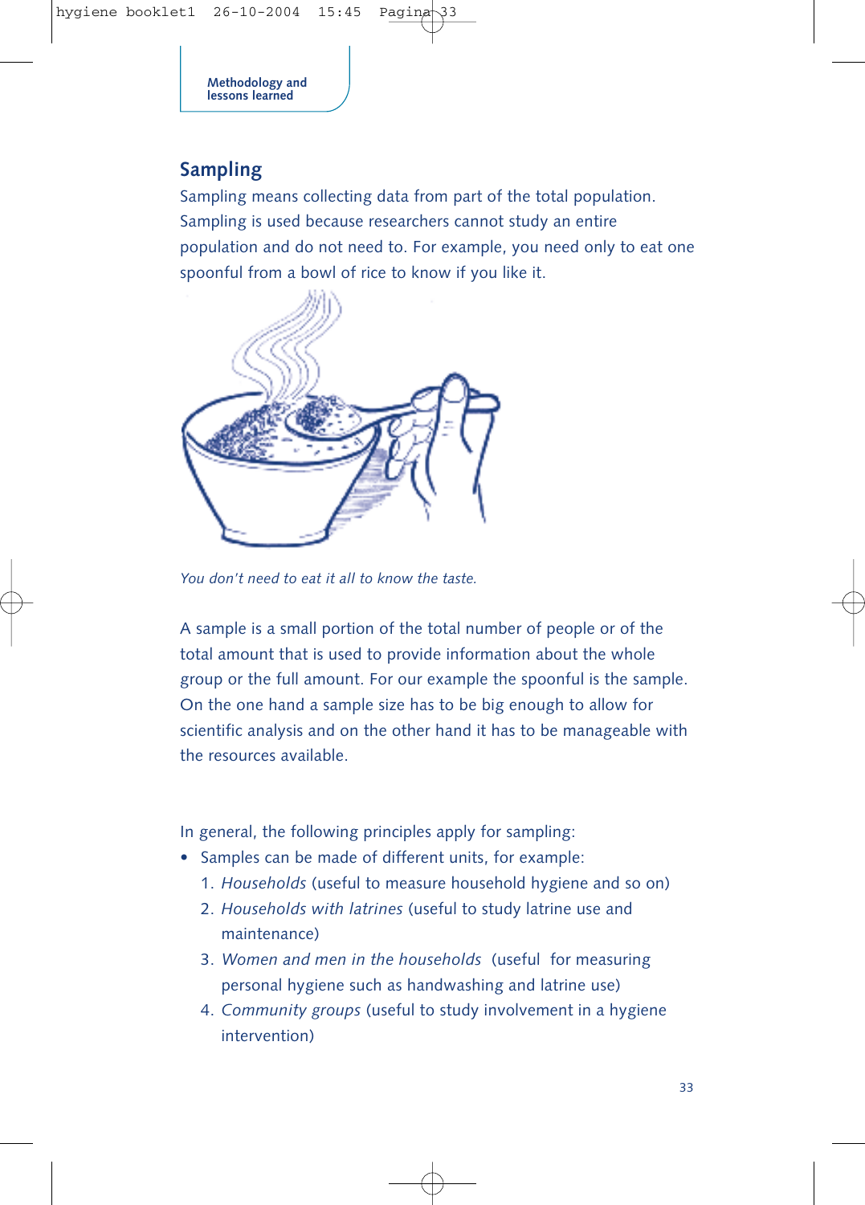Methodology and lessons learned

## Sampling

Sampling means collecting data from part of the total population. Sampling is used because researchers cannot study an entire population and do not need to. For example, you need only to eat one spoonful from a bowl of rice to know if you like it.

*You don't need to eat it all to know the taste.*

A sample is a small portion of the total number of people or of the total amount that is used to provide information about the whole group or the full amount. For our example the spoonful is the sample. On the one hand a sample size has to be big enough to allow for scientific analysis and on the other hand it has to be manageable with the resources available.

In general, the following principles apply for sampling:

- Samples can be made of different units, for example:
  1. *Households* (useful to measure household hygiene and so on)
  2. *Households with latrines* (useful to study latrine use and maintenance)
  3. *Women and men in the households* (useful for measuring personal hygiene such as handwashing and latrine use)
  4. *Community groups* (useful to study involvement in a hygiene intervention)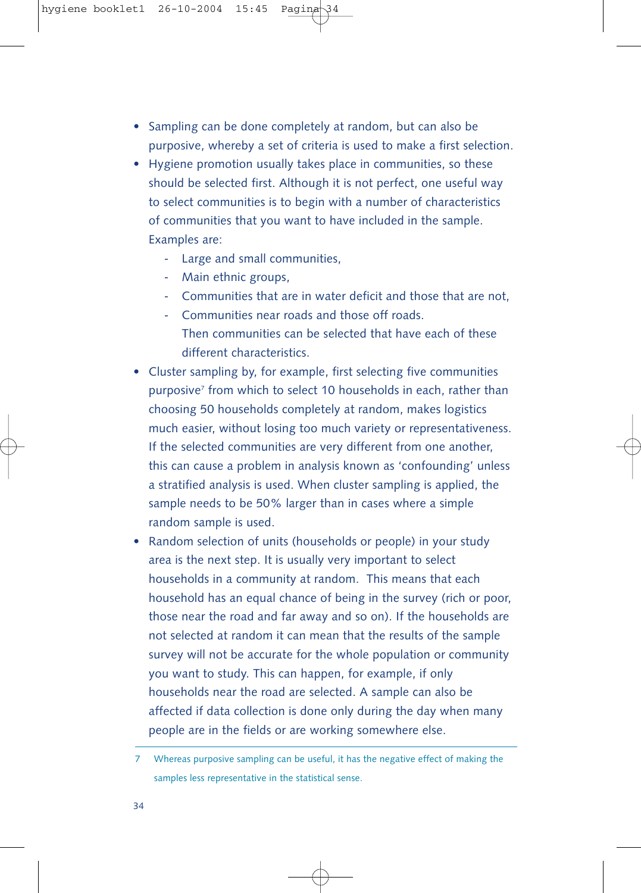- Sampling can be done completely at random, but can also be purposive, whereby a set of criteria is used to make a first selection.
- Hygiene promotion usually takes place in communities, so these should be selected first. Although it is not perfect, one useful way to select communities is to begin with a number of characteristics of communities that you want to have included in the sample. Examples are:
  - Large and small communities,
  - Main ethnic groups,
  - Communities that are in water deficit and those that are not,
  - Communities near roads and those off roads.

    Then communities can be selected that have each of these different characteristics.
- Cluster sampling by, for example, first selecting five communities purposive[7] from which to select 10 households in each, rather than choosing 50 households completely at random, makes logistics much easier, without losing too much variety or representativeness. If the selected communities are very different from one another, this can cause a problem in analysis known as 'confounding' unless a stratified analysis is used. When cluster sampling is applied, the sample needs to be 50% larger than in cases where a simple random sample is used.
- Random selection of units (households or people) in your study area is the next step. It is usually very important to select households in a community at random. This means that each household has an equal chance of being in the survey (rich or poor, those near the road and far away and so on). If the households are not selected at random it can mean that the results of the sample survey will not be accurate for the whole population or community you want to study. This can happen, for example, if only households near the road are selected. A sample can also be affected if data collection is done only during the day when many people are in the fields or are working somewhere else.

---

7 Whereas purposive sampling can be useful, it has the negative effect of making the samples less representative in the statistical sense.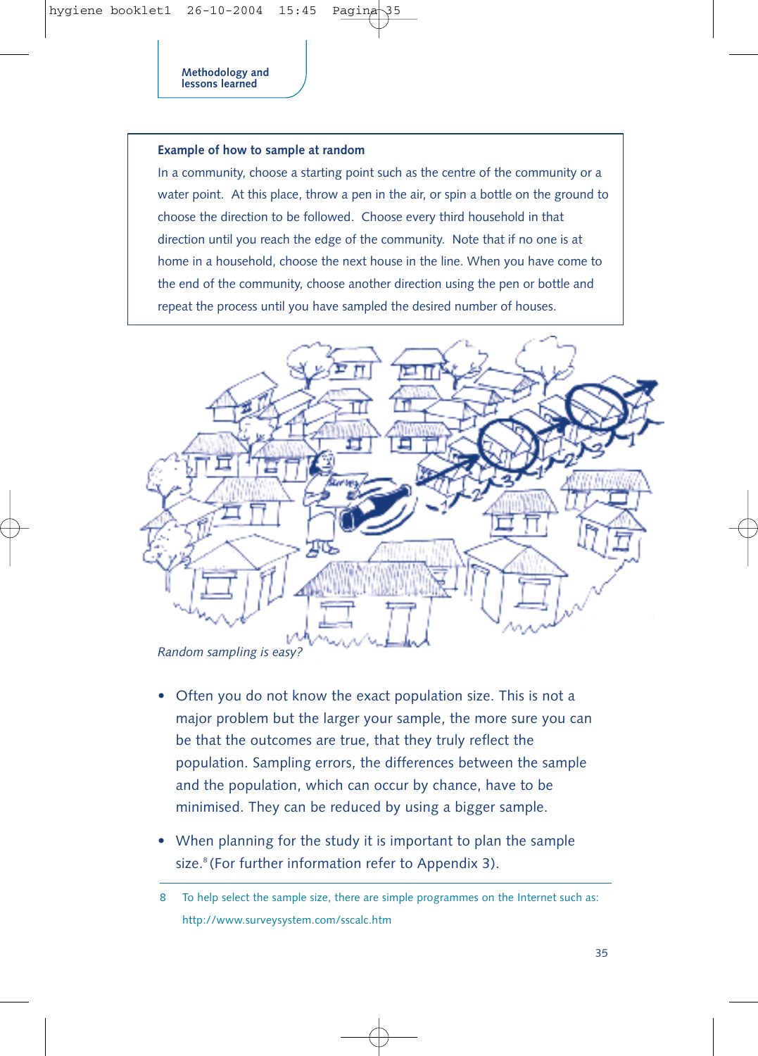### Example of how to sample at random

In a community, choose a starting point such as the centre of the community or a water point. At this place, throw a pen in the air, or spin a bottle on the ground to choose the direction to be followed. Choose every third household in that direction until you reach the edge of the community. Note that if no one is at home in a household, choose the next house in the line. When you have come to the end of the community, choose another direction using the pen or bottle and repeat the process until you have sampled the desired number of houses.

*Random sampling is easy?*

- Often you do not know the exact population size. This is not a major problem but the larger your sample, the more sure you can be that the outcomes are true, that they truly reflect the population. Sampling errors, the differences between the sample and the population, which can occur by chance, have to be minimised. They can be reduced by using a bigger sample.
- When planning for the study it is important to plan the sample size.[8] (For further information refer to Appendix 3).

---

8 To help select the sample size, there are simple programmes on the Internet such as: http://www.surveysystem.com/sscalc.htm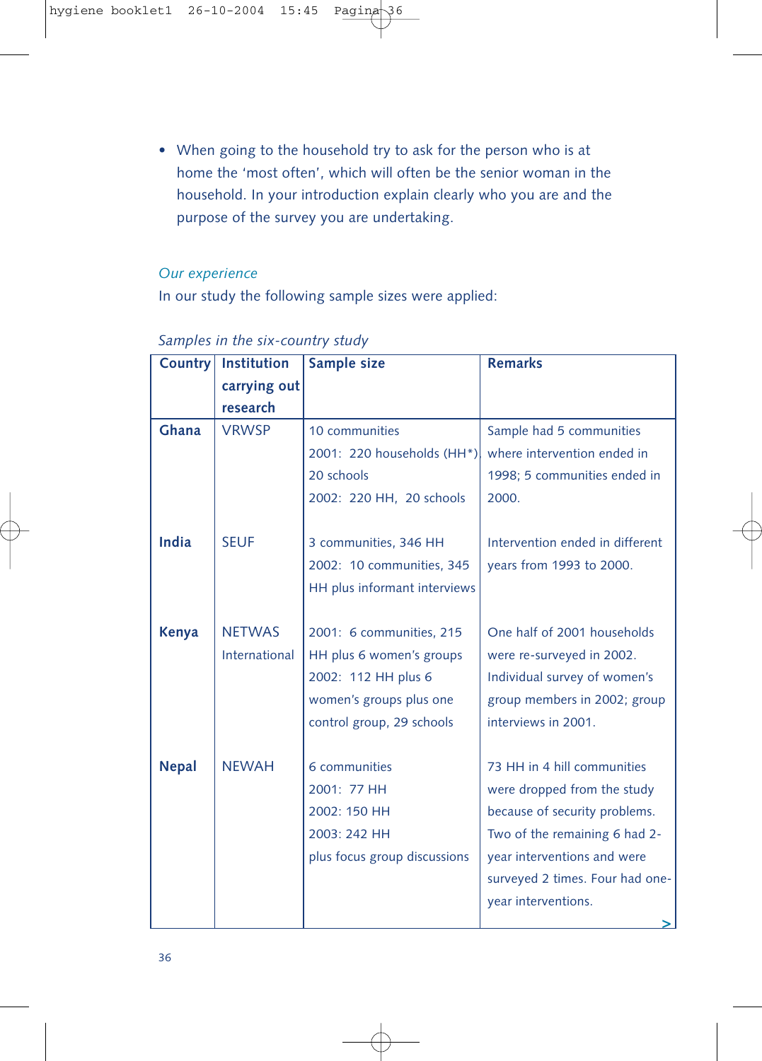- When going to the household try to ask for the person who is at home the 'most often', which will often be the senior woman in the household. In your introduction explain clearly who you are and the purpose of the survey you are undertaking.

*Our experience*

In our study the following sample sizes were applied:

*Samples in the six-country study*

| Country | Institution carrying out research | Sample size | Remarks |
|---|---|---|---|
| **Ghana** | VRWSP | 10 communities<br>2001: 220 households (HH*), 20 schools<br>2002: 220 HH, 20 schools | Sample had 5 communities where intervention ended in 1998; 5 communities ended in 2000. |
| **India** | SEUF | 3 communities, 346 HH<br>2002: 10 communities, 345 HH plus informant interviews | Intervention ended in different years from 1993 to 2000. |
| **Kenya** | NETWAS International | 2001: 6 communities, 215 HH plus 6 women's groups<br>2002: 112 HH plus 6 women's groups plus one control group, 29 schools | One half of 2001 households were re-surveyed in 2002. Individual survey of women's group members in 2002; group interviews in 2001. |
| **Nepal** | NEWAH | 6 communities<br>2001: 77 HH<br>2002: 150 HH<br>2003: 242 HH<br>plus focus group discussions | 73 HH in 4 hill communities were dropped from the study because of security problems. Two of the remaining 6 had 2-year interventions and were surveyed 2 times. Four had one-year interventions. |

>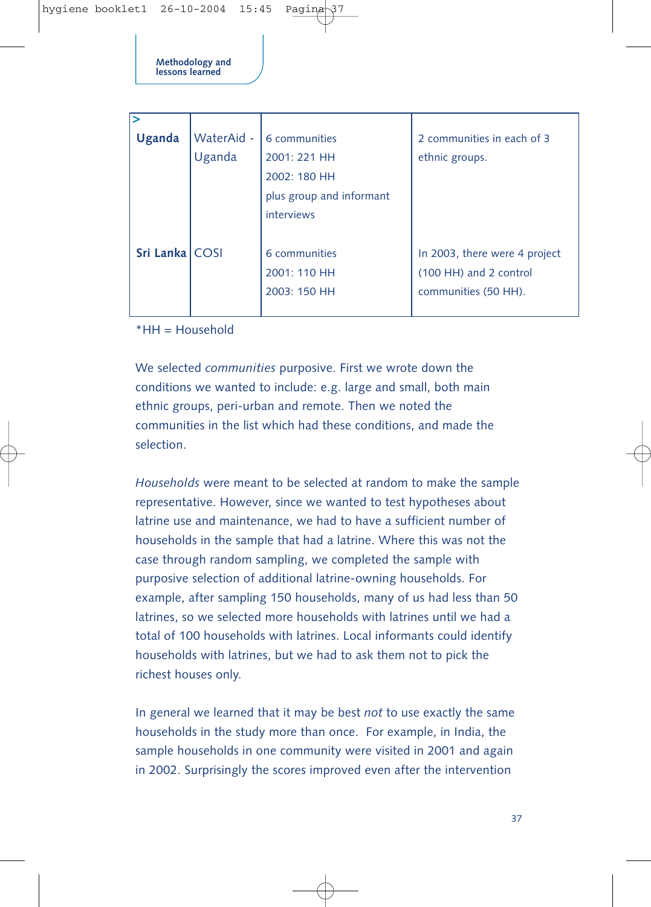| Uganda | WaterAid - Uganda | 6 communities<br>2001: 221 HH<br>2002: 180 HH<br>plus group and informant interviews | 2 communities in each of 3 ethnic groups. |
|---|---|---|---|
| Sri Lanka | COSI | 6 communities<br>2001: 110 HH<br>2003: 150 HH | In 2003, there were 4 project (100 HH) and 2 control communities (50 HH). |

*HH = Household

We selected *communities* purposive. First we wrote down the conditions we wanted to include: e.g. large and small, both main ethnic groups, peri-urban and remote. Then we noted the communities in the list which had these conditions, and made the selection.

*Households* were meant to be selected at random to make the sample representative. However, since we wanted to test hypotheses about latrine use and maintenance, we had to have a sufficient number of households in the sample that had a latrine. Where this was not the case through random sampling, we completed the sample with purposive selection of additional latrine-owning households. For example, after sampling 150 households, many of us had less than 50 latrines, so we selected more households with latrines until we had a total of 100 households with latrines. Local informants could identify households with latrines, but we had to ask them not to pick the richest houses only.

In general we learned that it may be best *not* to use exactly the same households in the study more than once. For example, in India, the sample households in one community were visited in 2001 and again in 2002. Surprisingly the scores improved even after the intervention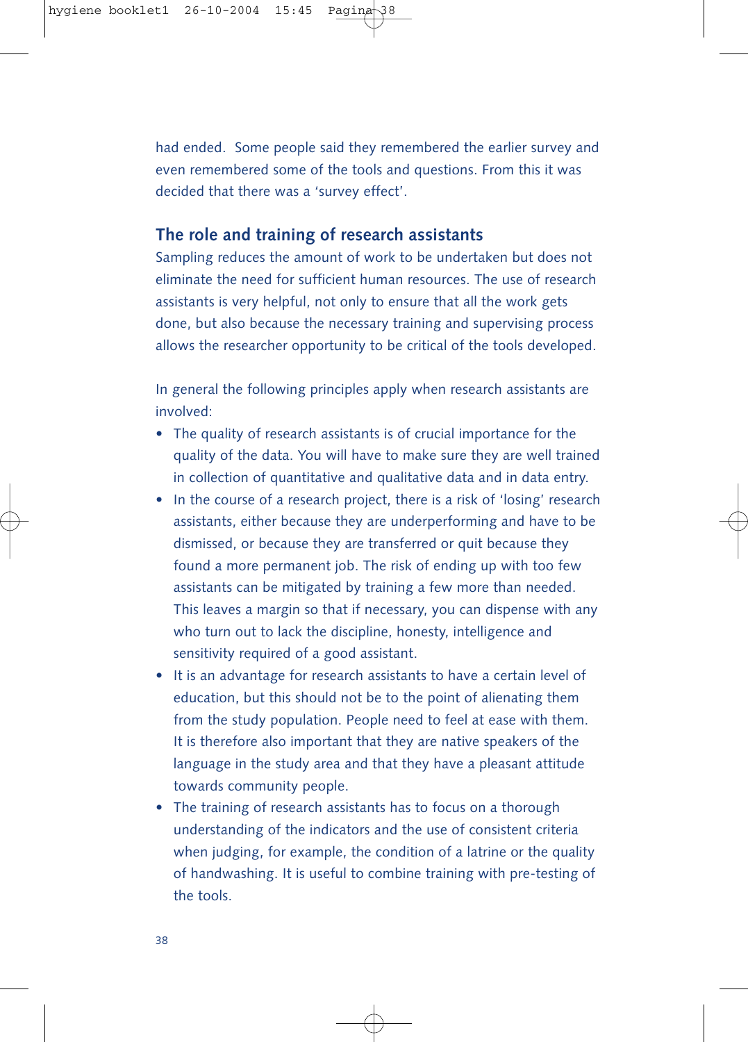had ended.  Some people said they remembered the earlier survey and even remembered some of the tools and questions. From this it was decided that there was a 'survey effect'.

## The role and training of research assistants

Sampling reduces the amount of work to be undertaken but does not eliminate the need for sufficient human resources. The use of research assistants is very helpful, not only to ensure that all the work gets done, but also because the necessary training and supervising process allows the researcher opportunity to be critical of the tools developed.

In general the following principles apply when research assistants are involved:

- The quality of research assistants is of crucial importance for the quality of the data. You will have to make sure they are well trained in collection of quantitative and qualitative data and in data entry.
- In the course of a research project, there is a risk of 'losing' research assistants, either because they are underperforming and have to be dismissed, or because they are transferred or quit because they found a more permanent job. The risk of ending up with too few assistants can be mitigated by training a few more than needed. This leaves a margin so that if necessary, you can dispense with any who turn out to lack the discipline, honesty, intelligence and sensitivity required of a good assistant.
- It is an advantage for research assistants to have a certain level of education, but this should not be to the point of alienating them from the study population. People need to feel at ease with them. It is therefore also important that they are native speakers of the language in the study area and that they have a pleasant attitude towards community people.
- The training of research assistants has to focus on a thorough understanding of the indicators and the use of consistent criteria when judging, for example, the condition of a latrine or the quality of handwashing. It is useful to combine training with pre-testing of the tools.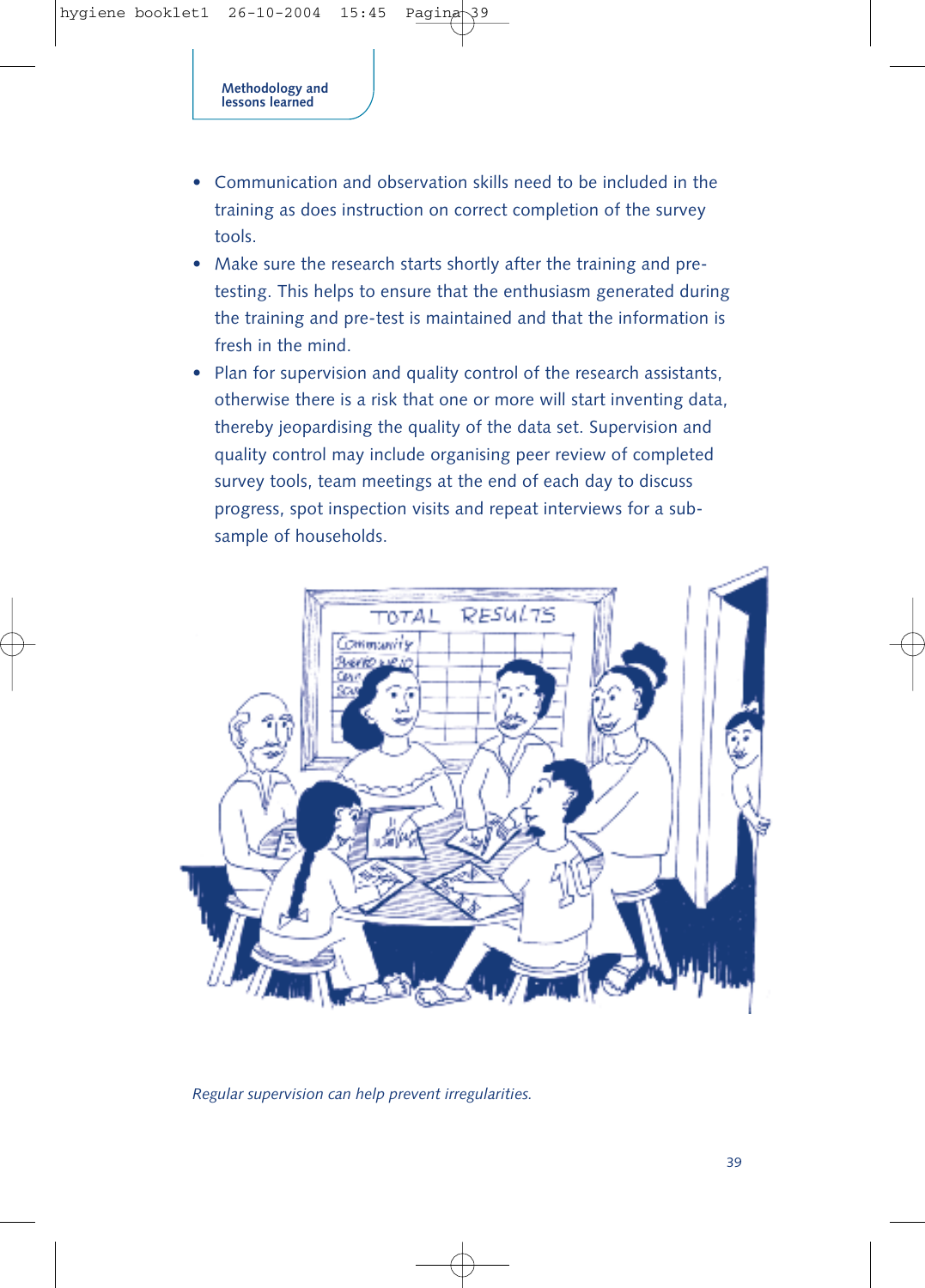- Communication and observation skills need to be included in the training as does instruction on correct completion of the survey tools.
- Make sure the research starts shortly after the training and pre-testing. This helps to ensure that the enthusiasm generated during the training and pre-test is maintained and that the information is fresh in the mind.
- Plan for supervision and quality control of the research assistants, otherwise there is a risk that one or more will start inventing data, thereby jeopardising the quality of the data set. Supervision and quality control may include organising peer review of completed survey tools, team meetings at the end of each day to discuss progress, spot inspection visits and repeat interviews for a sub-sample of households.

*Regular supervision can help prevent irregularities.*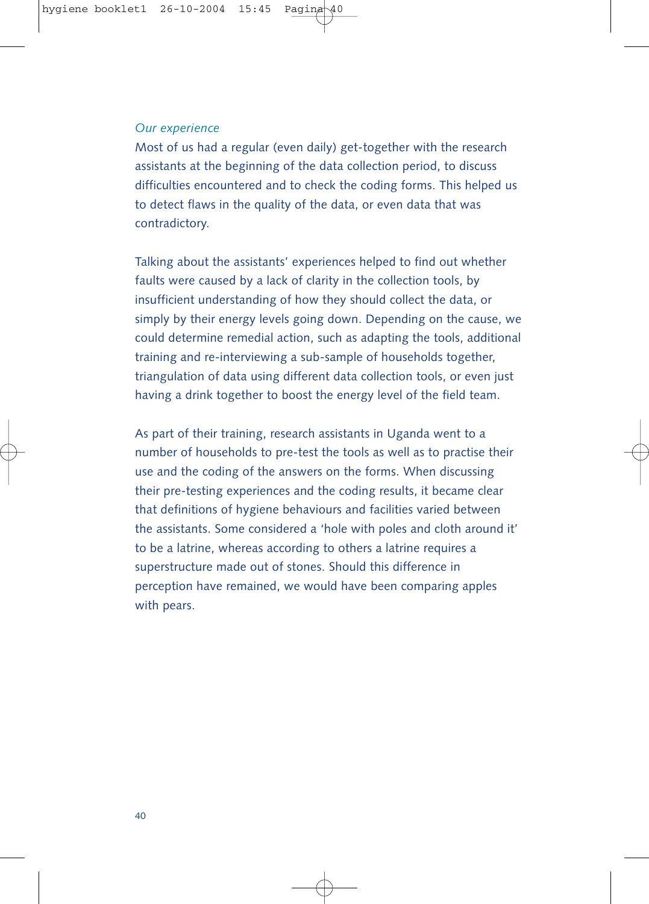*Our experience*

Most of us had a regular (even daily) get-together with the research assistants at the beginning of the data collection period, to discuss difficulties encountered and to check the coding forms. This helped us to detect flaws in the quality of the data, or even data that was contradictory.

Talking about the assistants' experiences helped to find out whether faults were caused by a lack of clarity in the collection tools, by insufficient understanding of how they should collect the data, or simply by their energy levels going down. Depending on the cause, we could determine remedial action, such as adapting the tools, additional training and re-interviewing a sub-sample of households together, triangulation of data using different data collection tools, or even just having a drink together to boost the energy level of the field team.

As part of their training, research assistants in Uganda went to a number of households to pre-test the tools as well as to practise their use and the coding of the answers on the forms. When discussing their pre-testing experiences and the coding results, it became clear that definitions of hygiene behaviours and facilities varied between the assistants. Some considered a 'hole with poles and cloth around it' to be a latrine, whereas according to others a latrine requires a superstructure made out of stones. Should this difference in perception have remained, we would have been comparing apples with pears.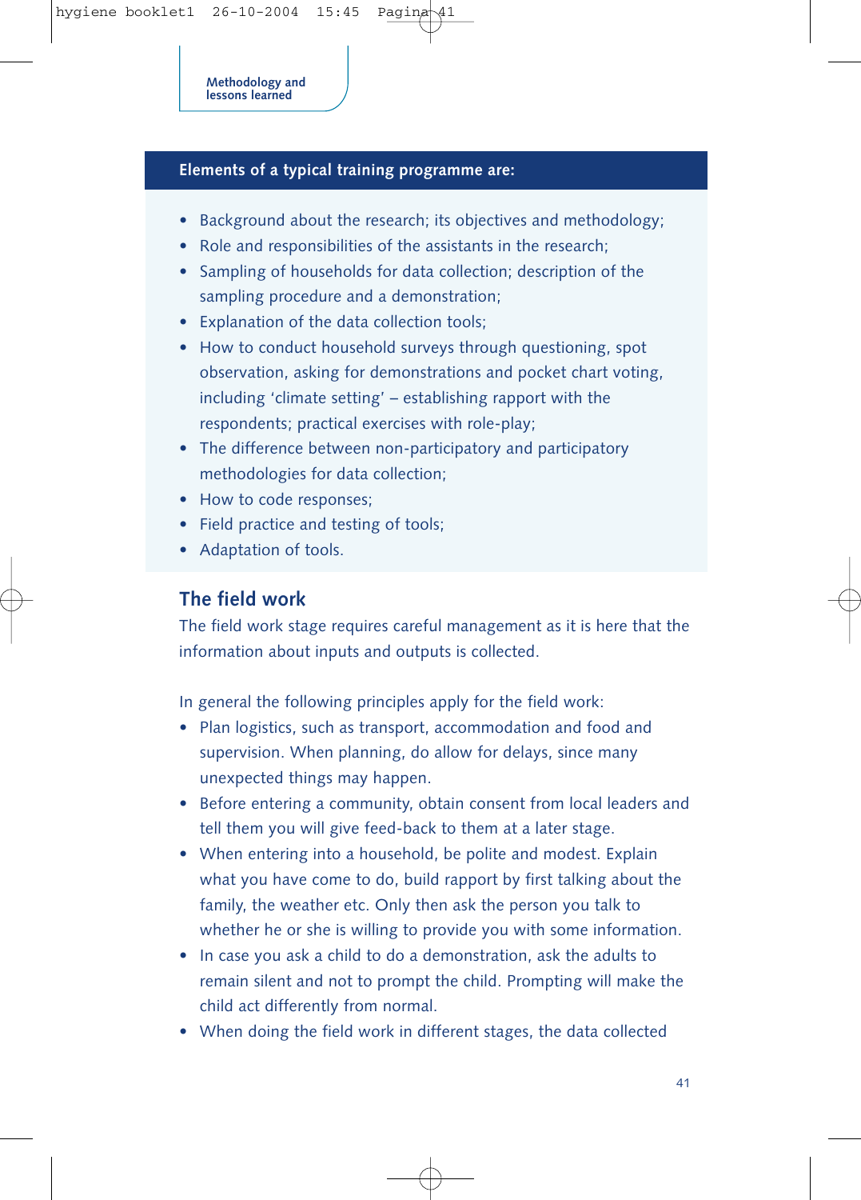**Elements of a typical training programme are:**

- Background about the research; its objectives and methodology;
- Role and responsibilities of the assistants in the research;
- Sampling of households for data collection; description of the sampling procedure and a demonstration;
- Explanation of the data collection tools;
- How to conduct household surveys through questioning, spot observation, asking for demonstrations and pocket chart voting, including 'climate setting' – establishing rapport with the respondents; practical exercises with role-play;
- The difference between non-participatory and participatory methodologies for data collection;
- How to code responses;
- Field practice and testing of tools;
- Adaptation of tools.

## The field work

The field work stage requires careful management as it is here that the information about inputs and outputs is collected.

In general the following principles apply for the field work:

- Plan logistics, such as transport, accommodation and food and supervision. When planning, do allow for delays, since many unexpected things may happen.
- Before entering a community, obtain consent from local leaders and tell them you will give feed-back to them at a later stage.
- When entering into a household, be polite and modest. Explain what you have come to do, build rapport by first talking about the family, the weather etc. Only then ask the person you talk to whether he or she is willing to provide you with some information.
- In case you ask a child to do a demonstration, ask the adults to remain silent and not to prompt the child. Prompting will make the child act differently from normal.
- When doing the field work in different stages, the data collected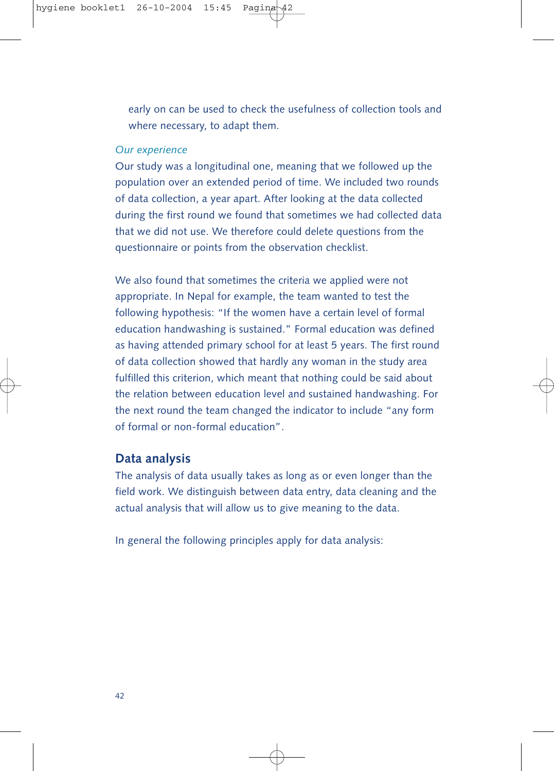early on can be used to check the usefulness of collection tools and where necessary, to adapt them.

*Our experience*

Our study was a longitudinal one, meaning that we followed up the population over an extended period of time. We included two rounds of data collection, a year apart. After looking at the data collected during the first round we found that sometimes we had collected data that we did not use. We therefore could delete questions from the questionnaire or points from the observation checklist.

We also found that sometimes the criteria we applied were not appropriate. In Nepal for example, the team wanted to test the following hypothesis: "If the women have a certain level of formal education handwashing is sustained." Formal education was defined as having attended primary school for at least 5 years. The first round of data collection showed that hardly any woman in the study area fulfilled this criterion, which meant that nothing could be said about the relation between education level and sustained handwashing. For the next round the team changed the indicator to include "any form of formal or non-formal education".

## Data analysis

The analysis of data usually takes as long as or even longer than the field work. We distinguish between data entry, data cleaning and the actual analysis that will allow us to give meaning to the data.

In general the following principles apply for data analysis: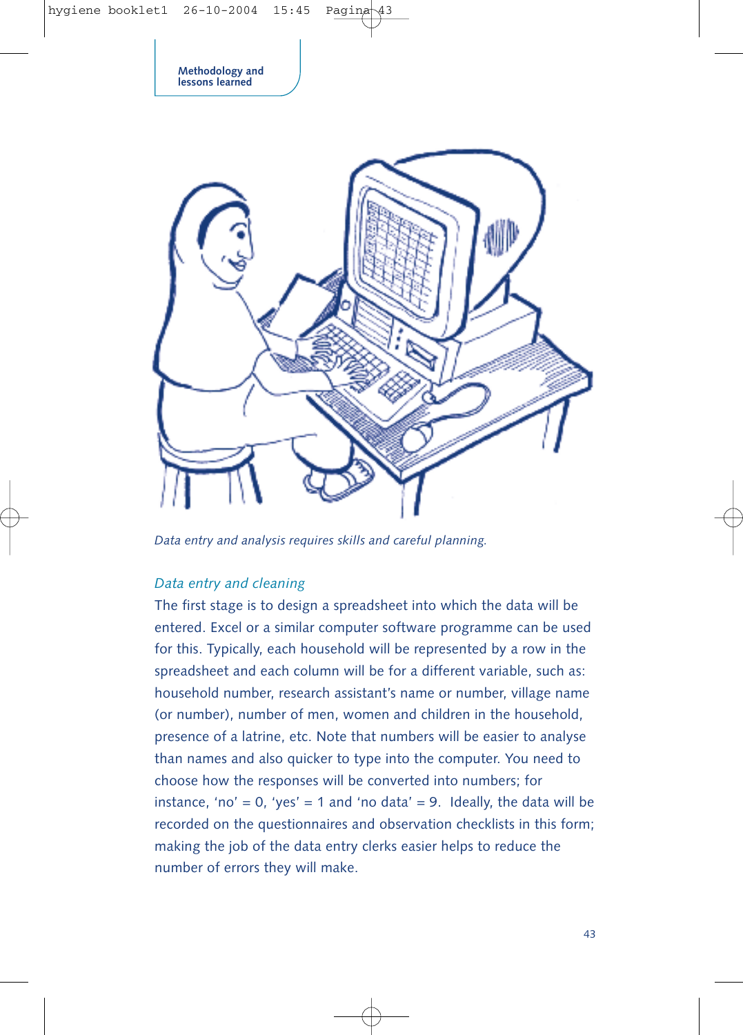*Data entry and analysis requires skills and careful planning.*

### *Data entry and cleaning*

The first stage is to design a spreadsheet into which the data will be entered. Excel or a similar computer software programme can be used for this. Typically, each household will be represented by a row in the spreadsheet and each column will be for a different variable, such as: household number, research assistant's name or number, village name (or number), number of men, women and children in the household, presence of a latrine, etc. Note that numbers will be easier to analyse than names and also quicker to type into the computer. You need to choose how the responses will be converted into numbers; for instance, 'no' = 0, 'yes' = 1 and 'no data' = 9. Ideally, the data will be recorded on the questionnaires and observation checklists in this form; making the job of the data entry clerks easier helps to reduce the number of errors they will make.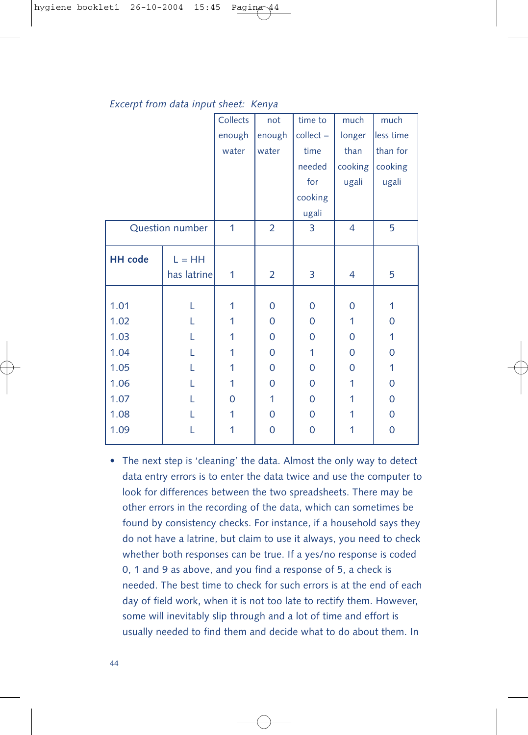*Excerpt from data input sheet: Kenya*

| | | Collects enough water | not enough water | time to collect = time needed for cooking ugali | much longer than cooking ugali | much less time than for cooking ugali |
|---|---|---|---|---|---|---|
| Question number | | 1 | 2 | 3 | 4 | 5 |
| **HH code** | L = HH has latrine | 1 | 2 | 3 | 4 | 5 |
| 1.01 | L | 1 | 0 | 0 | 0 | 1 |
| 1.02 | L | 1 | 0 | 0 | 1 | 0 |
| 1.03 | L | 1 | 0 | 0 | 0 | 1 |
| 1.04 | L | 1 | 0 | 1 | 0 | 0 |
| 1.05 | L | 1 | 0 | 0 | 0 | 1 |
| 1.06 | L | 1 | 0 | 0 | 1 | 0 |
| 1.07 | L | 0 | 1 | 0 | 1 | 0 |
| 1.08 | L | 1 | 0 | 0 | 1 | 0 |
| 1.09 | L | 1 | 0 | 0 | 1 | 0 |

- The next step is 'cleaning' the data. Almost the only way to detect data entry errors is to enter the data twice and use the computer to look for differences between the two spreadsheets. There may be other errors in the recording of the data, which can sometimes be found by consistency checks. For instance, if a household says they do not have a latrine, but claim to use it always, you need to check whether both responses can be true. If a yes/no response is coded 0, 1 and 9 as above, and you find a response of 5, a check is needed. The best time to check for such errors is at the end of each day of field work, when it is not too late to rectify them. However, some will inevitably slip through and a lot of time and effort is usually needed to find them and decide what to do about them. In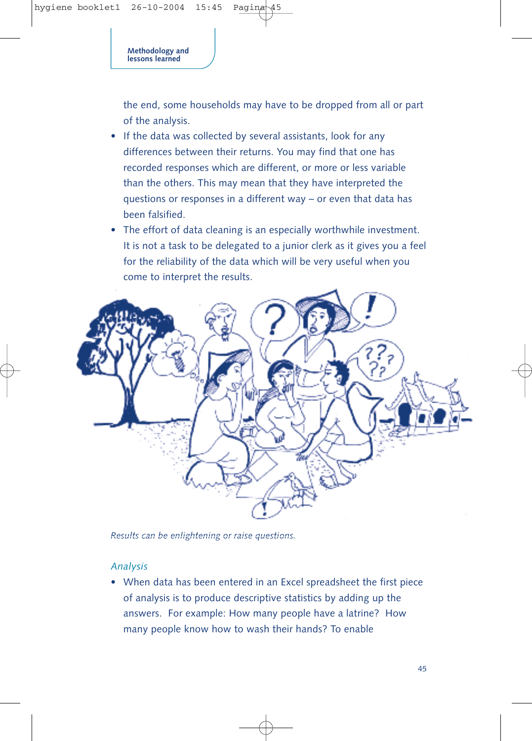the end, some households may have to be dropped from all or part of the analysis.

- If the data was collected by several assistants, look for any differences between their returns. You may find that one has recorded responses which are different, or more or less variable than the others. This may mean that they have interpreted the questions or responses in a different way – or even that data has been falsified.
- The effort of data cleaning is an especially worthwhile investment. It is not a task to be delegated to a junior clerk as it gives you a feel for the reliability of the data which will be very useful when you come to interpret the results.

*Results can be enlightening or raise questions.*

### *Analysis*

- When data has been entered in an Excel spreadsheet the first piece of analysis is to produce descriptive statistics by adding up the answers. For example: How many people have a latrine? How many people know how to wash their hands? To enable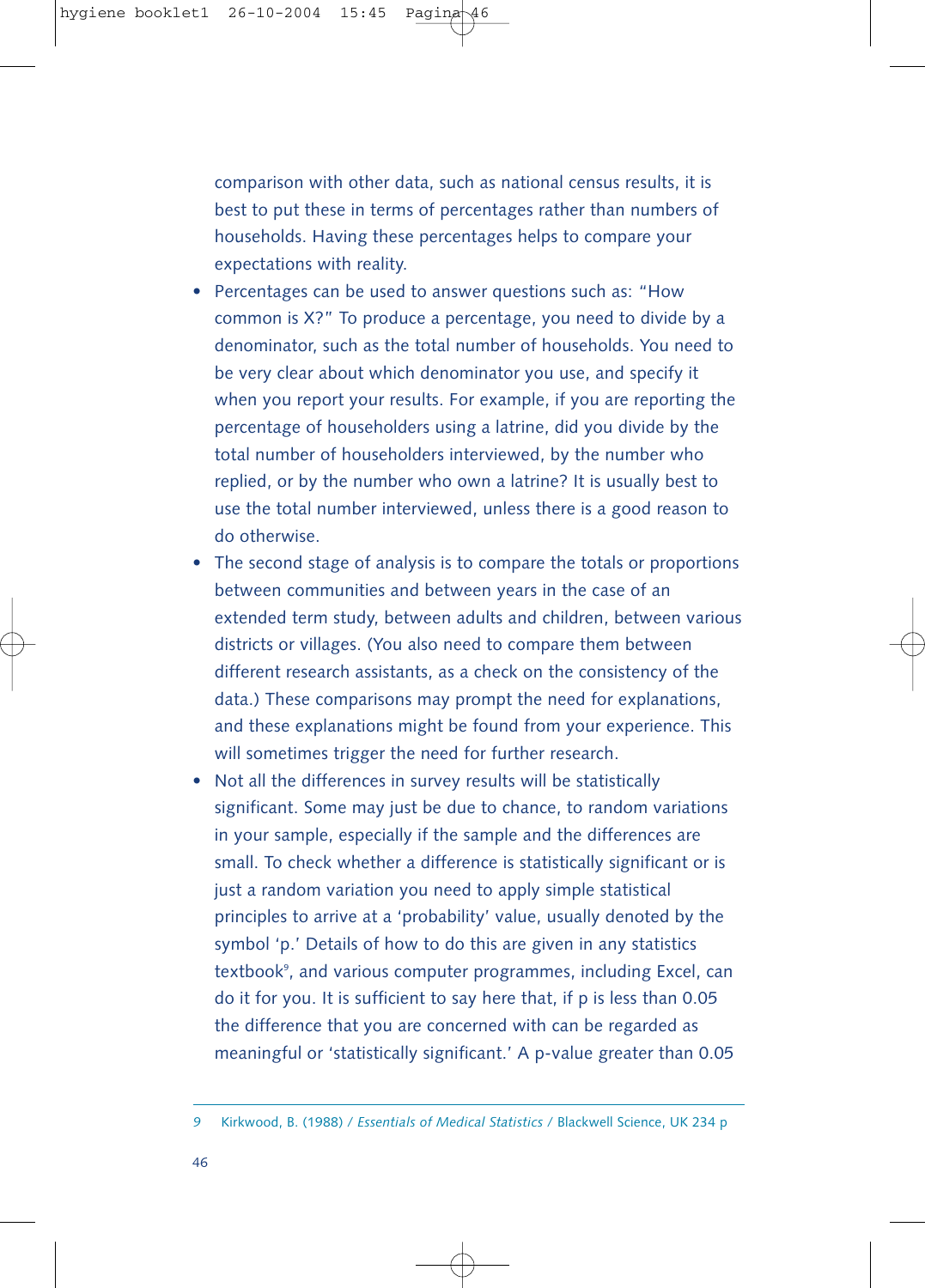comparison with other data, such as national census results, it is best to put these in terms of percentages rather than numbers of households. Having these percentages helps to compare your expectations with reality.

- Percentages can be used to answer questions such as: "How common is X?" To produce a percentage, you need to divide by a denominator, such as the total number of households. You need to be very clear about which denominator you use, and specify it when you report your results. For example, if you are reporting the percentage of householders using a latrine, did you divide by the total number of householders interviewed, by the number who replied, or by the number who own a latrine? It is usually best to use the total number interviewed, unless there is a good reason to do otherwise.
- The second stage of analysis is to compare the totals or proportions between communities and between years in the case of an extended term study, between adults and children, between various districts or villages. (You also need to compare them between different research assistants, as a check on the consistency of the data.) These comparisons may prompt the need for explanations, and these explanations might be found from your experience. This will sometimes trigger the need for further research.
- Not all the differences in survey results will be statistically significant. Some may just be due to chance, to random variations in your sample, especially if the sample and the differences are small. To check whether a difference is statistically significant or is just a random variation you need to apply simple statistical principles to arrive at a 'probability' value, usually denoted by the symbol 'p.' Details of how to do this are given in any statistics textbook[9], and various computer programmes, including Excel, can do it for you. It is sufficient to say here that, if p is less than 0.05 the difference that you are concerned with can be regarded as meaningful or 'statistically significant.' A p-value greater than 0.05

---

9 Kirkwood, B. (1988) / *Essentials of Medical Statistics* / Blackwell Science, UK 234 p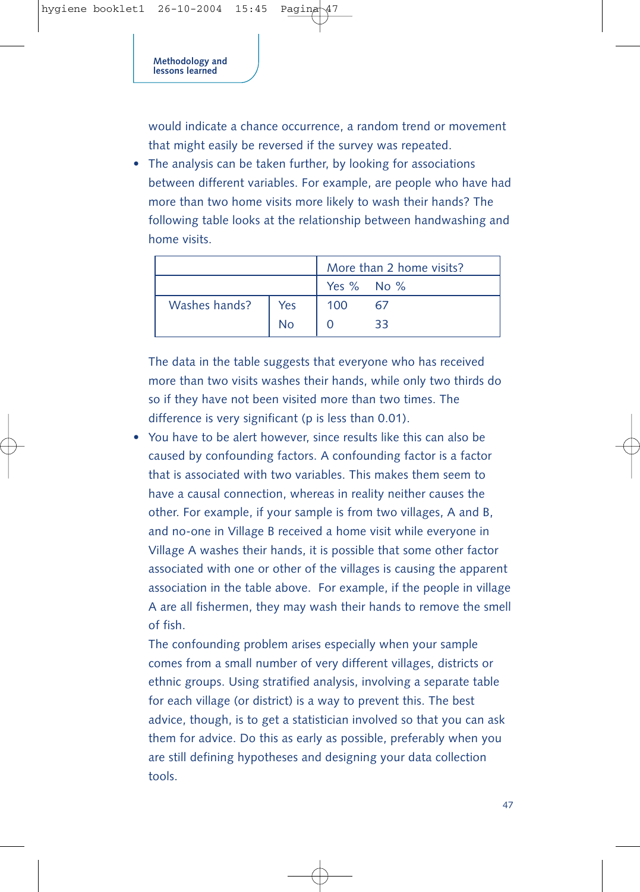would indicate a chance occurrence, a random trend or movement that might easily be reversed if the survey was repeated.

- The analysis can be taken further, by looking for associations between different variables. For example, are people who have had more than two home visits more likely to wash their hands? The following table looks at the relationship between handwashing and home visits.

| | | More than 2 home visits? | |
|---|---|---|---|
| | | Yes % | No % |
| Washes hands? | Yes | 100 | 67 |
| | No | 0 | 33 |

The data in the table suggests that everyone who has received more than two visits washes their hands, while only two thirds do so if they have not been visited more than two times. The difference is very significant (p is less than 0.01).

- You have to be alert however, since results like this can also be caused by confounding factors. A confounding factor is a factor that is associated with two variables. This makes them seem to have a causal connection, whereas in reality neither causes the other. For example, if your sample is from two villages, A and B, and no-one in Village B received a home visit while everyone in Village A washes their hands, it is possible that some other factor associated with one or other of the villages is causing the apparent association in the table above. For example, if the people in village A are all fishermen, they may wash their hands to remove the smell of fish.

  The confounding problem arises especially when your sample comes from a small number of very different villages, districts or ethnic groups. Using stratified analysis, involving a separate table for each village (or district) is a way to prevent this. The best advice, though, is to get a statistician involved so that you can ask them for advice. Do this as early as possible, preferably when you are still defining hypotheses and designing your data collection tools.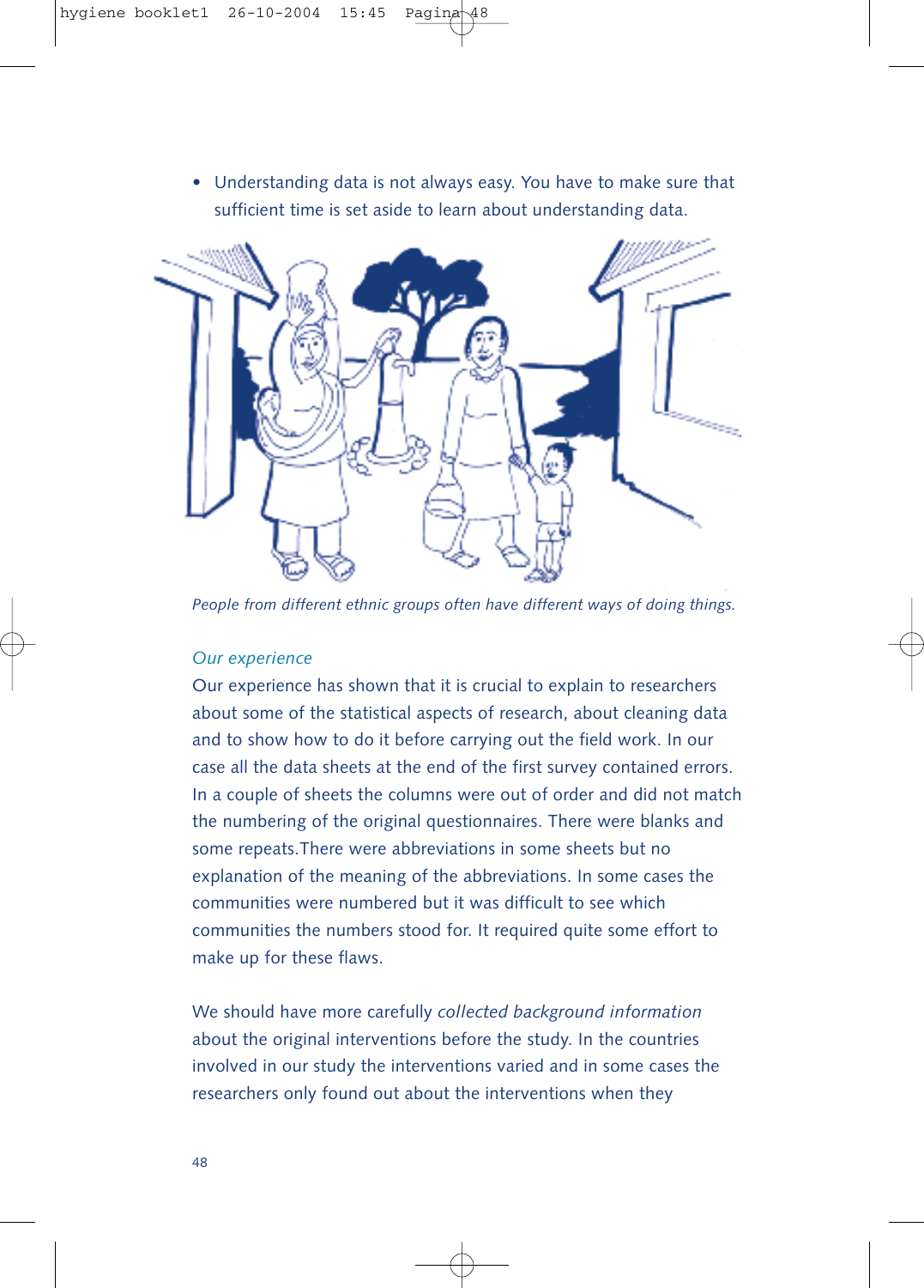- Understanding data is not always easy. You have to make sure that sufficient time is set aside to learn about understanding data.

*People from different ethnic groups often have different ways of doing things.*

*Our experience*

Our experience has shown that it is crucial to explain to researchers about some of the statistical aspects of research, about cleaning data and to show how to do it before carrying out the field work. In our case all the data sheets at the end of the first survey contained errors. In a couple of sheets the columns were out of order and did not match the numbering of the original questionnaires. There were blanks and some repeats.There were abbreviations in some sheets but no explanation of the meaning of the abbreviations. In some cases the communities were numbered but it was difficult to see which communities the numbers stood for. It required quite some effort to make up for these flaws.

We should have more carefully *collected background information* about the original interventions before the study. In the countries involved in our study the interventions varied and in some cases the researchers only found out about the interventions when they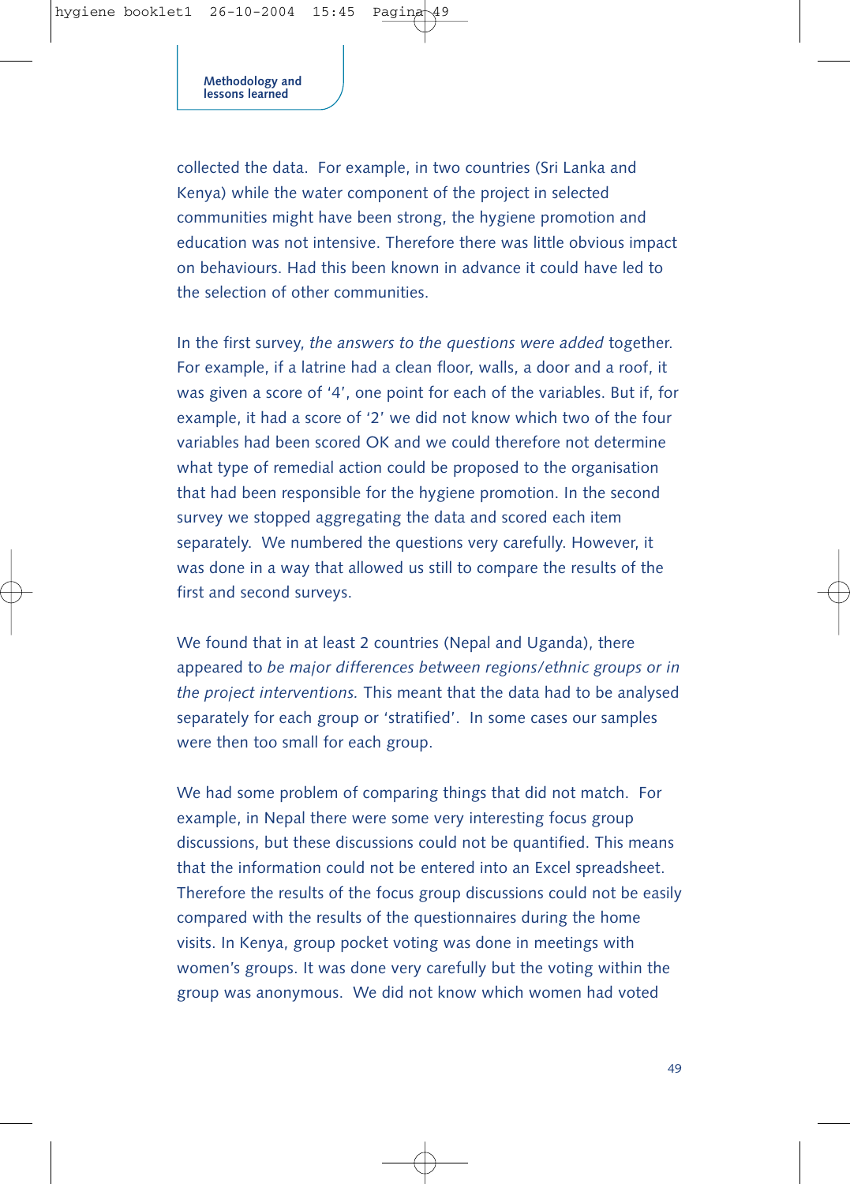collected the data. For example, in two countries (Sri Lanka and Kenya) while the water component of the project in selected communities might have been strong, the hygiene promotion and education was not intensive. Therefore there was little obvious impact on behaviours. Had this been known in advance it could have led to the selection of other communities.

In the first survey, *the answers to the questions were added* together. For example, if a latrine had a clean floor, walls, a door and a roof, it was given a score of '4', one point for each of the variables. But if, for example, it had a score of '2' we did not know which two of the four variables had been scored OK and we could therefore not determine what type of remedial action could be proposed to the organisation that had been responsible for the hygiene promotion. In the second survey we stopped aggregating the data and scored each item separately. We numbered the questions very carefully. However, it was done in a way that allowed us still to compare the results of the first and second surveys.

We found that in at least 2 countries (Nepal and Uganda), there appeared to *be major differences between regions/ethnic groups or in the project interventions*. This meant that the data had to be analysed separately for each group or 'stratified'. In some cases our samples were then too small for each group.

We had some problem of comparing things that did not match. For example, in Nepal there were some very interesting focus group discussions, but these discussions could not be quantified. This means that the information could not be entered into an Excel spreadsheet. Therefore the results of the focus group discussions could not be easily compared with the results of the questionnaires during the home visits. In Kenya, group pocket voting was done in meetings with women's groups. It was done very carefully but the voting within the group was anonymous. We did not know which women had voted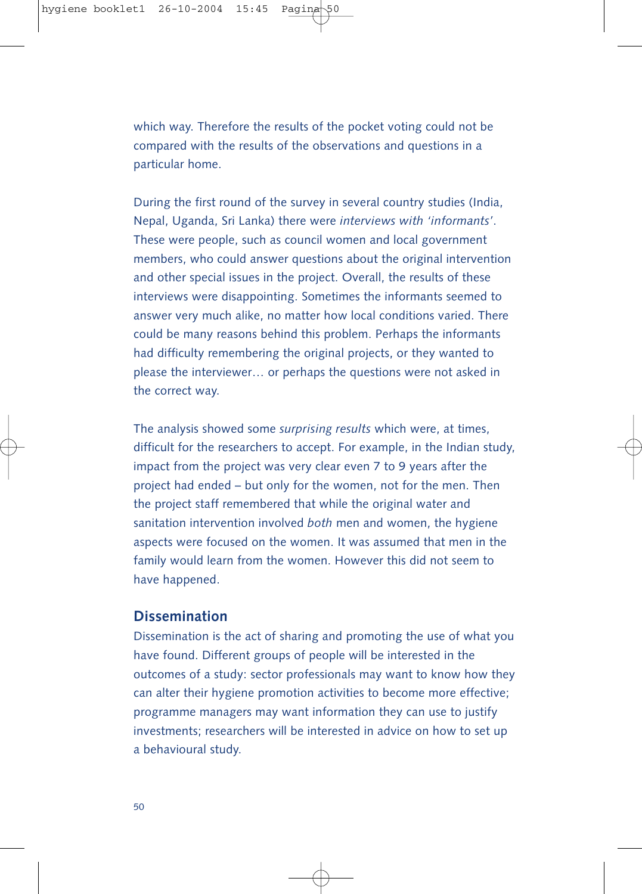which way. Therefore the results of the pocket voting could not be compared with the results of the observations and questions in a particular home.

During the first round of the survey in several country studies (India, Nepal, Uganda, Sri Lanka) there were *interviews with 'informants'*. These were people, such as council women and local government members, who could answer questions about the original intervention and other special issues in the project. Overall, the results of these interviews were disappointing. Sometimes the informants seemed to answer very much alike, no matter how local conditions varied. There could be many reasons behind this problem. Perhaps the informants had difficulty remembering the original projects, or they wanted to please the interviewer… or perhaps the questions were not asked in the correct way.

The analysis showed some *surprising results* which were, at times, difficult for the researchers to accept. For example, in the Indian study, impact from the project was very clear even 7 to 9 years after the project had ended – but only for the women, not for the men. Then the project staff remembered that while the original water and sanitation intervention involved *both* men and women, the hygiene aspects were focused on the women. It was assumed that men in the family would learn from the women. However this did not seem to have happened.

### Dissemination

Dissemination is the act of sharing and promoting the use of what you have found. Different groups of people will be interested in the outcomes of a study: sector professionals may want to know how they can alter their hygiene promotion activities to become more effective; programme managers may want information they can use to justify investments; researchers will be interested in advice on how to set up a behavioural study.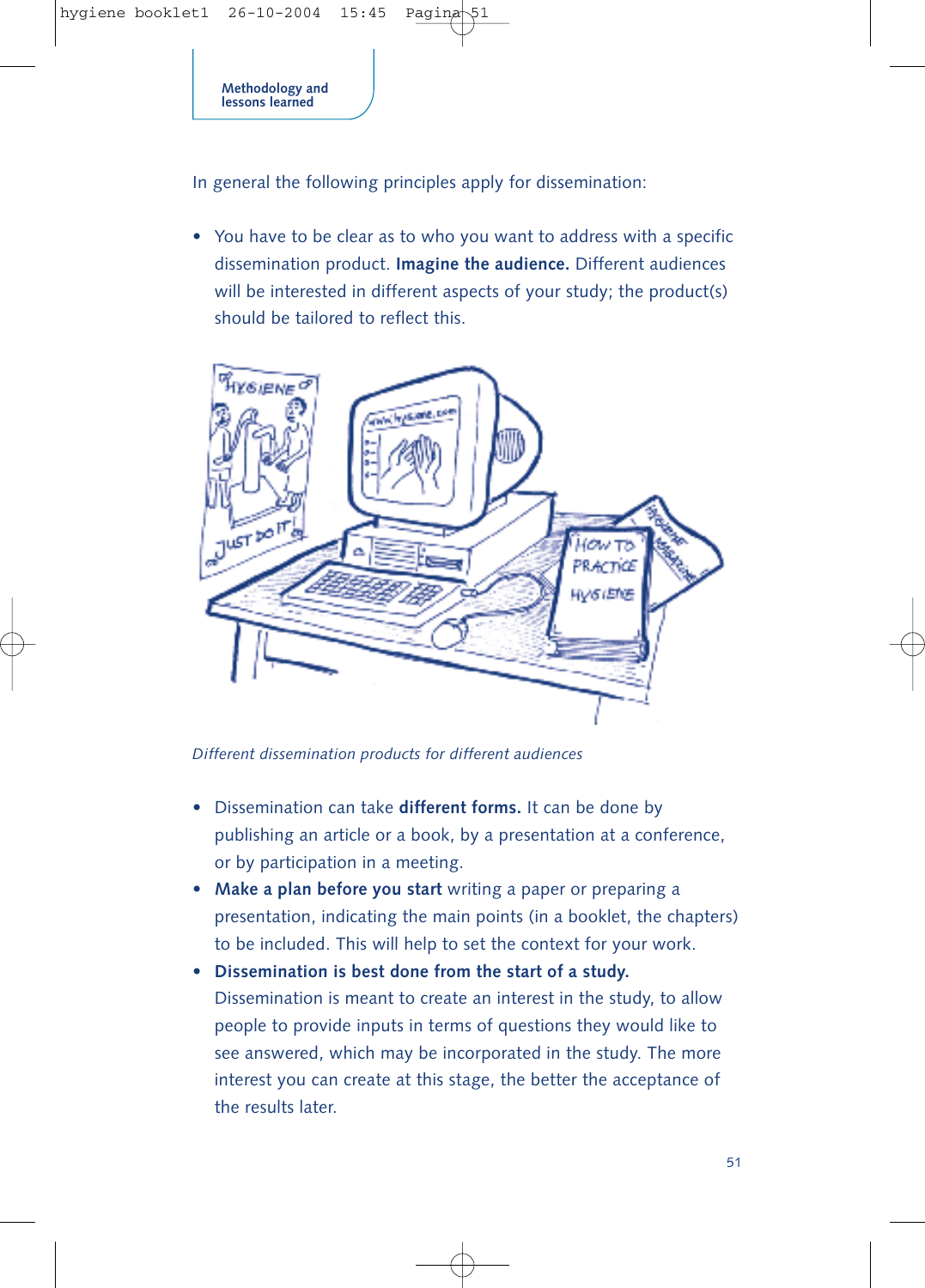In general the following principles apply for dissemination:

- You have to be clear as to who you want to address with a specific dissemination product. **Imagine the audience.** Different audiences will be interested in different aspects of your study; the product(s) should be tailored to reflect this.

*Different dissemination products for different audiences*

- Dissemination can take **different forms.** It can be done by publishing an article or a book, by a presentation at a conference, or by participation in a meeting.
- **Make a plan before you start** writing a paper or preparing a presentation, indicating the main points (in a booklet, the chapters) to be included. This will help to set the context for your work.
- **Dissemination is best done from the start of a study.** Dissemination is meant to create an interest in the study, to allow people to provide inputs in terms of questions they would like to see answered, which may be incorporated in the study. The more interest you can create at this stage, the better the acceptance of the results later.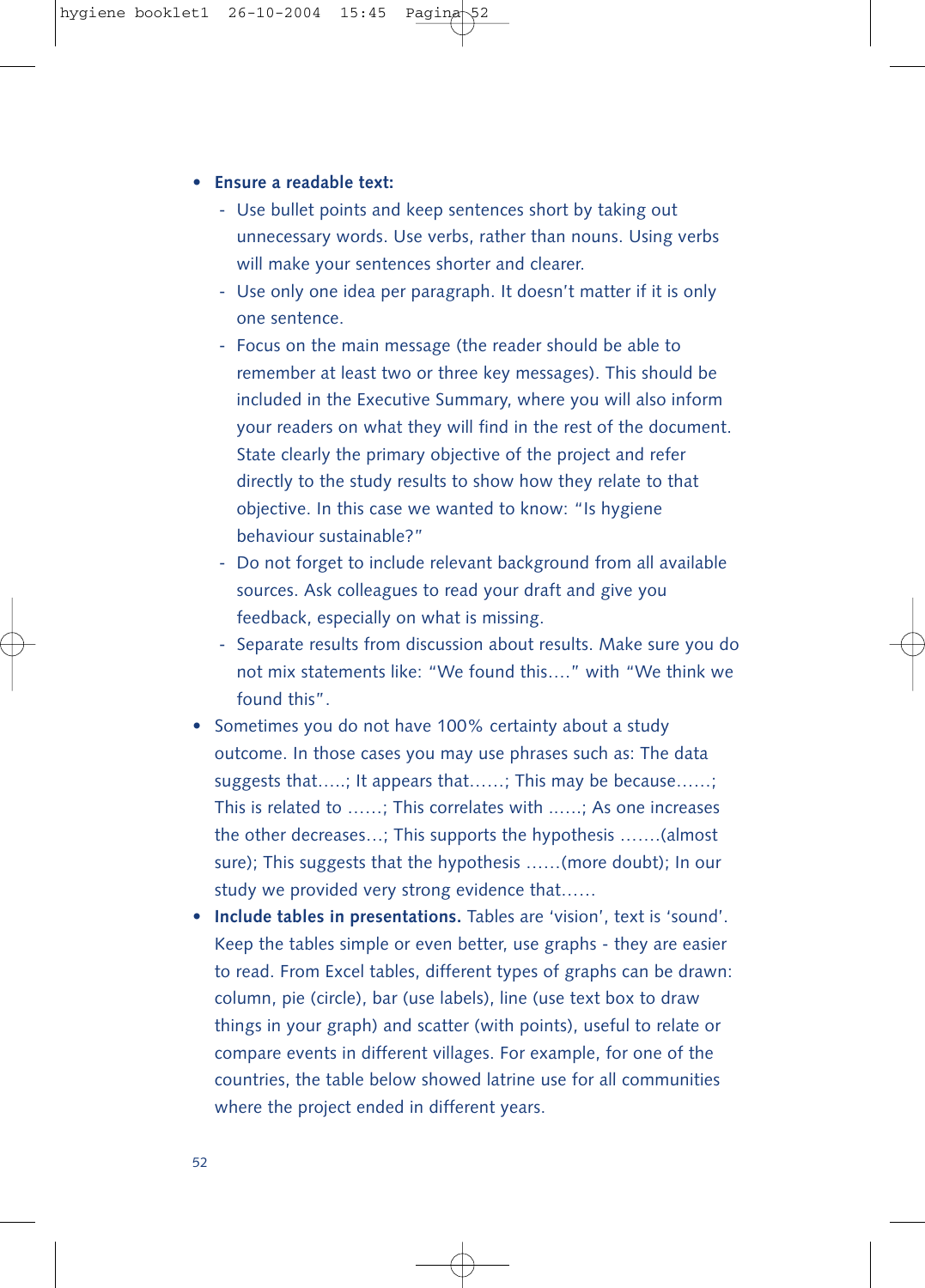- **Ensure a readable text:**
  - Use bullet points and keep sentences short by taking out unnecessary words. Use verbs, rather than nouns. Using verbs will make your sentences shorter and clearer.
  - Use only one idea per paragraph. It doesn't matter if it is only one sentence.
  - Focus on the main message (the reader should be able to remember at least two or three key messages). This should be included in the Executive Summary, where you will also inform your readers on what they will find in the rest of the document. State clearly the primary objective of the project and refer directly to the study results to show how they relate to that objective. In this case we wanted to know: "Is hygiene behaviour sustainable?"
  - Do not forget to include relevant background from all available sources. Ask colleagues to read your draft and give you feedback, especially on what is missing.
  - Separate results from discussion about results. Make sure you do not mix statements like: "We found this…." with "We think we found this".
- Sometimes you do not have 100% certainty about a study outcome. In those cases you may use phrases such as: The data suggests that…..; It appears that……; This may be because……; This is related to ……; This correlates with ……; As one increases the other decreases…; This supports the hypothesis …….(almost sure); This suggests that the hypothesis ……(more doubt); In our study we provided very strong evidence that……
- **Include tables in presentations.** Tables are 'vision', text is 'sound'. Keep the tables simple or even better, use graphs - they are easier to read. From Excel tables, different types of graphs can be drawn: column, pie (circle), bar (use labels), line (use text box to draw things in your graph) and scatter (with points), useful to relate or compare events in different villages. For example, for one of the countries, the table below showed latrine use for all communities where the project ended in different years.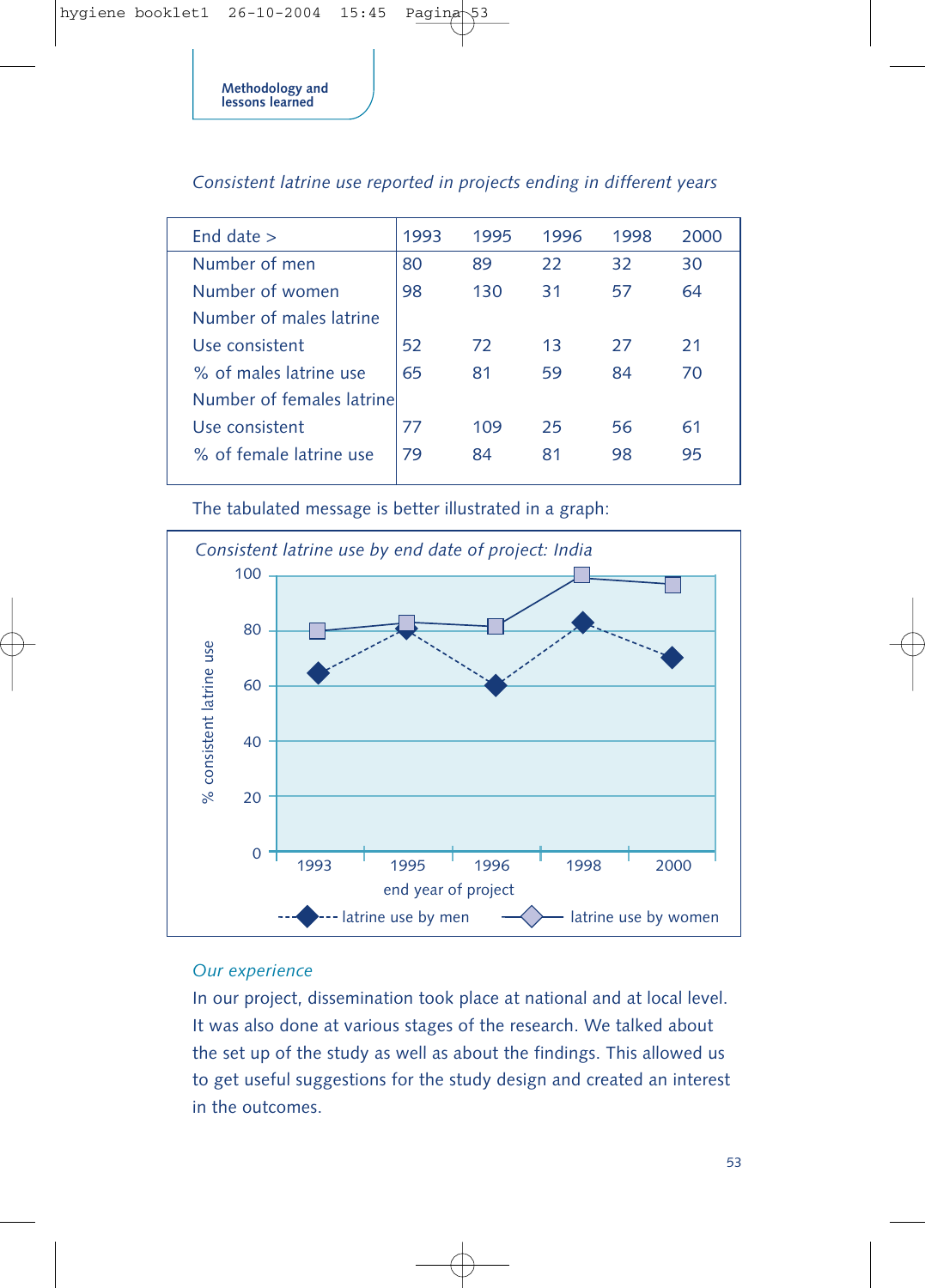*Consistent latrine use reported in projects ending in different years*

| End date > | 1993 | 1995 | 1996 | 1998 | 2000 |
|---|---|---|---|---|---|
| Number of men | 80 | 89 | 22 | 32 | 30 |
| Number of women | 98 | 130 | 31 | 57 | 64 |
| Number of males latrine Use consistent | 52 | 72 | 13 | 27 | 21 |
| % of males latrine use | 65 | 81 | 59 | 84 | 70 |
| Number of females latrine Use consistent | 77 | 109 | 25 | 56 | 61 |
| % of female latrine use | 79 | 84 | 81 | 98 | 95 |

The tabulated message is better illustrated in a graph:

*Consistent latrine use by end date of project: India*

*Our experience*

In our project, dissemination took place at national and at local level. It was also done at various stages of the research. We talked about the set up of the study as well as about the findings. This allowed us to get useful suggestions for the study design and created an interest in the outcomes.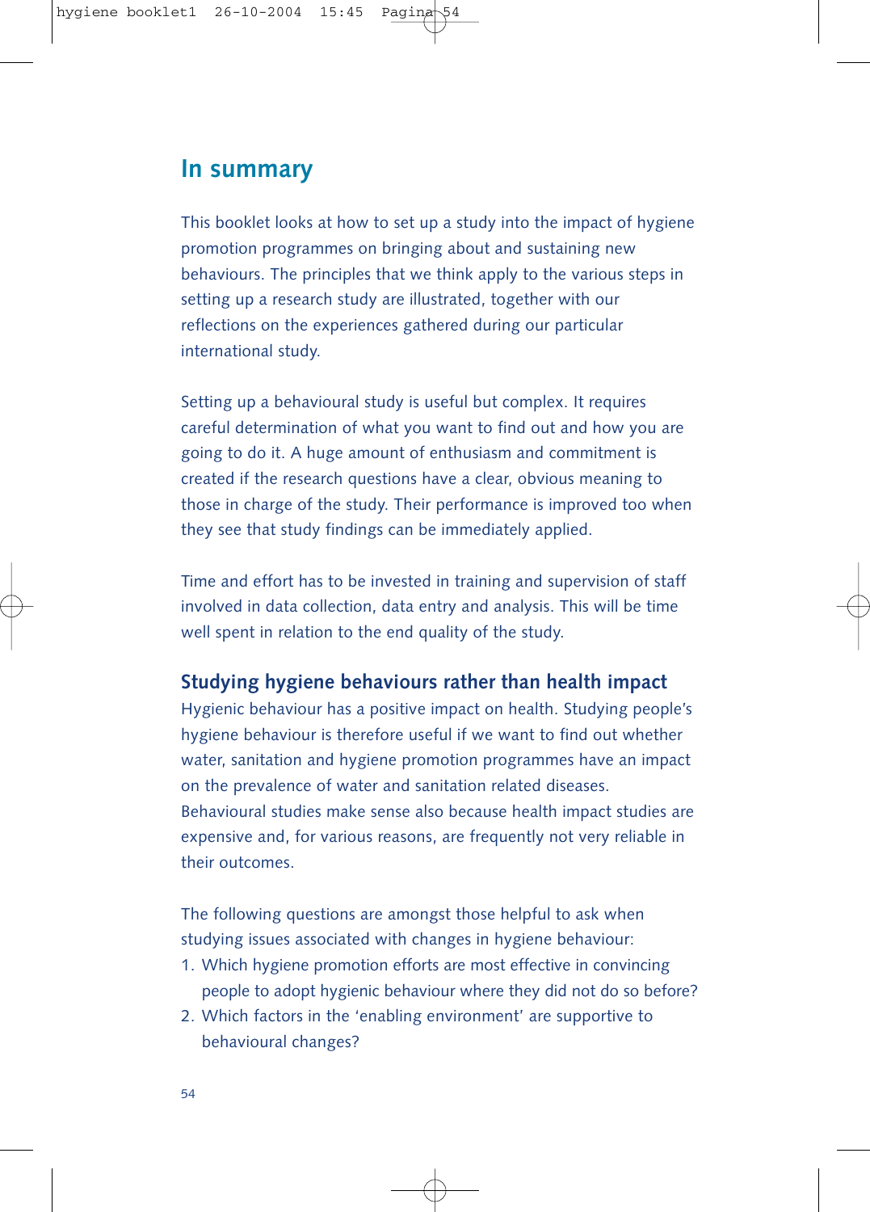## In summary

This booklet looks at how to set up a study into the impact of hygiene promotion programmes on bringing about and sustaining new behaviours. The principles that we think apply to the various steps in setting up a research study are illustrated, together with our reflections on the experiences gathered during our particular international study.

Setting up a behavioural study is useful but complex. It requires careful determination of what you want to find out and how you are going to do it. A huge amount of enthusiasm and commitment is created if the research questions have a clear, obvious meaning to those in charge of the study. Their performance is improved too when they see that study findings can be immediately applied.

Time and effort has to be invested in training and supervision of staff involved in data collection, data entry and analysis. This will be time well spent in relation to the end quality of the study.

### Studying hygiene behaviours rather than health impact

Hygienic behaviour has a positive impact on health. Studying people's hygiene behaviour is therefore useful if we want to find out whether water, sanitation and hygiene promotion programmes have an impact on the prevalence of water and sanitation related diseases. Behavioural studies make sense also because health impact studies are expensive and, for various reasons, are frequently not very reliable in their outcomes.

The following questions are amongst those helpful to ask when studying issues associated with changes in hygiene behaviour:

1. Which hygiene promotion efforts are most effective in convincing people to adopt hygienic behaviour where they did not do so before?
2. Which factors in the 'enabling environment' are supportive to behavioural changes?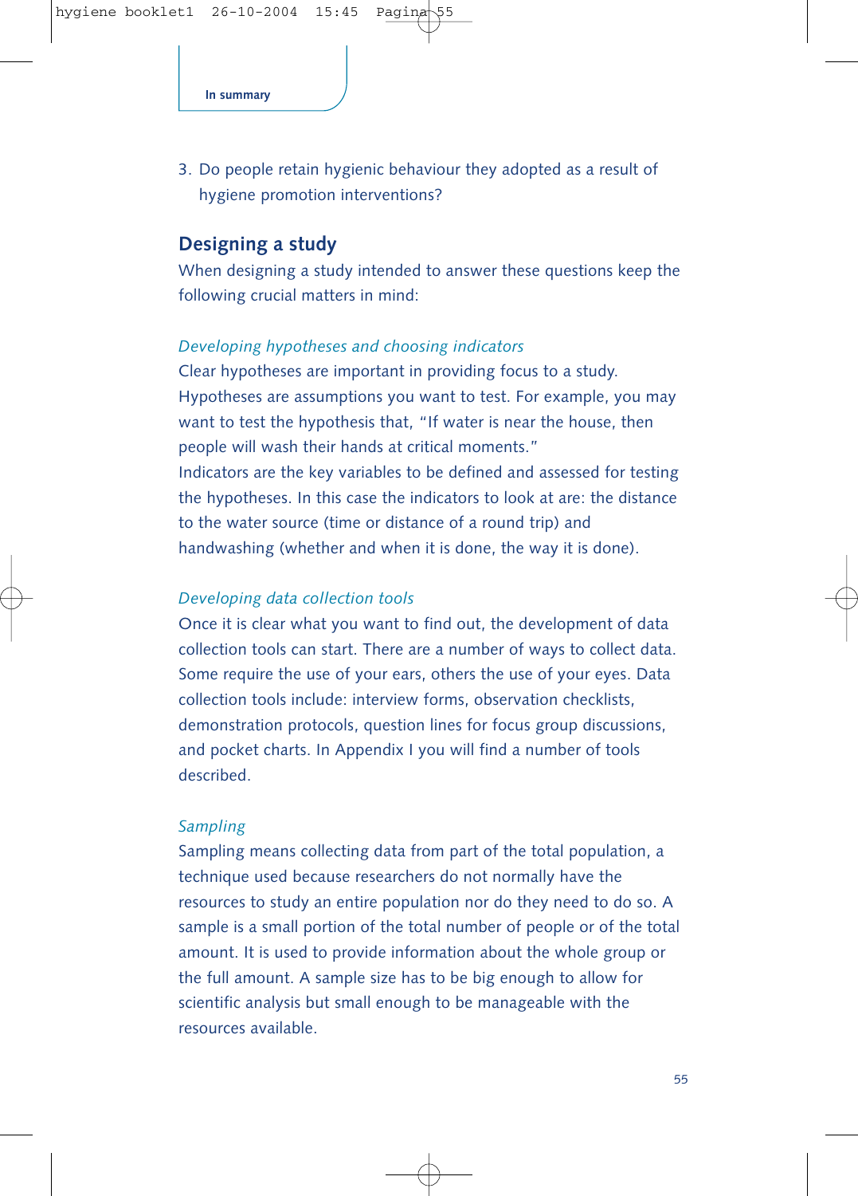3. Do people retain hygienic behaviour they adopted as a result of hygiene promotion interventions?

## Designing a study

When designing a study intended to answer these questions keep the following crucial matters in mind:

*Developing hypotheses and choosing indicators*

Clear hypotheses are important in providing focus to a study. Hypotheses are assumptions you want to test. For example, you may want to test the hypothesis that, "If water is near the house, then people will wash their hands at critical moments."
Indicators are the key variables to be defined and assessed for testing the hypotheses. In this case the indicators to look at are: the distance to the water source (time or distance of a round trip) and handwashing (whether and when it is done, the way it is done).

*Developing data collection tools*

Once it is clear what you want to find out, the development of data collection tools can start. There are a number of ways to collect data. Some require the use of your ears, others the use of your eyes. Data collection tools include: interview forms, observation checklists, demonstration protocols, question lines for focus group discussions, and pocket charts. In Appendix I you will find a number of tools described.

*Sampling*

Sampling means collecting data from part of the total population, a technique used because researchers do not normally have the resources to study an entire population nor do they need to do so. A sample is a small portion of the total number of people or of the total amount. It is used to provide information about the whole group or the full amount. A sample size has to be big enough to allow for scientific analysis but small enough to be manageable with the resources available.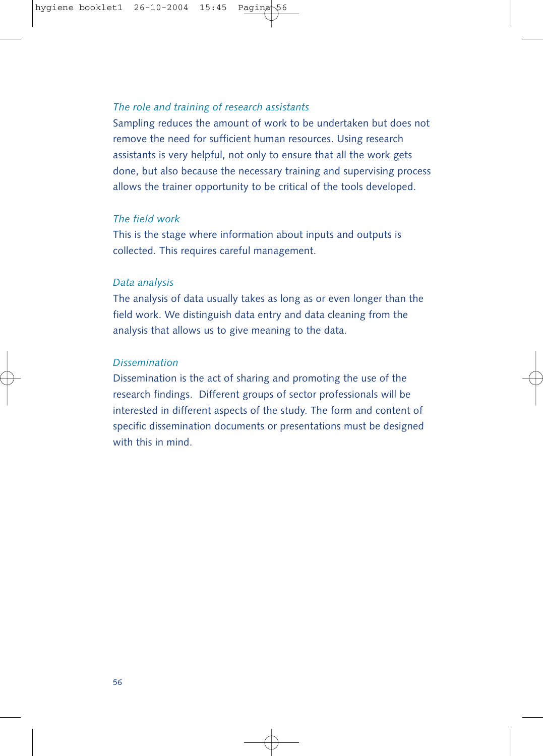*The role and training of research assistants*

Sampling reduces the amount of work to be undertaken but does not remove the need for sufficient human resources. Using research assistants is very helpful, not only to ensure that all the work gets done, but also because the necessary training and supervising process allows the trainer opportunity to be critical of the tools developed.

*The field work*

This is the stage where information about inputs and outputs is collected. This requires careful management.

*Data analysis*

The analysis of data usually takes as long as or even longer than the field work. We distinguish data entry and data cleaning from the analysis that allows us to give meaning to the data.

*Dissemination*

Dissemination is the act of sharing and promoting the use of the research findings. Different groups of sector professionals will be interested in different aspects of the study. The form and content of specific dissemination documents or presentations must be designed with this in mind.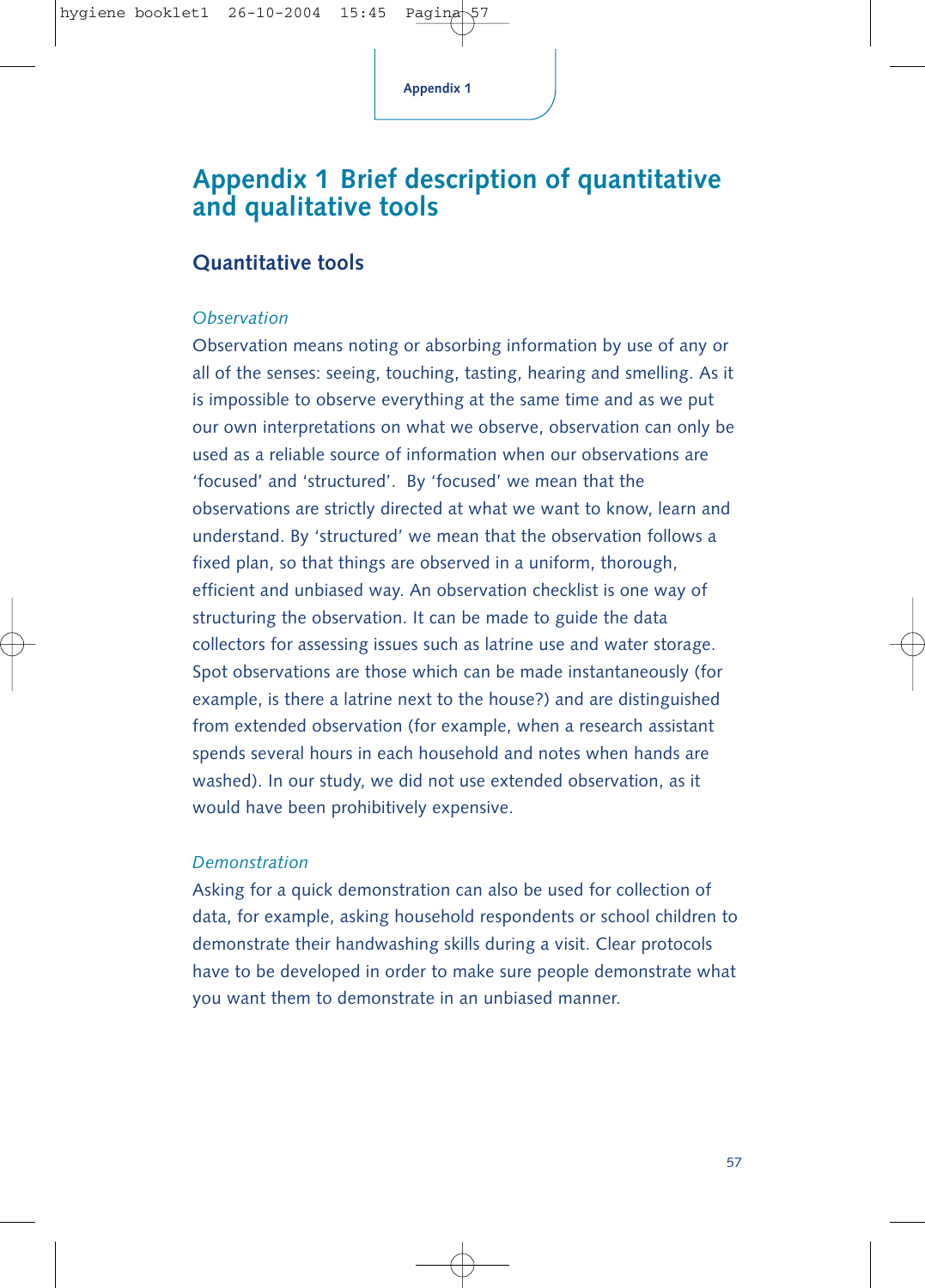# Appendix 1 Brief description of quantitative and qualitative tools

## Quantitative tools

*Observation*

Observation means noting or absorbing information by use of any or all of the senses: seeing, touching, tasting, hearing and smelling. As it is impossible to observe everything at the same time and as we put our own interpretations on what we observe, observation can only be used as a reliable source of information when our observations are 'focused' and 'structured'. By 'focused' we mean that the observations are strictly directed at what we want to know, learn and understand. By 'structured' we mean that the observation follows a fixed plan, so that things are observed in a uniform, thorough, efficient and unbiased way. An observation checklist is one way of structuring the observation. It can be made to guide the data collectors for assessing issues such as latrine use and water storage. Spot observations are those which can be made instantaneously (for example, is there a latrine next to the house?) and are distinguished from extended observation (for example, when a research assistant spends several hours in each household and notes when hands are washed). In our study, we did not use extended observation, as it would have been prohibitively expensive.

*Demonstration*

Asking for a quick demonstration can also be used for collection of data, for example, asking household respondents or school children to demonstrate their handwashing skills during a visit. Clear protocols have to be developed in order to make sure people demonstrate what you want them to demonstrate in an unbiased manner.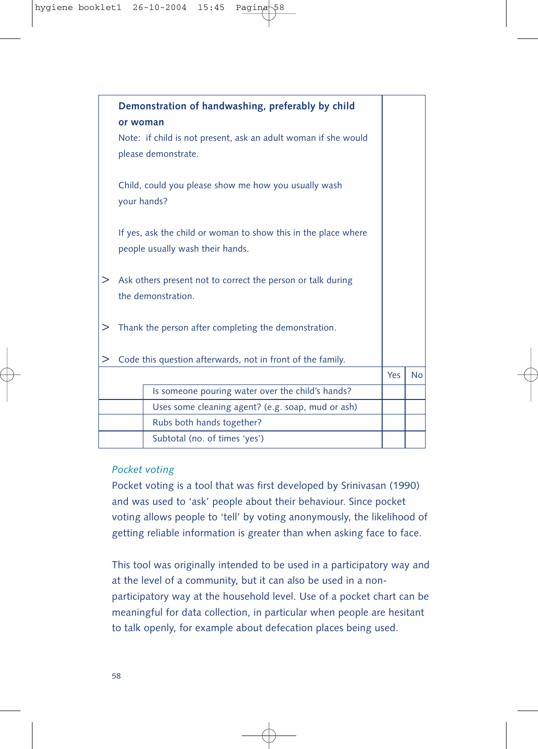**Demonstration of handwashing, preferably by child or woman**

Note: if child is not present, ask an adult woman if she would please demonstrate.

Child, could you please show me how you usually wash your hands?

If yes, ask the child or woman to show this in the place where people usually wash their hands.

> Ask others present not to correct the person or talk during the demonstration.

> Thank the person after completing the demonstration.

> Code this question afterwards, not in front of the family.

| | | Yes | No |
|---|---|---|---|
| | Is someone pouring water over the child's hands? | | |
| | Uses some cleaning agent? (e.g. soap, mud or ash) | | |
| | Rubs both hands together? | | |
| | Subtotal (no. of times 'yes') | | |

*Pocket voting*

Pocket voting is a tool that was first developed by Srinivasan (1990) and was used to 'ask' people about their behaviour. Since pocket voting allows people to 'tell' by voting anonymously, the likelihood of getting reliable information is greater than when asking face to face.

This tool was originally intended to be used in a participatory way and at the level of a community, but it can also be used in a non-participatory way at the household level. Use of a pocket chart can be meaningful for data collection, in particular when people are hesitant to talk openly, for example about defecation places being used.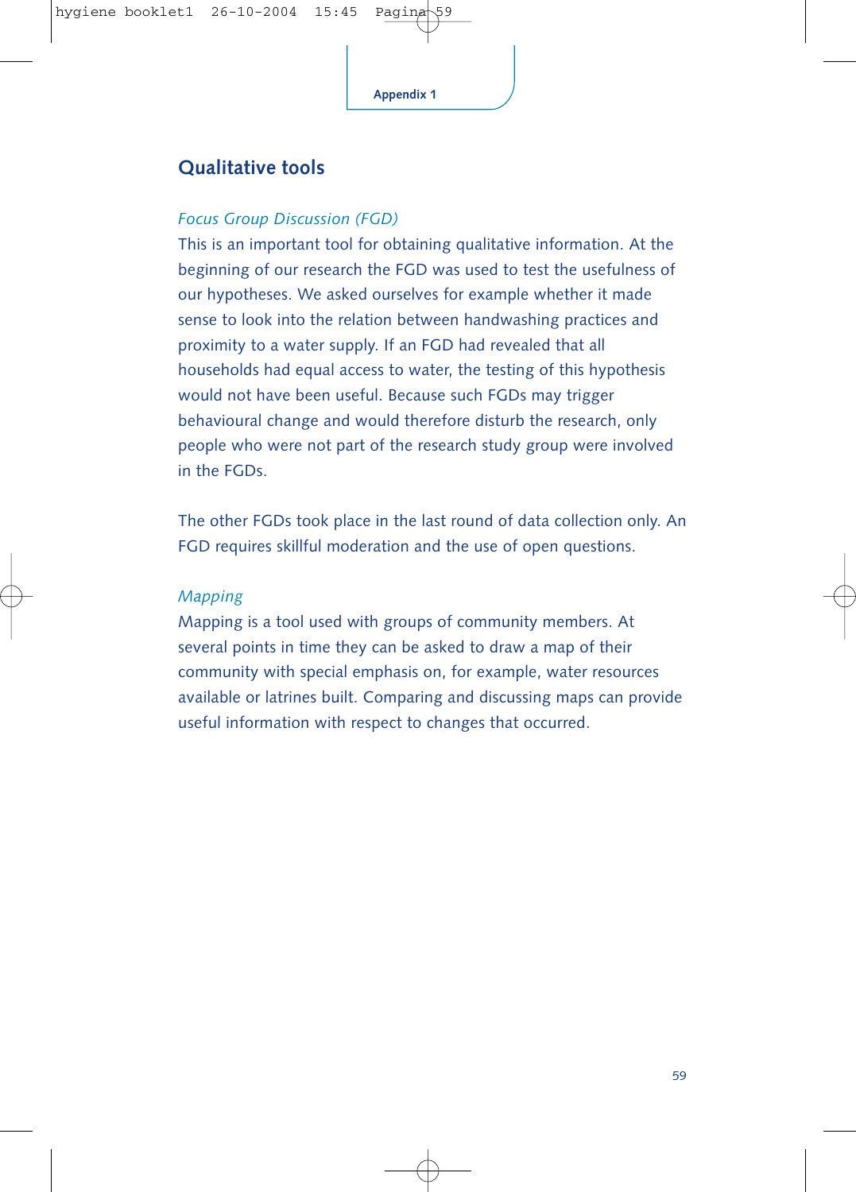## Qualitative tools

*Focus Group Discussion (FGD)*

This is an important tool for obtaining qualitative information. At the beginning of our research the FGD was used to test the usefulness of our hypotheses. We asked ourselves for example whether it made sense to look into the relation between handwashing practices and proximity to a water supply. If an FGD had revealed that all households had equal access to water, the testing of this hypothesis would not have been useful. Because such FGDs may trigger behavioural change and would therefore disturb the research, only people who were not part of the research study group were involved in the FGDs.

The other FGDs took place in the last round of data collection only. An FGD requires skillful moderation and the use of open questions.

*Mapping*

Mapping is a tool used with groups of community members. At several points in time they can be asked to draw a map of their community with special emphasis on, for example, water resources available or latrines built. Comparing and discussing maps can provide useful information with respect to changes that occurred.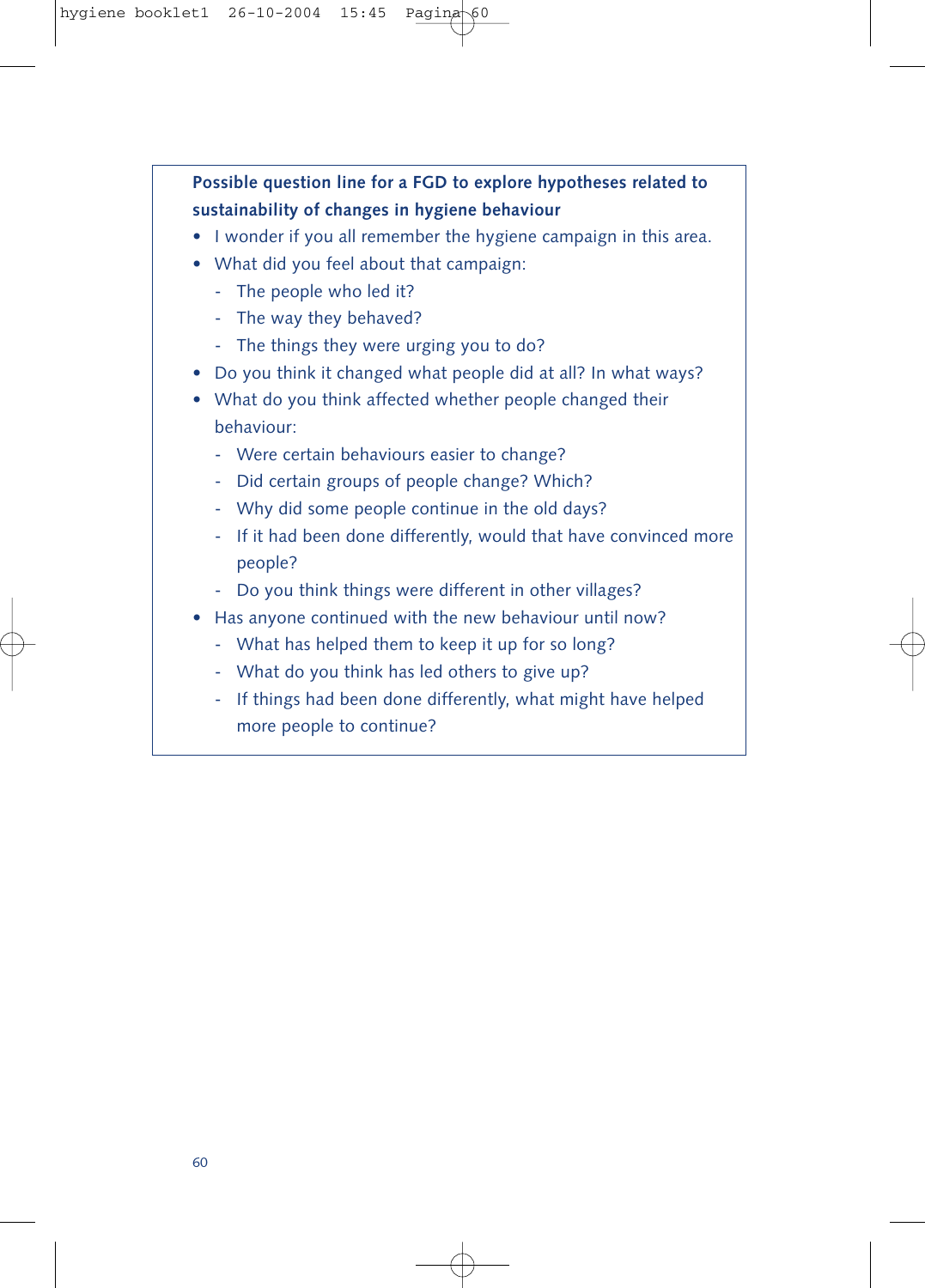**Possible question line for a FGD to explore hypotheses related to sustainability of changes in hygiene behaviour**

- I wonder if you all remember the hygiene campaign in this area.
- What did you feel about that campaign:
  - The people who led it?
  - The way they behaved?
  - The things they were urging you to do?
- Do you think it changed what people did at all? In what ways?
- What do you think affected whether people changed their behaviour:
  - Were certain behaviours easier to change?
  - Did certain groups of people change? Which?
  - Why did some people continue in the old days?
  - If it had been done differently, would that have convinced more people?
  - Do you think things were different in other villages?
- Has anyone continued with the new behaviour until now?
  - What has helped them to keep it up for so long?
  - What do you think has led others to give up?
  - If things had been done differently, what might have helped more people to continue?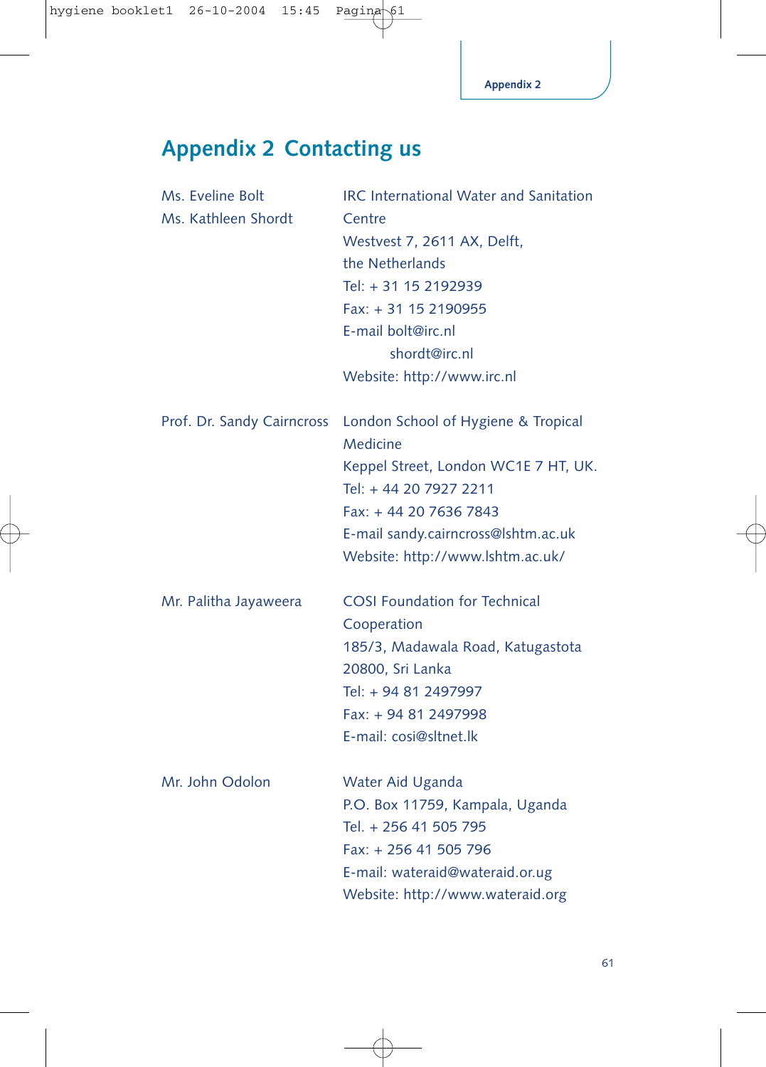# Appendix 2 Contacting us

| | |
|---|---|
| Ms. Eveline Bolt<br>Ms. Kathleen Shordt | IRC International Water and Sanitation Centre<br>Westvest 7, 2611 AX, Delft, the Netherlands<br>Tel: + 31 15 2192939<br>Fax: + 31 15 2190955<br>E-mail bolt@irc.nl<br>shordt@irc.nl<br>Website: http://www.irc.nl |
| Prof. Dr. Sandy Cairncross | London School of Hygiene & Tropical Medicine<br>Keppel Street, London WC1E 7 HT, UK.<br>Tel: + 44 20 7927 2211<br>Fax: + 44 20 7636 7843<br>E-mail sandy.cairncross@lshtm.ac.uk<br>Website: http://www.lshtm.ac.uk/ |
| Mr. Palitha Jayaweera | COSI Foundation for Technical Cooperation<br>185/3, Madawala Road, Katugastota 20800, Sri Lanka<br>Tel: + 94 81 2497997<br>Fax: + 94 81 2497998<br>E-mail: cosi@sltnet.lk |
| Mr. John Odolon | Water Aid Uganda<br>P.O. Box 11759, Kampala, Uganda<br>Tel. + 256 41 505 795<br>Fax: + 256 41 505 796<br>E-mail: wateraid@wateraid.or.ug<br>Website: http://www.wateraid.org |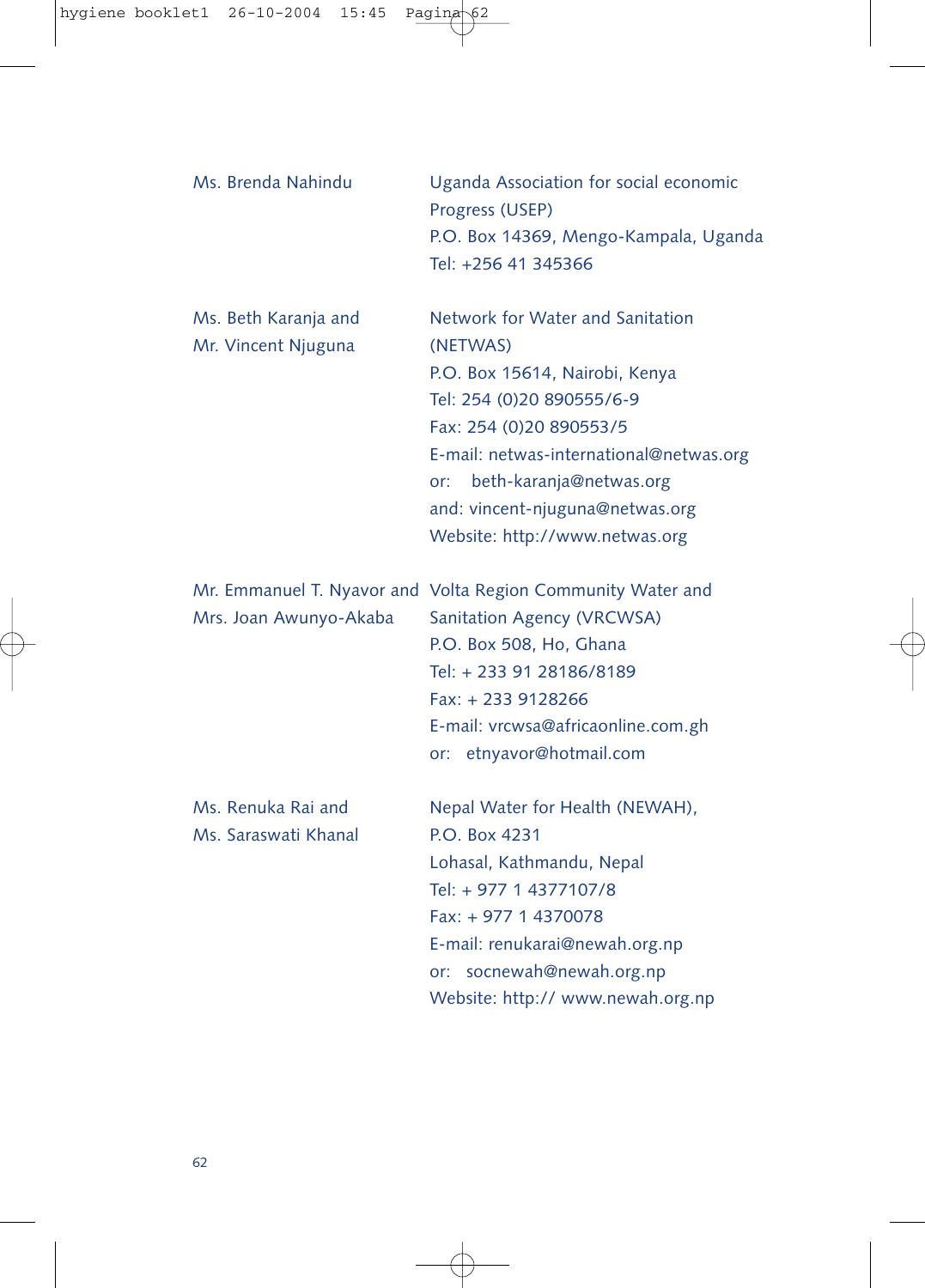| | |
|---|---|
| Ms. Brenda Nahindu | Uganda Association for social economic Progress (USEP)<br>P.O. Box 14369, Mengo-Kampala, Uganda<br>Tel: +256 41 345366 |
| Ms. Beth Karanja and<br>Mr. Vincent Njuguna | Network for Water and Sanitation (NETWAS)<br>P.O. Box 15614, Nairobi, Kenya<br>Tel: 254 (0)20 890555/6-9<br>Fax: 254 (0)20 890553/5<br>E-mail: netwas-international@netwas.org<br>or: beth-karanja@netwas.org<br>and: vincent-njuguna@netwas.org<br>Website: http://www.netwas.org |
| Mr. Emmanuel T. Nyavor and<br>Mrs. Joan Awunyo-Akaba | Volta Region Community Water and Sanitation Agency (VRCWSA)<br>P.O. Box 508, Ho, Ghana<br>Tel: + 233 91 28186/8189<br>Fax: + 233 9128266<br>E-mail: vrcwsa@africaonline.com.gh<br>or: etnyavor@hotmail.com |
| Ms. Renuka Rai and<br>Ms. Saraswati Khanal | Nepal Water for Health (NEWAH),<br>P.O. Box 4231<br>Lohasal, Kathmandu, Nepal<br>Tel: + 977 1 4377107/8<br>Fax: + 977 1 4370078<br>E-mail: renukarai@newah.org.np<br>or: socnewah@newah.org.np<br>Website: http:// www.newah.org.np |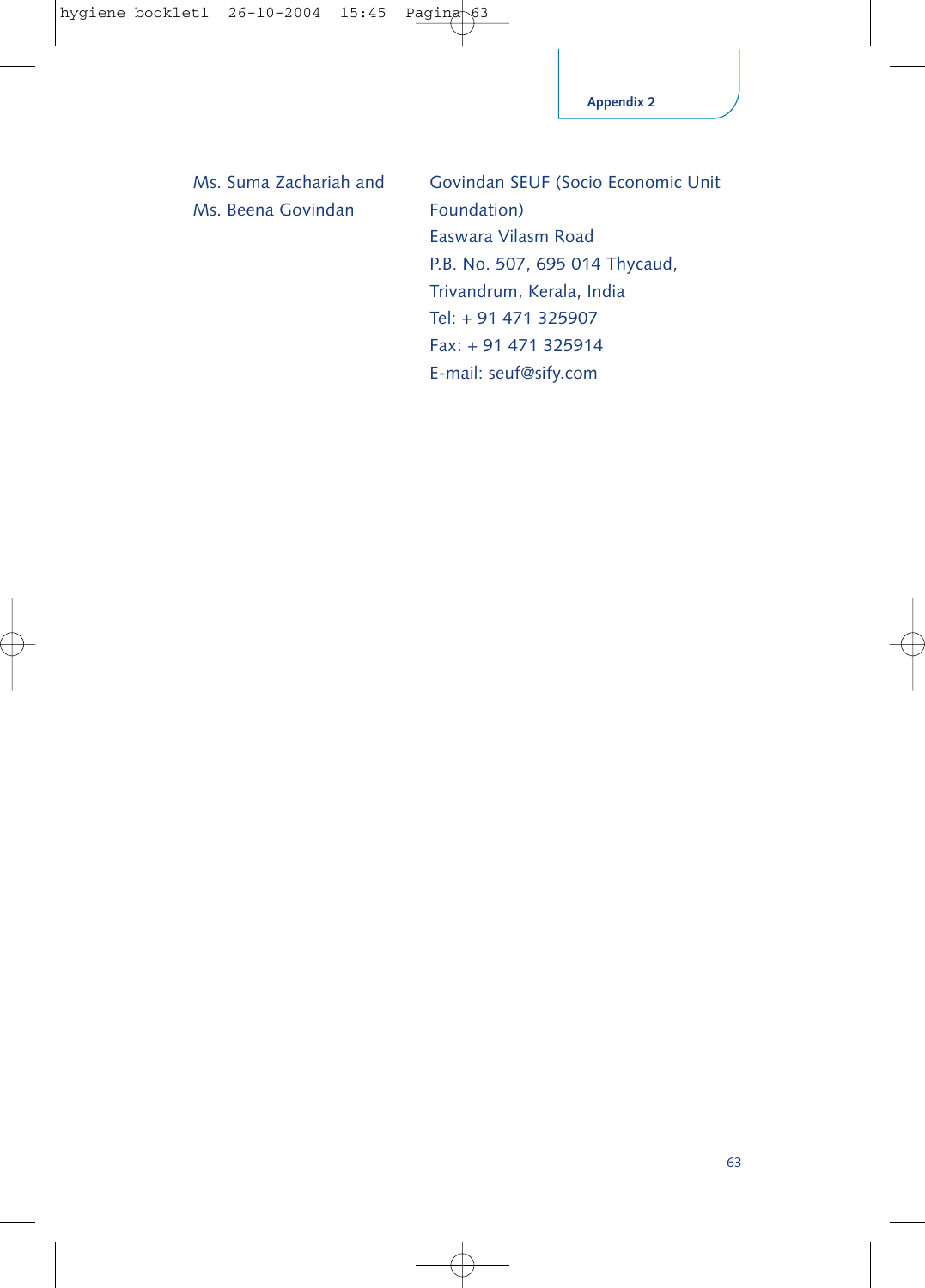| | |
|---|---|
| Ms. Suma Zachariah and<br>Ms. Beena Govindan | Govindan SEUF (Socio Economic Unit Foundation)<br>Easwara Vilasm Road<br>P.B. No. 507, 695 014 Thycaud,<br>Trivandrum, Kerala, India<br>Tel: + 91 471 325907<br>Fax: + 91 471 325914<br>E-mail: seuf@sify.com |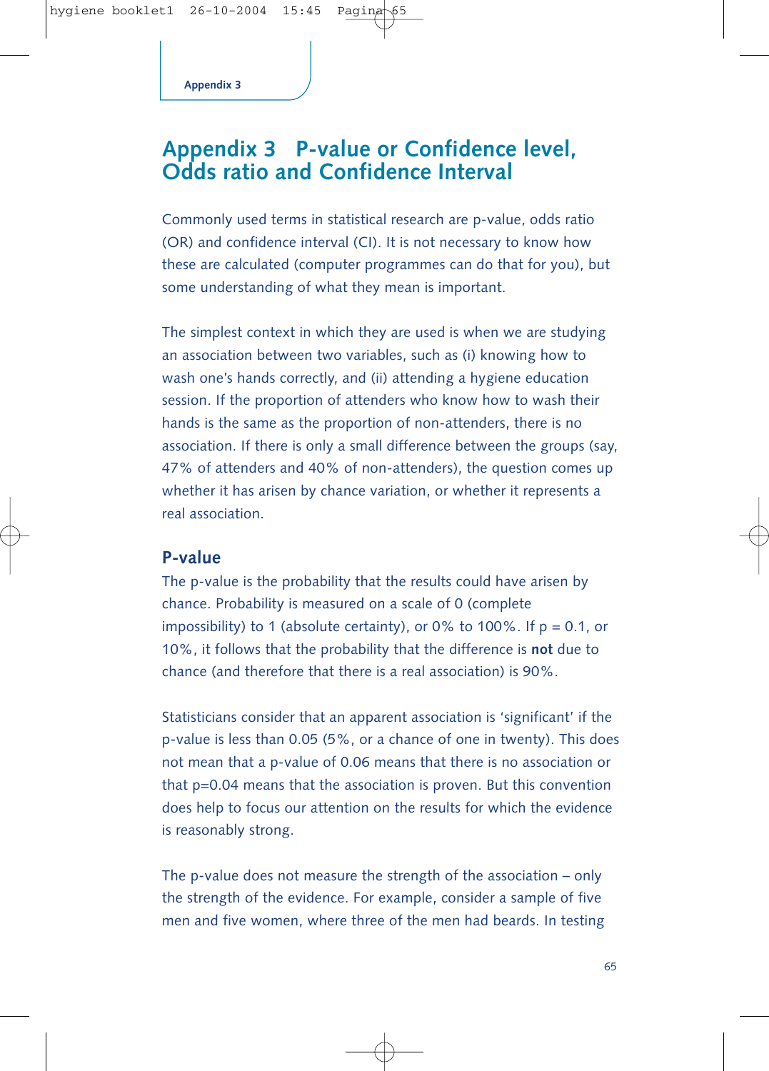# Appendix 3 P-value or Confidence level, Odds ratio and Confidence Interval

Commonly used terms in statistical research are p-value, odds ratio (OR) and confidence interval (CI). It is not necessary to know how these are calculated (computer programmes can do that for you), but some understanding of what they mean is important.

The simplest context in which they are used is when we are studying an association between two variables, such as (i) knowing how to wash one's hands correctly, and (ii) attending a hygiene education session. If the proportion of attenders who know how to wash their hands is the same as the proportion of non-attenders, there is no association. If there is only a small difference between the groups (say, 47% of attenders and 40% of non-attenders), the question comes up whether it has arisen by chance variation, or whether it represents a real association.

## P-value

The p-value is the probability that the results could have arisen by chance. Probability is measured on a scale of 0 (complete impossibility) to 1 (absolute certainty), or 0% to 100%. If p = 0.1, or 10%, it follows that the probability that the difference is **not** due to chance (and therefore that there is a real association) is 90%.

Statisticians consider that an apparent association is 'significant' if the p-value is less than 0.05 (5%, or a chance of one in twenty). This does not mean that a p-value of 0.06 means that there is no association or that p=0.04 means that the association is proven. But this convention does help to focus our attention on the results for which the evidence is reasonably strong.

The p-value does not measure the strength of the association – only the strength of the evidence. For example, consider a sample of five men and five women, where three of the men had beards. In testing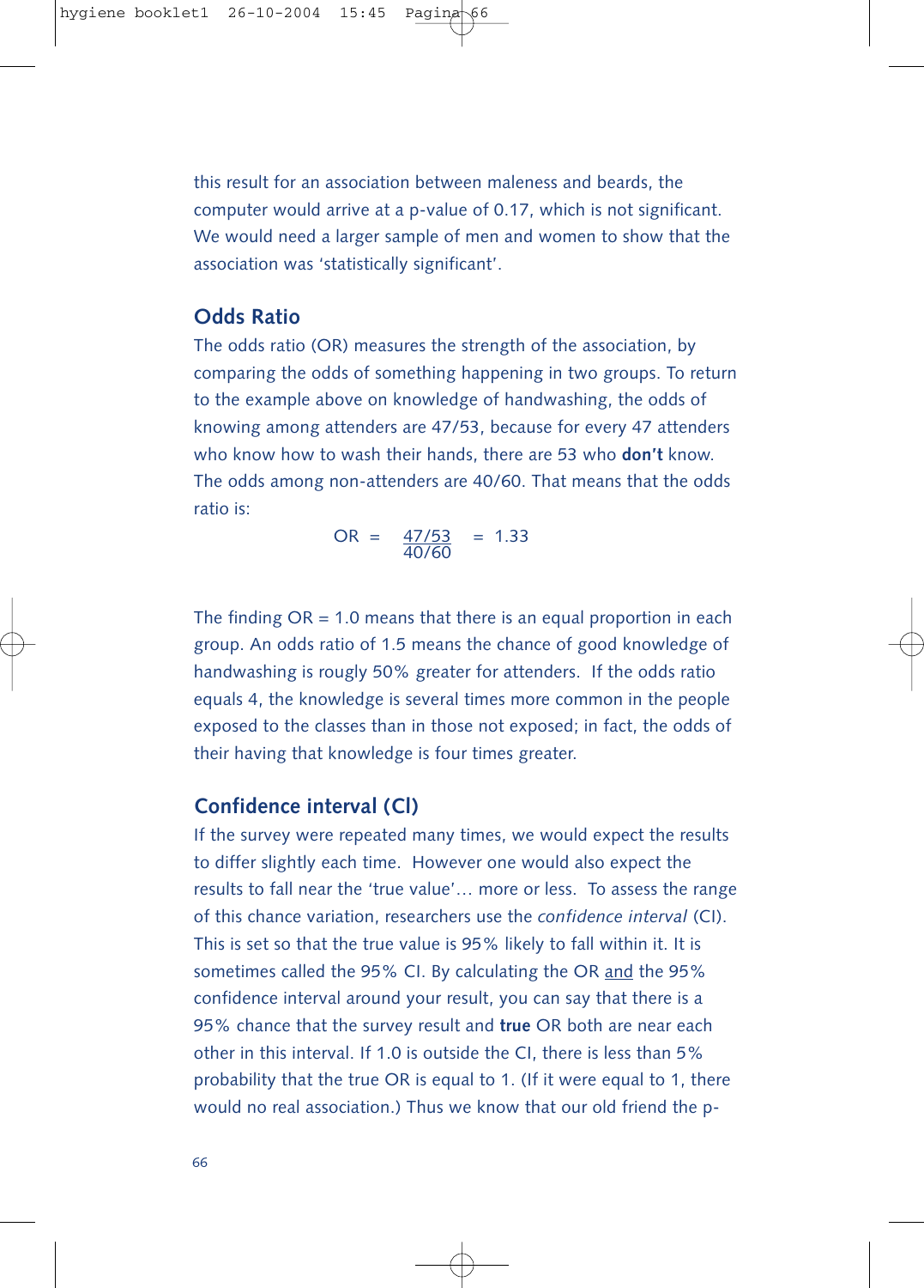this result for an association between maleness and beards, the computer would arrive at a p-value of 0.17, which is not significant. We would need a larger sample of men and women to show that the association was 'statistically significant'.

## Odds Ratio

The odds ratio (OR) measures the strength of the association, by comparing the odds of something happening in two groups. To return to the example above on knowledge of handwashing, the odds of knowing among attenders are 47/53, because for every 47 attenders who know how to wash their hands, there are 53 who **don't** know. The odds among non-attenders are 40/60. That means that the odds ratio is:

$$OR = \frac{47/53}{40/60} = 1.33$$

The finding OR = 1.0 means that there is an equal proportion in each group. An odds ratio of 1.5 means the chance of good knowledge of handwashing is rougly 50% greater for attenders. If the odds ratio equals 4, the knowledge is several times more common in the people exposed to the classes than in those not exposed; in fact, the odds of their having that knowledge is four times greater.

## Confidence interval (CI)

If the survey were repeated many times, we would expect the results to differ slightly each time. However one would also expect the results to fall near the 'true value'… more or less. To assess the range of this chance variation, researchers use the *confidence interval* (CI). This is set so that the true value is 95% likely to fall within it. It is sometimes called the 95% CI. By calculating the OR and the 95% confidence interval around your result, you can say that there is a 95% chance that the survey result and **true** OR both are near each other in this interval. If 1.0 is outside the CI, there is less than 5% probability that the true OR is equal to 1. (If it were equal to 1, there would no real association.) Thus we know that our old friend the p-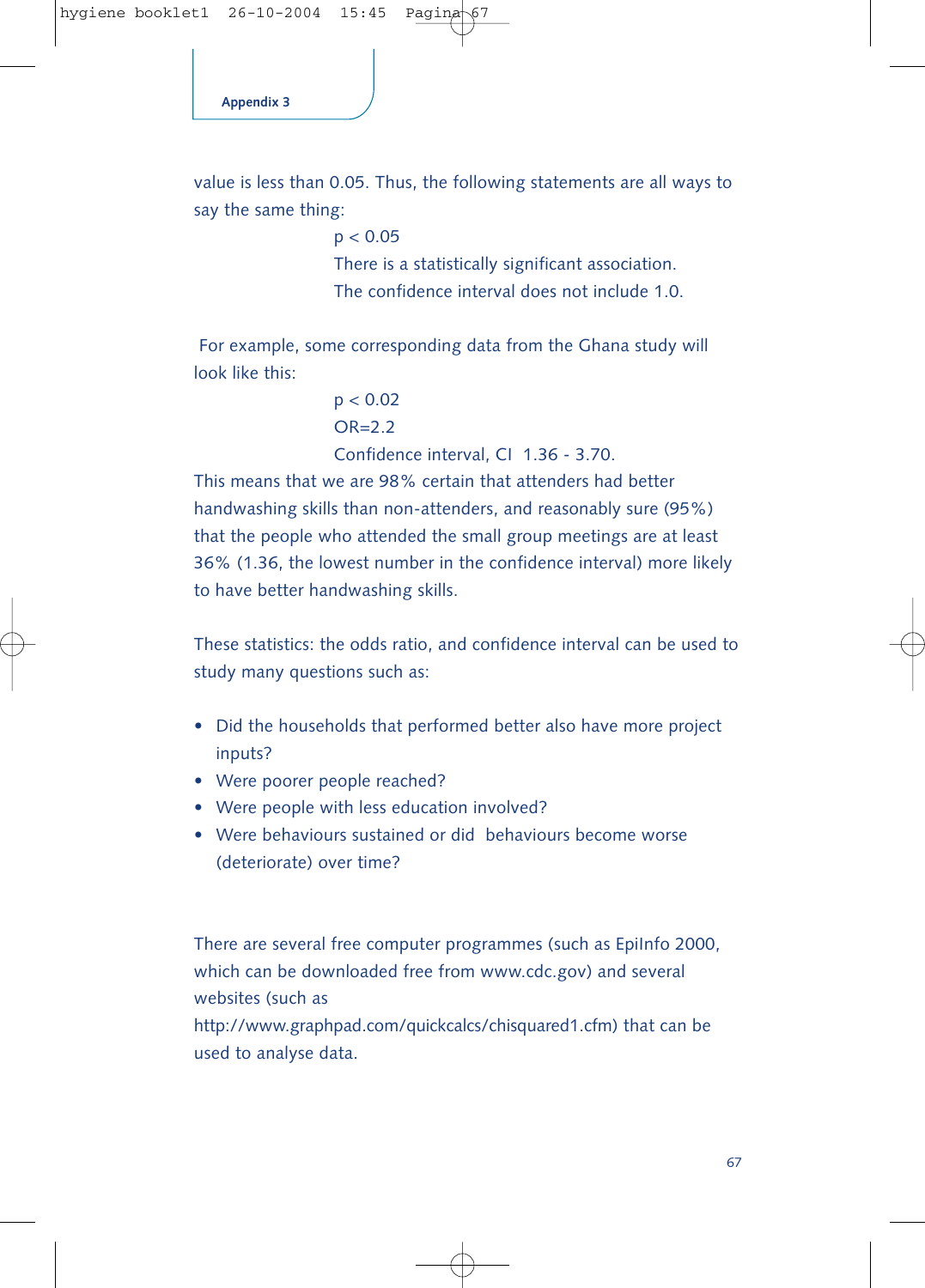value is less than 0.05. Thus, the following statements are all ways to say the same thing:

$p < 0.05$
There is a statistically significant association.
The confidence interval does not include 1.0.

For example, some corresponding data from the Ghana study will look like this:

$p < 0.02$
OR=2.2
Confidence interval, CI 1.36 - 3.70.

This means that we are 98% certain that attenders had better handwashing skills than non-attenders, and reasonably sure (95%) that the people who attended the small group meetings are at least 36% (1.36, the lowest number in the confidence interval) more likely to have better handwashing skills.

These statistics: the odds ratio, and confidence interval can be used to study many questions such as:

- Did the households that performed better also have more project inputs?
- Were poorer people reached?
- Were people with less education involved?
- Were behaviours sustained or did behaviours become worse (deteriorate) over time?

There are several free computer programmes (such as EpiInfo 2000, which can be downloaded free from www.cdc.gov) and several websites (such as http://www.graphpad.com/quickcalcs/chisquared1.cfm) that can be used to analyse data.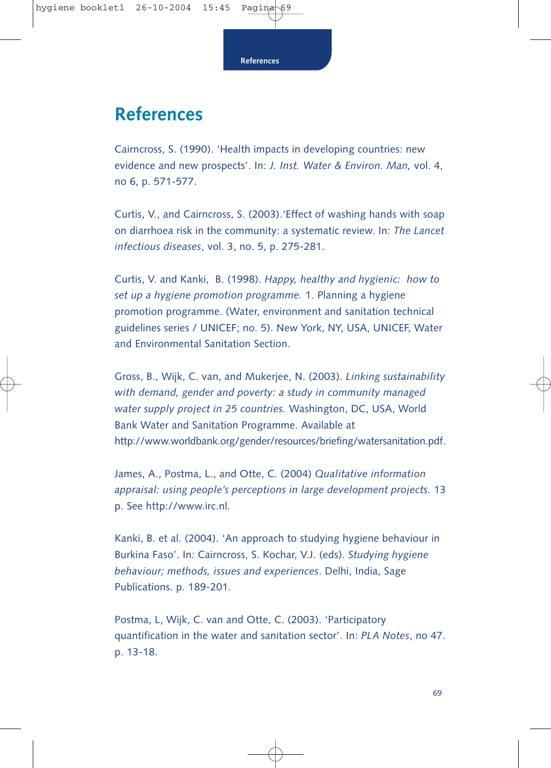# References

Cairncross, S. (1990). 'Health impacts in developing countries: new evidence and new prospects'. In: *J. Inst. Water & Environ. Man,* vol. 4, no 6, p. 571-577.

Curtis, V., and Cairncross, S. (2003).'Effect of washing hands with soap on diarrhoea risk in the community: a systematic review. In: *The Lancet infectious diseases*, vol. 3, no. 5, p. 275-281.

Curtis, V. and Kanki, B. (1998). *Happy, healthy and hygienic: how to set up a hygiene promotion programme.* 1. Planning a hygiene promotion programme. (Water, environment and sanitation technical guidelines series / UNICEF; no. 5). New York, NY, USA, UNICEF, Water and Environmental Sanitation Section.

Gross, B., Wijk, C. van, and Mukerjee, N. (2003). *Linking sustainability with demand, gender and poverty: a study in community managed water supply project in 25 countries.* Washington, DC, USA, World Bank Water and Sanitation Programme. Available at http://www.worldbank.org/gender/resources/briefing/watersanitation.pdf.

James, A., Postma, L., and Otte, C. (2004) *Qualitative information appraisal: using people's perceptions in large development projects.* 13 p. See http://www.irc.nl.

Kanki, B. et al. (2004). 'An approach to studying hygiene behaviour in Burkina Faso'. In: Cairncross, S. Kochar, V.J. (eds). *Studying hygiene behaviour; methods, issues and experiences*. Delhi, India, Sage Publications. p. 189-201.

Postma, L, Wijk, C. van and Otte, C. (2003). 'Participatory quantification in the water and sanitation sector'. In: *PLA Notes*, no 47. p. 13-18.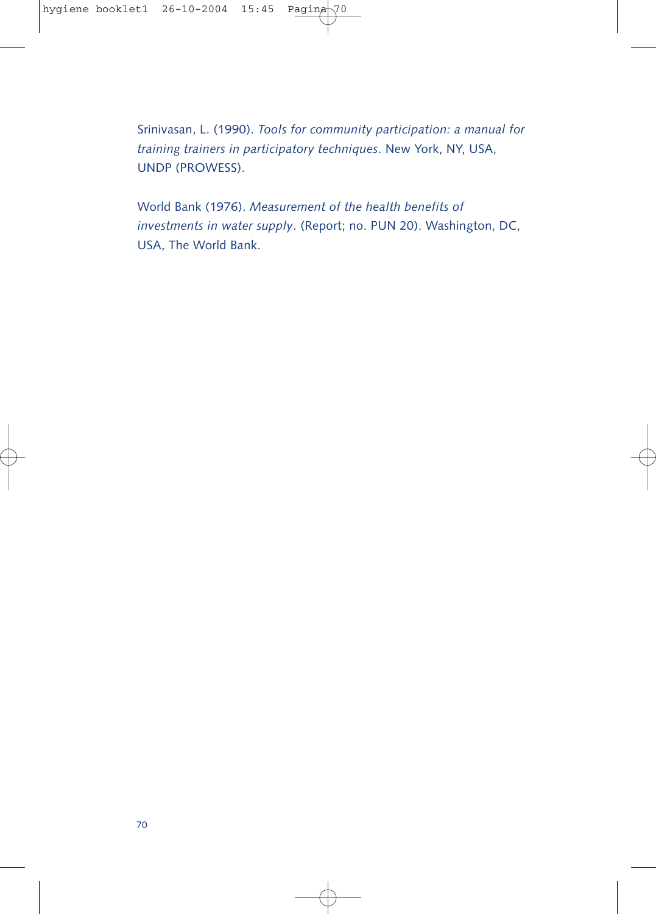Srinivasan, L. (1990). *Tools for community participation: a manual for training trainers in participatory techniques*. New York, NY, USA, UNDP (PROWESS).

World Bank (1976). *Measurement of the health benefits of investments in water supply*. (Report; no. PUN 20). Washington, DC, USA, The World Bank.